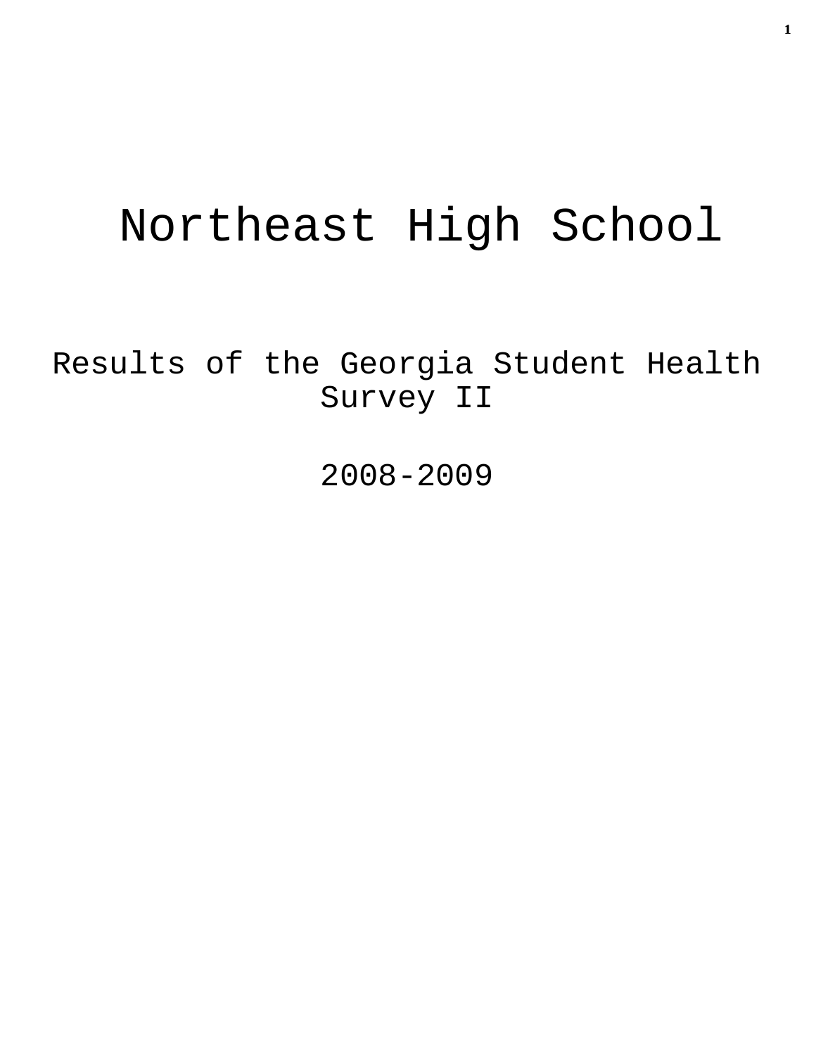# Northeast High School

## Results of the Georgia Student Health Survey II

## 2008-2009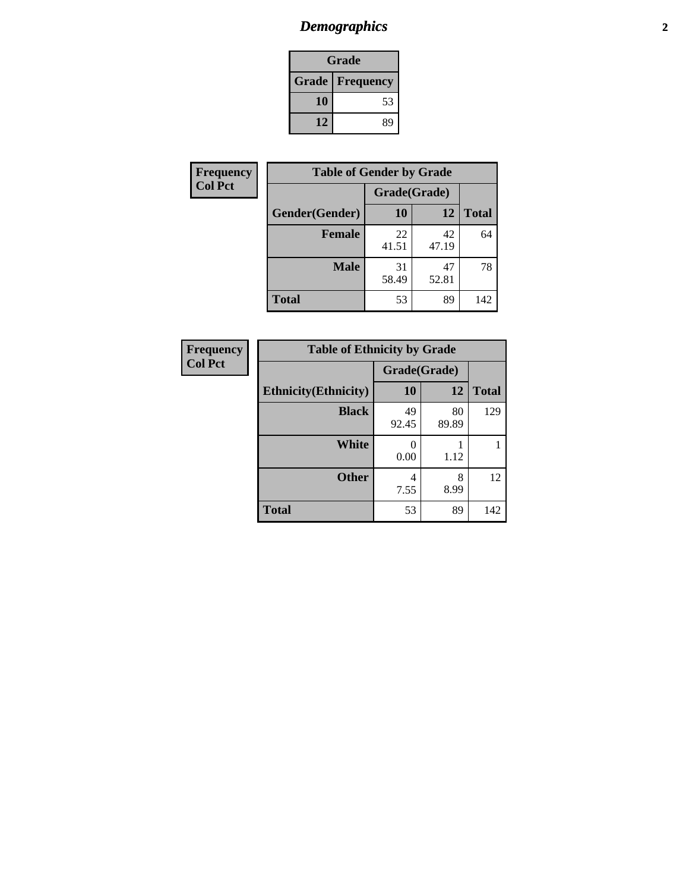# *Demographics*

| Grade | |
|---|---|
| **Grade** | **Frequency** |
| **10** | 53 |
| **12** | 89 |

| Frequency<br>Col Pct |
|---|

| Table of Gender by Grade | | | |
|---|---|---|---|
| | Grade(Grade) | | |
| **Gender(Gender)** | **10** | **12** | **Total** |
| **Female** | 22<br>41.51 | 42<br>47.19 | 64 |
| **Male** | 31<br>58.49 | 47<br>52.81 | 78 |
| **Total** | 53 | 89 | 142 |

| Frequency<br>Col Pct |
|---|

| Table of Ethnicity by Grade | | | |
|---|---|---|---|
| | Grade(Grade) | | |
| **Ethnicity(Ethnicity)** | **10** | **12** | **Total** |
| **Black** | 49<br>92.45 | 80<br>89.89 | 129 |
| **White** | 0<br>0.00 | 1<br>1.12 | 1 |
| **Other** | 4<br>7.55 | 8<br>8.99 | 12 |
| **Total** | 53 | 89 | 142 |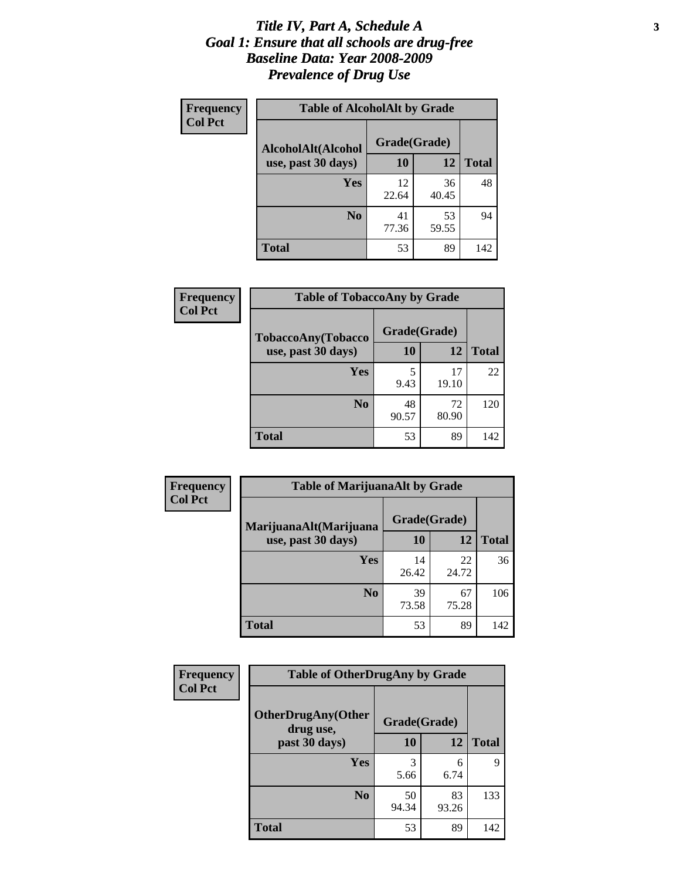# *Title IV, Part A, Schedule A*
# *Goal 1: Ensure that all schools are drug-free*
# *Baseline Data: Year 2008-2009*
# *Prevalence of Drug Use*

**Frequency**
**Col Pct**

**Table of AlcoholAlt by Grade**

| AlcoholAlt(Alcohol use, past 30 days) | Grade(Grade) | | Total |
|---|---|---|---|
| | 10 | 12 | |
| Yes | 12<br>22.64 | 36<br>40.45 | 48 |
| No | 41<br>77.36 | 53<br>59.55 | 94 |
| Total | 53 | 89 | 142 |

**Frequency**
**Col Pct**

**Table of TobaccoAny by Grade**

| TobaccoAny(Tobacco use, past 30 days) | Grade(Grade) | | Total |
|---|---|---|---|
| | 10 | 12 | |
| Yes | 5<br>9.43 | 17<br>19.10 | 22 |
| No | 48<br>90.57 | 72<br>80.90 | 120 |
| Total | 53 | 89 | 142 |

**Frequency**
**Col Pct**

**Table of MarijuanaAlt by Grade**

| MarijuanaAlt(Marijuana use, past 30 days) | Grade(Grade) | | Total |
|---|---|---|---|
| | 10 | 12 | |
| Yes | 14<br>26.42 | 22<br>24.72 | 36 |
| No | 39<br>73.58 | 67<br>75.28 | 106 |
| Total | 53 | 89 | 142 |

**Frequency**
**Col Pct**

**Table of OtherDrugAny by Grade**

| OtherDrugAny(Other drug use, past 30 days) | Grade(Grade) | | Total |
|---|---|---|---|
| | 10 | 12 | |
| Yes | 3<br>5.66 | 6<br>6.74 | 9 |
| No | 50<br>94.34 | 83<br>93.26 | 133 |
| Total | 53 | 89 | 142 |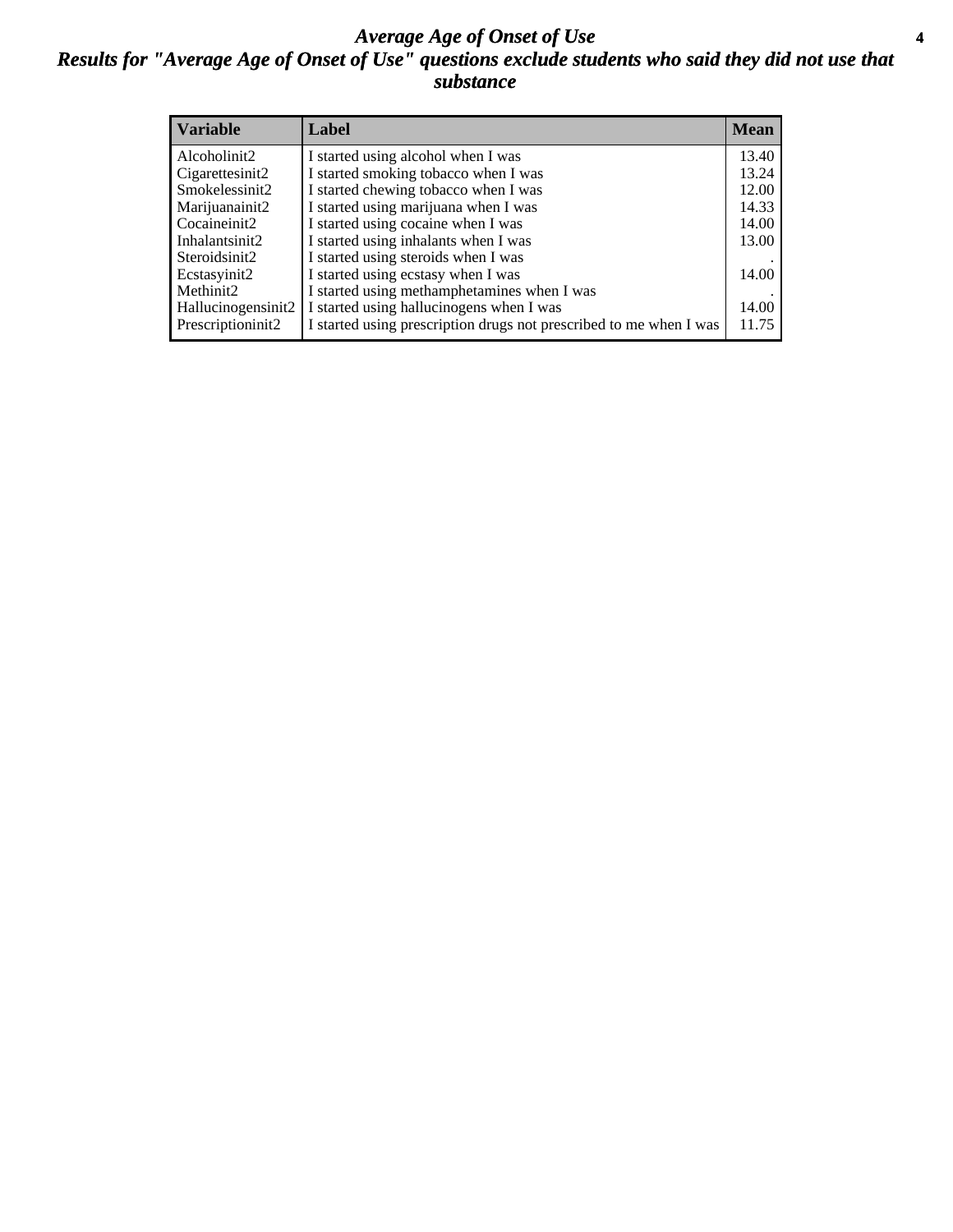# *Average Age of Onset of Use*

## *Results for "Average Age of Onset of Use" questions exclude students who said they did not use that substance*

| Variable | Label | Mean |
|---|---|---|
| Alcoholinit2 | I started using alcohol when I was | 13.40 |
| Cigarettesinit2 | I started smoking tobacco when I was | 13.24 |
| Smokelessinit2 | I started chewing tobacco when I was | 12.00 |
| Marijuanainit2 | I started using marijuana when I was | 14.33 |
| Cocaineinit2 | I started using cocaine when I was | 14.00 |
| Inhalantsinit2 | I started using inhalants when I was | 13.00 |
| Steroidsinit2 | I started using steroids when I was | . |
| Ecstasyinit2 | I started using ecstasy when I was | 14.00 |
| Methinit2 | I started using methamphetamines when I was | . |
| Hallucinogensinit2 | I started using hallucinogens when I was | 14.00 |
| Prescriptioninit2 | I started using prescription drugs not prescribed to me when I was | 11.75 |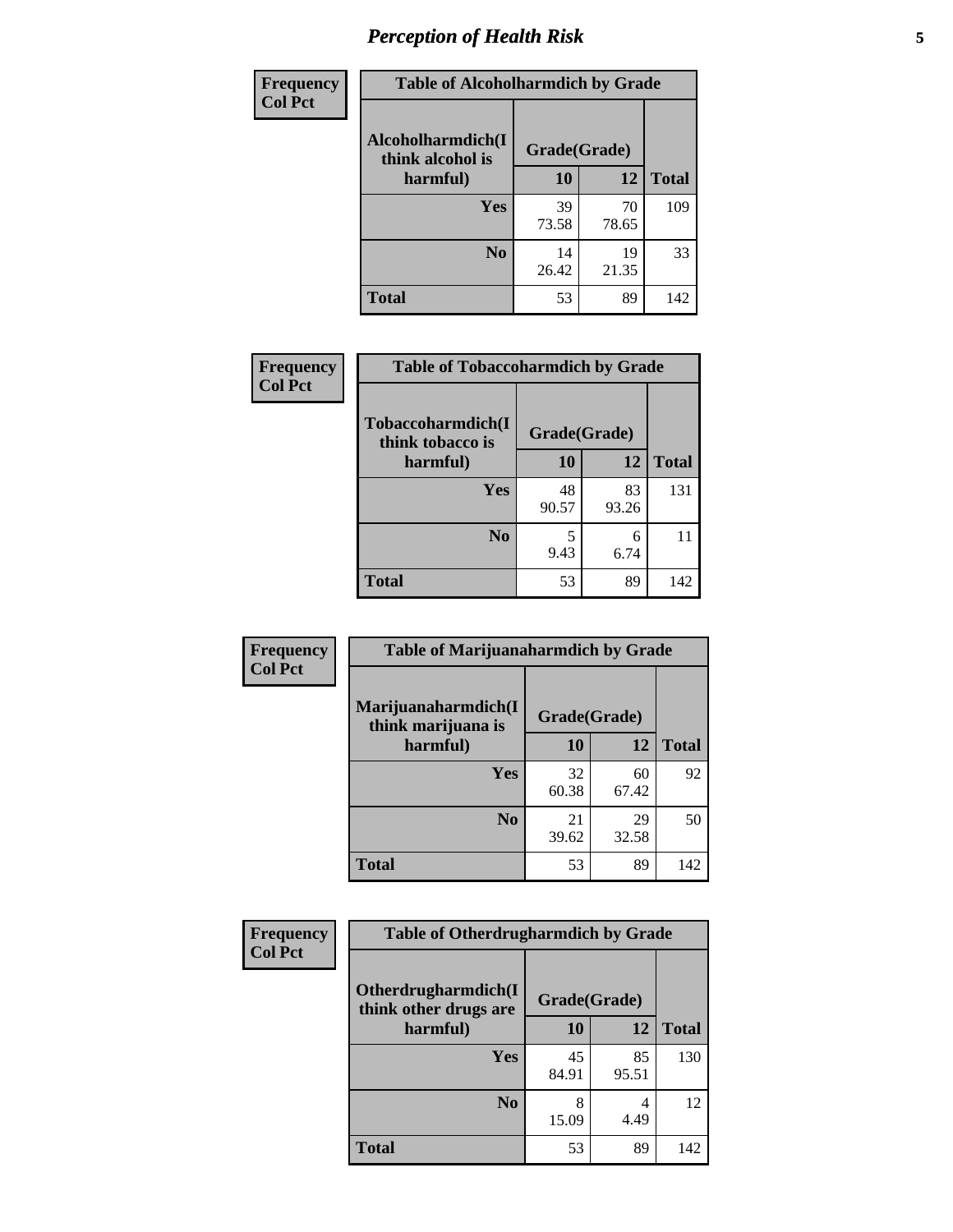# *Perception of Health Risk*

| Frequency<br>Col Pct | Table of Alcoholharmdich by Grade | | |
|---|---|---|---|
| Alcoholharmdich(I think alcohol is harmful) | Grade(Grade) | | |
| | 10 | 12 | Total |
| Yes | 39<br>73.58 | 70<br>78.65 | 109 |
| No | 14<br>26.42 | 19<br>21.35 | 33 |
| Total | 53 | 89 | 142 |

| Frequency<br>Col Pct | Table of Tobaccoharmdich by Grade | | |
|---|---|---|---|
| Tobaccoharmdich(I think tobacco is harmful) | Grade(Grade) | | |
| | 10 | 12 | Total |
| Yes | 48<br>90.57 | 83<br>93.26 | 131 |
| No | 5<br>9.43 | 6<br>6.74 | 11 |
| Total | 53 | 89 | 142 |

| Frequency<br>Col Pct | Table of Marijuanaharmdich by Grade | | |
|---|---|---|---|
| Marijuanaharmdich(I think marijuana is harmful) | Grade(Grade) | | |
| | 10 | 12 | Total |
| Yes | 32<br>60.38 | 60<br>67.42 | 92 |
| No | 21<br>39.62 | 29<br>32.58 | 50 |
| Total | 53 | 89 | 142 |

| Frequency<br>Col Pct | Table of Otherdrugharmdich by Grade | | |
|---|---|---|---|
| Otherdrugharmdich(I think other drugs are harmful) | Grade(Grade) | | |
| | 10 | 12 | Total |
| Yes | 45<br>84.91 | 85<br>95.51 | 130 |
| No | 8<br>15.09 | 4<br>4.49 | 12 |
| Total | 53 | 89 | 142 |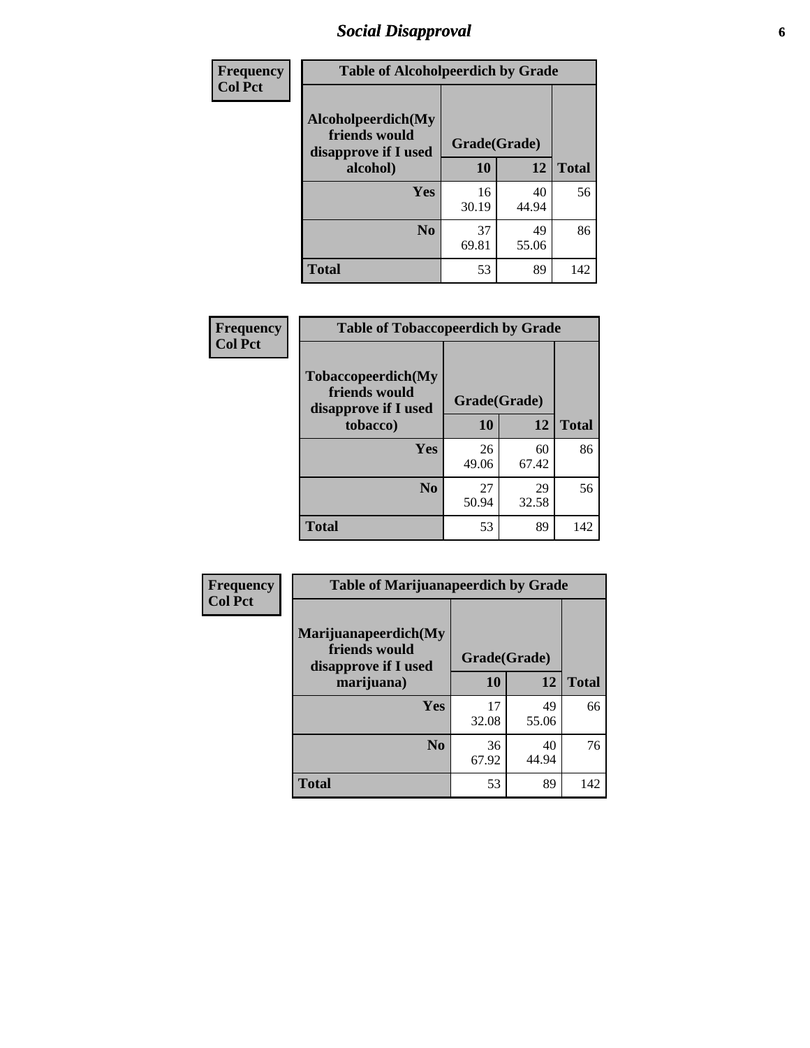# Social Disapproval

| Frequency<br>Col Pct | Table of Alcoholpeerdich by Grade | | |
|---|---|---|---|
| Alcoholpeerdich(My friends would disapprove if I used alcohol) | Grade(Grade) | | |
| | 10 | 12 | Total |
| Yes | 16<br>30.19 | 40<br>44.94 | 56 |
| No | 37<br>69.81 | 49<br>55.06 | 86 |
| Total | 53 | 89 | 142 |

| Frequency<br>Col Pct | Table of Tobaccopeerdich by Grade | | |
|---|---|---|---|
| Tobaccopeerdich(My friends would disapprove if I used tobacco) | Grade(Grade) | | |
| | 10 | 12 | Total |
| Yes | 26<br>49.06 | 60<br>67.42 | 86 |
| No | 27<br>50.94 | 29<br>32.58 | 56 |
| Total | 53 | 89 | 142 |

| Frequency<br>Col Pct | Table of Marijuanapeerdich by Grade | | |
|---|---|---|---|
| Marijuanapeerdich(My friends would disapprove if I used marijuana) | Grade(Grade) | | |
| | 10 | 12 | Total |
| Yes | 17<br>32.08 | 49<br>55.06 | 66 |
| No | 36<br>67.92 | 40<br>44.94 | 76 |
| Total | 53 | 89 | 142 |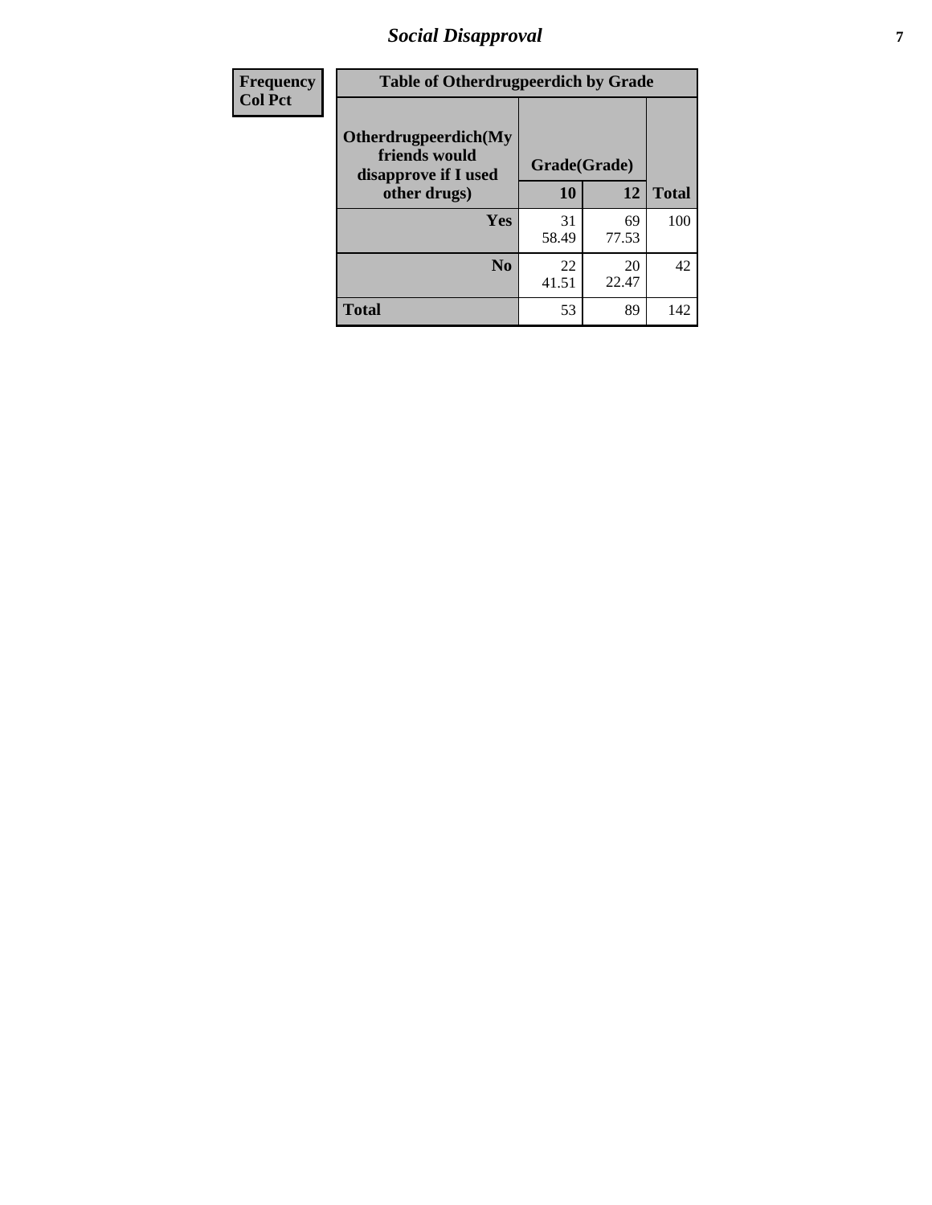| Frequency Col Pct | Table of Otherdrugpeerdich by Grade | | |
|---|---|---|---|
| **Otherdrugpeerdich(My friends would disapprove if I used other drugs)** | **Grade(Grade)** | | |
| | **10** | **12** | **Total** |
| **Yes** | 31<br>58.49 | 69<br>77.53 | 100 |
| **No** | 22<br>41.51 | 20<br>22.47 | 42 |
| **Total** | 53 | 89 | 142 |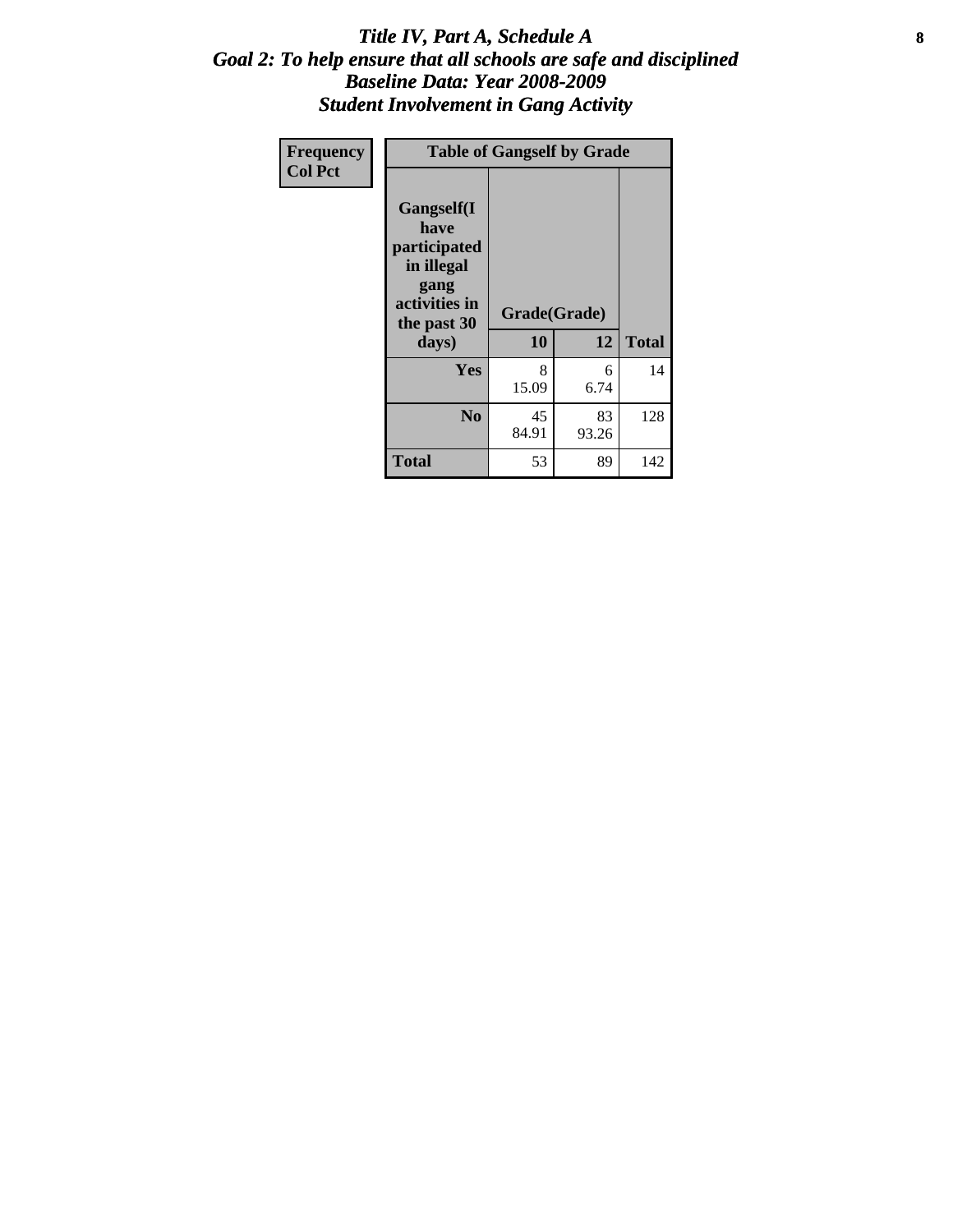# *Title IV, Part A, Schedule A*
## *Goal 2: To help ensure that all schools are safe and disciplined*
## *Baseline Data: Year 2008-2009*
## *Student Involvement in Gang Activity*

| Frequency<br>Col Pct | Table of Gangself by Grade | | |
|---|---|---|---|
| Gangself(I have participated in illegal gang activities in the past 30 days) | Grade(Grade) | | |
| | 10 | 12 | Total |
| Yes | 8<br>15.09 | 6<br>6.74 | 14 |
| No | 45<br>84.91 | 83<br>93.26 | 128 |
| Total | 53 | 89 | 142 |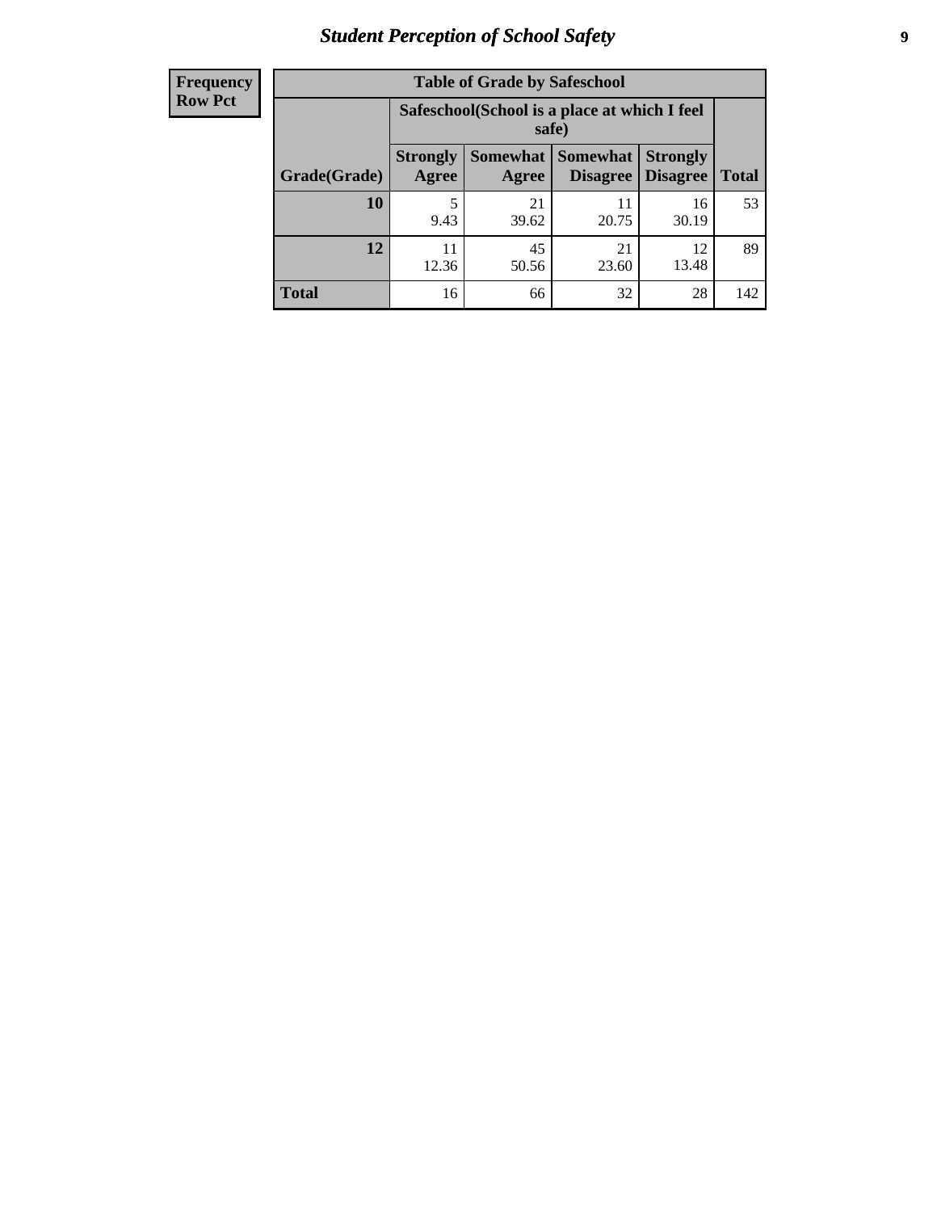| Frequency Row Pct |
|---|

| Table of Grade by Safeschool | | | | | |
|---|---|---|---|---|---|
| | Safeschool(School is a place at which I feel safe) | | | | |
| Grade(Grade) | Strongly Agree | Somewhat Agree | Somewhat Disagree | Strongly Disagree | Total |
| 10 | 5<br>9.43 | 21<br>39.62 | 11<br>20.75 | 16<br>30.19 | 53 |
| 12 | 11<br>12.36 | 45<br>50.56 | 21<br>23.60 | 12<br>13.48 | 89 |
| Total | 16 | 66 | 32 | 28 | 142 |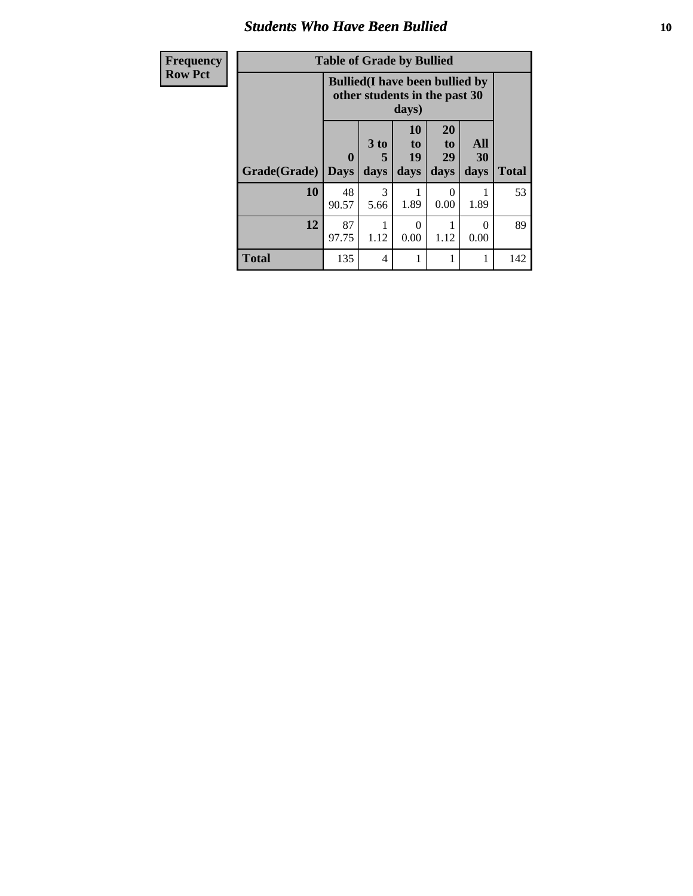| Frequency |
|---|
| Row Pct |

| Table of Grade by Bullied | | | | | | |
|---|---|---|---|---|---|---|
| | Bullied(I have been bullied by other students in the past 30 days) | | | | | |
| Grade(Grade) | 0 Days | 3 to 5 days | 10 to 19 days | 20 to 29 days | All 30 days | Total |
| 10 | 48<br>90.57 | 3<br>5.66 | 1<br>1.89 | 0<br>0.00 | 1<br>1.89 | 53 |
| 12 | 87<br>97.75 | 1<br>1.12 | 0<br>0.00 | 1<br>1.12 | 0<br>0.00 | 89 |
| Total | 135 | 4 | 1 | 1 | 1 | 142 |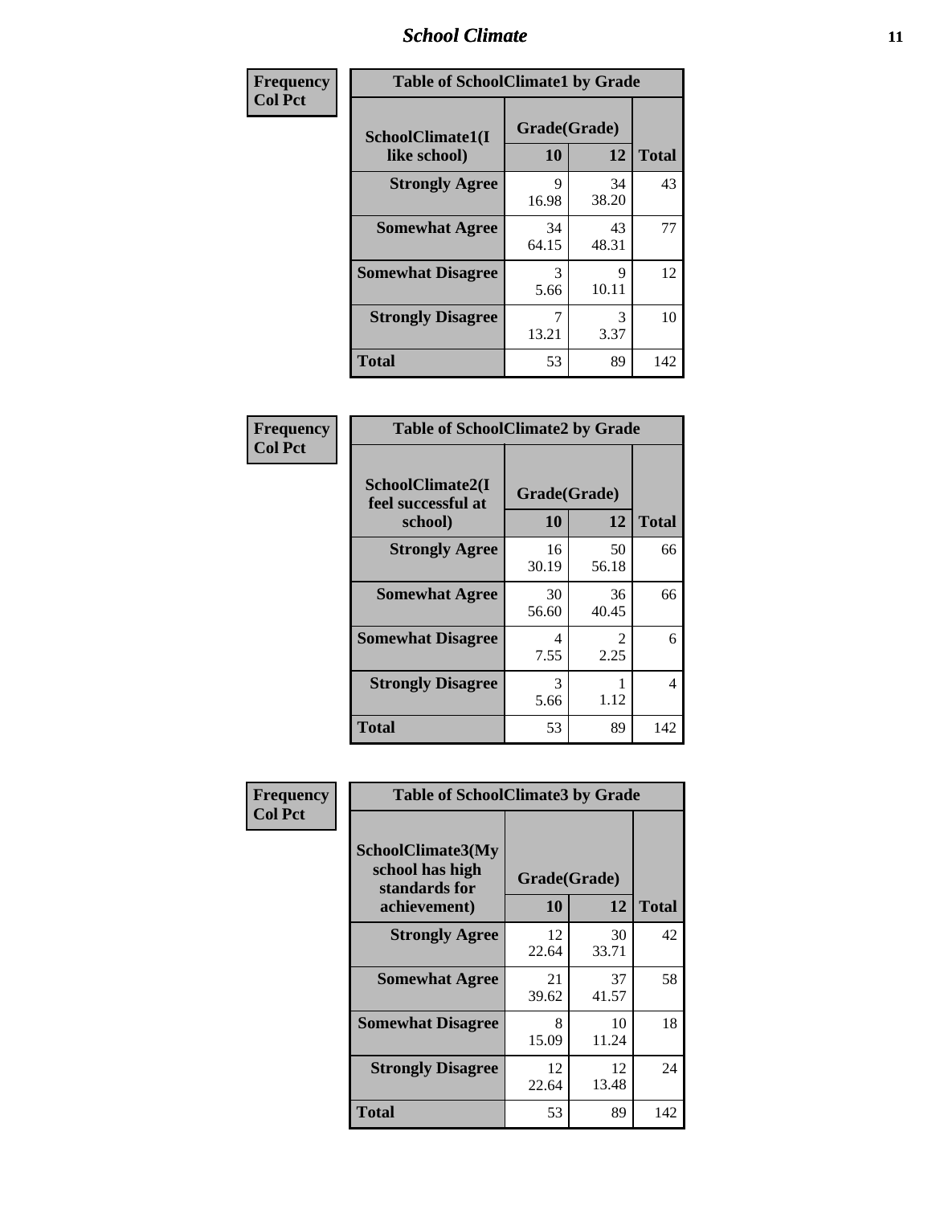| Frequency<br>Col Pct | Table of SchoolClimate1 by Grade | | |
|---|---|---|---|
| SchoolClimate1(I like school) | Grade(Grade) | | |
| | 10 | 12 | Total |
| Strongly Agree | 9<br>16.98 | 34<br>38.20 | 43 |
| Somewhat Agree | 34<br>64.15 | 43<br>48.31 | 77 |
| Somewhat Disagree | 3<br>5.66 | 9<br>10.11 | 12 |
| Strongly Disagree | 7<br>13.21 | 3<br>3.37 | 10 |
| Total | 53 | 89 | 142 |

| Frequency<br>Col Pct | Table of SchoolClimate2 by Grade | | |
|---|---|---|---|
| SchoolClimate2(I feel successful at school) | Grade(Grade) | | |
| | 10 | 12 | Total |
| Strongly Agree | 16<br>30.19 | 50<br>56.18 | 66 |
| Somewhat Agree | 30<br>56.60 | 36<br>40.45 | 66 |
| Somewhat Disagree | 4<br>7.55 | 2<br>2.25 | 6 |
| Strongly Disagree | 3<br>5.66 | 1<br>1.12 | 4 |
| Total | 53 | 89 | 142 |

| Frequency<br>Col Pct | Table of SchoolClimate3 by Grade | | |
|---|---|---|---|
| SchoolClimate3(My school has high standards for achievement) | Grade(Grade) | | |
| | 10 | 12 | Total |
| Strongly Agree | 12<br>22.64 | 30<br>33.71 | 42 |
| Somewhat Agree | 21<br>39.62 | 37<br>41.57 | 58 |
| Somewhat Disagree | 8<br>15.09 | 10<br>11.24 | 18 |
| Strongly Disagree | 12<br>22.64 | 12<br>13.48 | 24 |
| Total | 53 | 89 | 142 |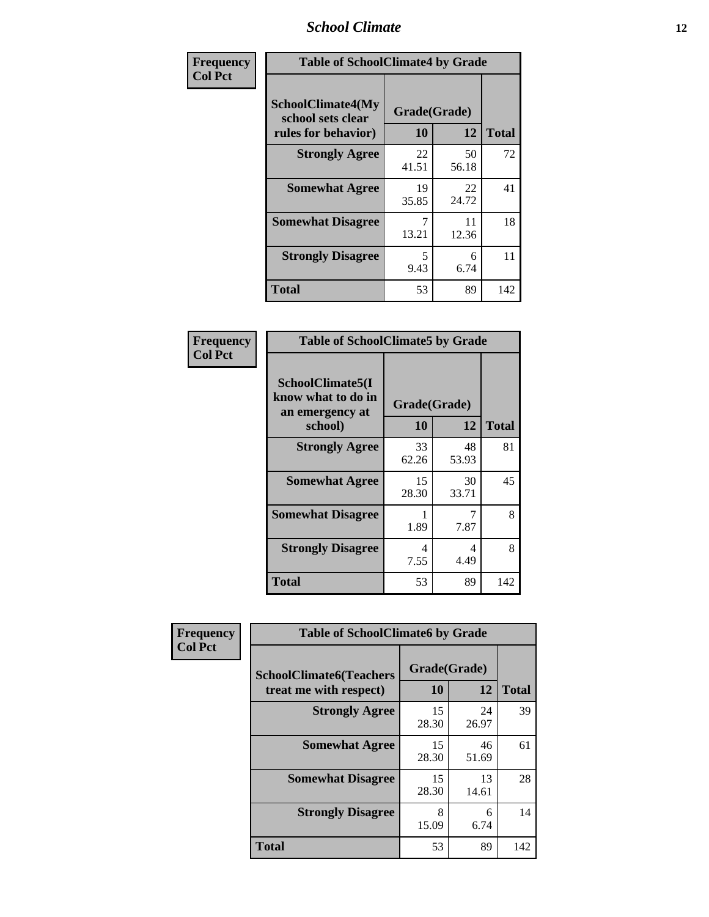| Frequency Col Pct | Table of SchoolClimate4 by Grade | | |
|---|---|---|---|
| SchoolClimate4(My school sets clear rules for behavior) | Grade(Grade) | | |
| | 10 | 12 | Total |
| Strongly Agree | 22<br>41.51 | 50<br>56.18 | 72 |
| Somewhat Agree | 19<br>35.85 | 22<br>24.72 | 41 |
| Somewhat Disagree | 7<br>13.21 | 11<br>12.36 | 18 |
| Strongly Disagree | 5<br>9.43 | 6<br>6.74 | 11 |
| Total | 53 | 89 | 142 |

| Frequency Col Pct | Table of SchoolClimate5 by Grade | | |
|---|---|---|---|
| SchoolClimate5(I know what to do in an emergency at school) | Grade(Grade) | | |
| | 10 | 12 | Total |
| Strongly Agree | 33<br>62.26 | 48<br>53.93 | 81 |
| Somewhat Agree | 15<br>28.30 | 30<br>33.71 | 45 |
| Somewhat Disagree | 1<br>1.89 | 7<br>7.87 | 8 |
| Strongly Disagree | 4<br>7.55 | 4<br>4.49 | 8 |
| Total | 53 | 89 | 142 |

| Frequency Col Pct | Table of SchoolClimate6 by Grade | | |
|---|---|---|---|
| SchoolClimate6(Teachers treat me with respect) | Grade(Grade) | | |
| | 10 | 12 | Total |
| Strongly Agree | 15<br>28.30 | 24<br>26.97 | 39 |
| Somewhat Agree | 15<br>28.30 | 46<br>51.69 | 61 |
| Somewhat Disagree | 15<br>28.30 | 13<br>14.61 | 28 |
| Strongly Disagree | 8<br>15.09 | 6<br>6.74 | 14 |
| Total | 53 | 89 | 142 |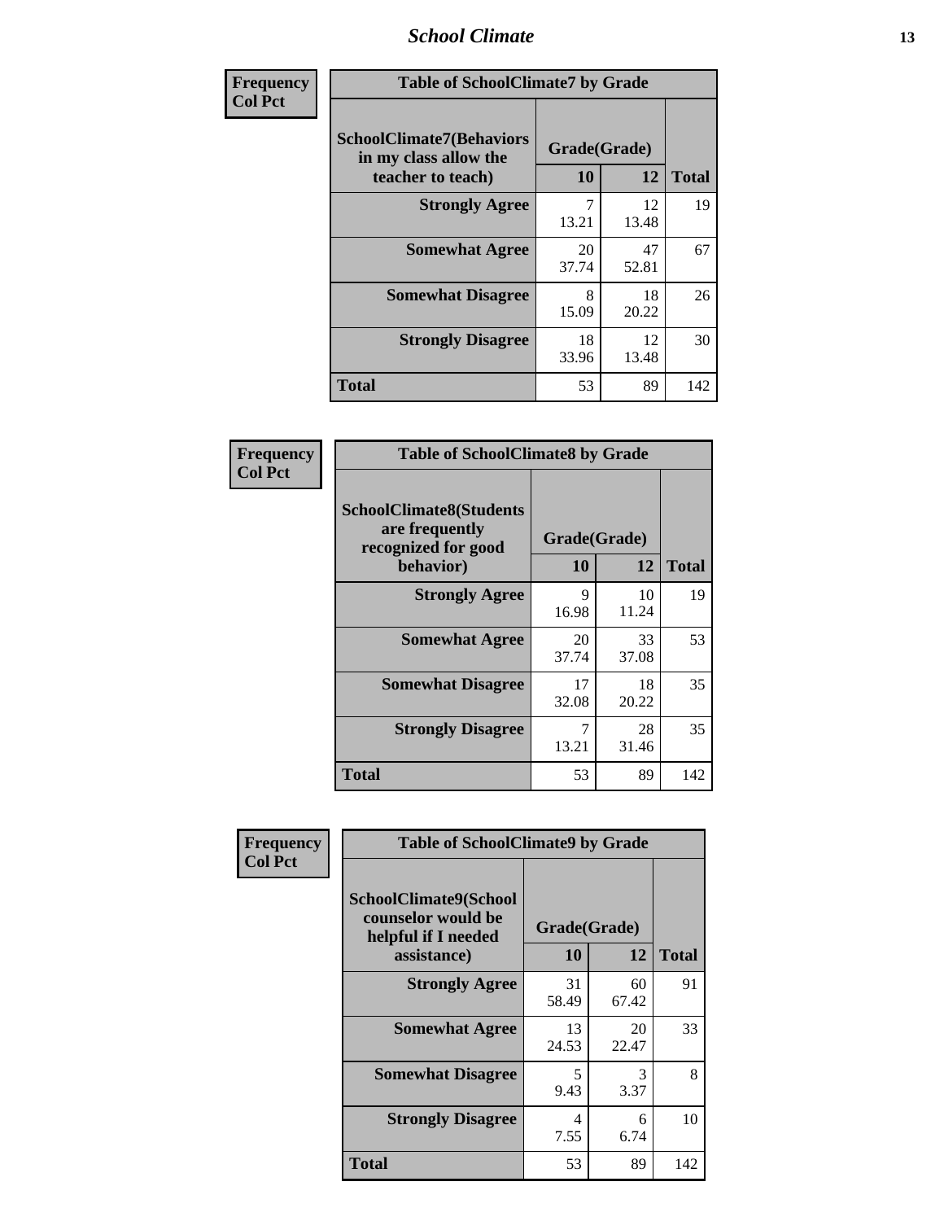| Frequency<br>Col Pct | Table of SchoolClimate7 by Grade | | |
|---|---|---|---|
| SchoolClimate7(Behaviors in my class allow the teacher to teach) | Grade(Grade) | | |
| | 10 | 12 | Total |
| Strongly Agree | 7<br>13.21 | 12<br>13.48 | 19 |
| Somewhat Agree | 20<br>37.74 | 47<br>52.81 | 67 |
| Somewhat Disagree | 8<br>15.09 | 18<br>20.22 | 26 |
| Strongly Disagree | 18<br>33.96 | 12<br>13.48 | 30 |
| Total | 53 | 89 | 142 |

| Frequency<br>Col Pct | Table of SchoolClimate8 by Grade | | |
|---|---|---|---|
| SchoolClimate8(Students are frequently recognized for good behavior) | Grade(Grade) | | |
| | 10 | 12 | Total |
| Strongly Agree | 9<br>16.98 | 10<br>11.24 | 19 |
| Somewhat Agree | 20<br>37.74 | 33<br>37.08 | 53 |
| Somewhat Disagree | 17<br>32.08 | 18<br>20.22 | 35 |
| Strongly Disagree | 7<br>13.21 | 28<br>31.46 | 35 |
| Total | 53 | 89 | 142 |

| Frequency<br>Col Pct | Table of SchoolClimate9 by Grade | | |
|---|---|---|---|
| SchoolClimate9(School counselor would be helpful if I needed assistance) | Grade(Grade) | | |
| | 10 | 12 | Total |
| Strongly Agree | 31<br>58.49 | 60<br>67.42 | 91 |
| Somewhat Agree | 13<br>24.53 | 20<br>22.47 | 33 |
| Somewhat Disagree | 5<br>9.43 | 3<br>3.37 | 8 |
| Strongly Disagree | 4<br>7.55 | 6<br>6.74 | 10 |
| Total | 53 | 89 | 142 |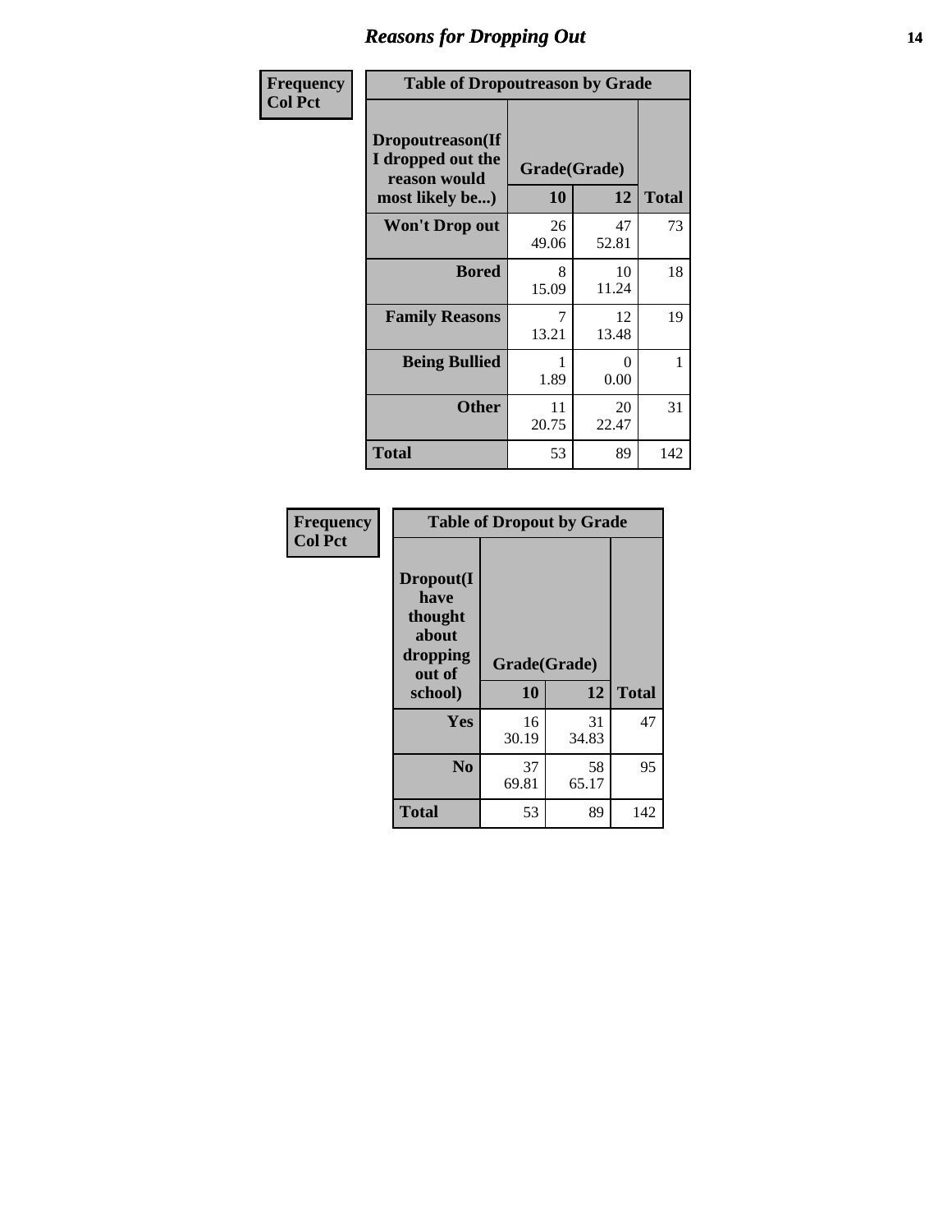# Reasons for Dropping Out

**Frequency**
**Col Pct**

| Table of Dropoutreason by Grade | | | |
|---|---|---|---|
| **Dropoutreason(If I dropped out the reason would most likely be...)** | **Grade(Grade)** | | |
| | **10** | **12** | **Total** |
| **Won't Drop out** | 26<br>49.06 | 47<br>52.81 | 73 |
| **Bored** | 8<br>15.09 | 10<br>11.24 | 18 |
| **Family Reasons** | 7<br>13.21 | 12<br>13.48 | 19 |
| **Being Bullied** | 1<br>1.89 | 0<br>0.00 | 1 |
| **Other** | 11<br>20.75 | 20<br>22.47 | 31 |
| **Total** | 53 | 89 | 142 |

**Frequency**
**Col Pct**

| Table of Dropout by Grade | | | |
|---|---|---|---|
| **Dropout(I have thought about dropping out of school)** | **Grade(Grade)** | | |
| | **10** | **12** | **Total** |
| **Yes** | 16<br>30.19 | 31<br>34.83 | 47 |
| **No** | 37<br>69.81 | 58<br>65.17 | 95 |
| **Total** | 53 | 89 | 142 |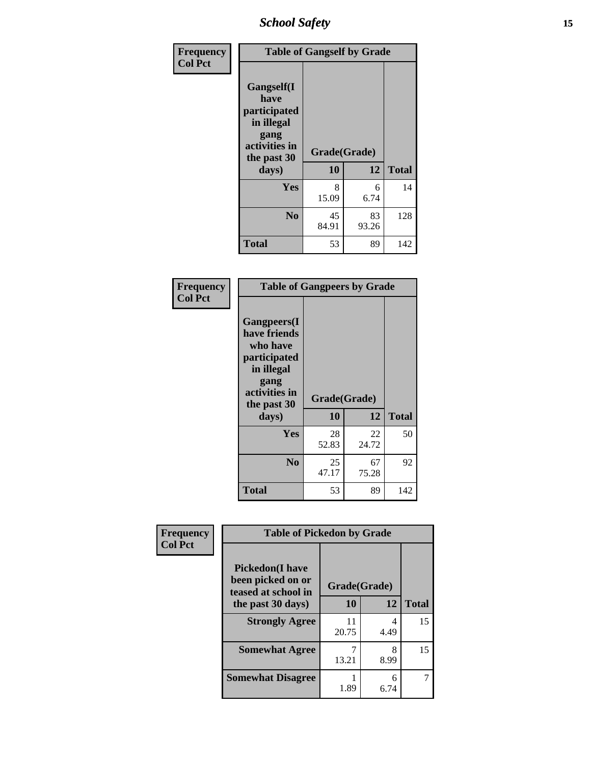| Frequency<br>Col Pct | Table of Gangself by Grade | | |
|---|---|---|---|
| Gangself(I have participated in illegal gang activities in the past 30 days) | Grade(Grade) | | |
| | 10 | 12 | Total |
| Yes | 8<br>15.09 | 6<br>6.74 | 14 |
| No | 45<br>84.91 | 83<br>93.26 | 128 |
| Total | 53 | 89 | 142 |

| Frequency<br>Col Pct | Table of Gangpeers by Grade | | |
|---|---|---|---|
| Gangpeers(I have friends who have participated in illegal gang activities in the past 30 days) | Grade(Grade) | | |
| | 10 | 12 | Total |
| Yes | 28<br>52.83 | 22<br>24.72 | 50 |
| No | 25<br>47.17 | 67<br>75.28 | 92 |
| Total | 53 | 89 | 142 |

| Frequency<br>Col Pct | Table of Pickedon by Grade | | |
|---|---|---|---|
| Pickedon(I have been picked on or teased at school in the past 30 days) | Grade(Grade) | | |
| | 10 | 12 | Total |
| Strongly Agree | 11<br>20.75 | 4<br>4.49 | 15 |
| Somewhat Agree | 7<br>13.21 | 8<br>8.99 | 15 |
| Somewhat Disagree | 1<br>1.89 | 6<br>6.74 | 7 |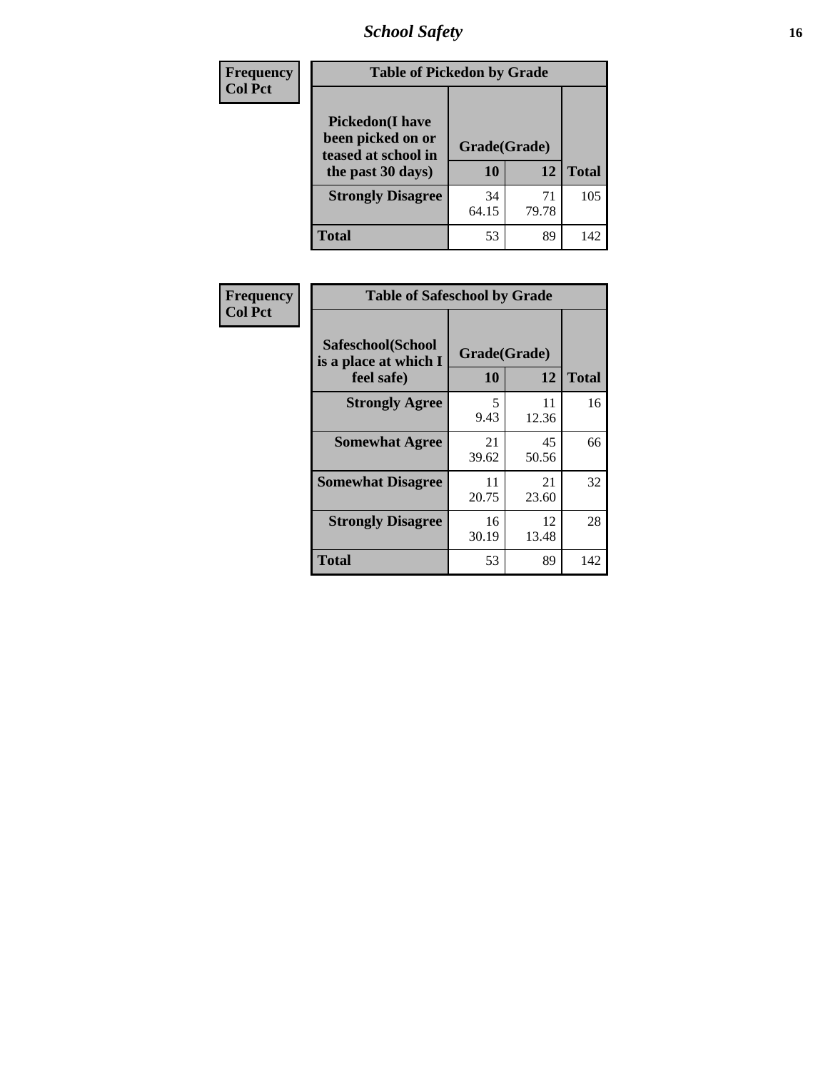| Frequency<br>Col Pct |
|---|

**Table of Pickedon by Grade**

| Pickedon(I have been picked on or teased at school in the past 30 days) | Grade(Grade) | | Total |
|---|---|---|---|
| | 10 | 12 | |
| Strongly Disagree | 34<br>64.15 | 71<br>79.78 | 105 |
| Total | 53 | 89 | 142 |

| Frequency<br>Col Pct |
|---|

**Table of Safeschool by Grade**

| Safeschool(School is a place at which I feel safe) | Grade(Grade) | | Total |
|---|---|---|---|
| | 10 | 12 | |
| Strongly Agree | 5<br>9.43 | 11<br>12.36 | 16 |
| Somewhat Agree | 21<br>39.62 | 45<br>50.56 | 66 |
| Somewhat Disagree | 11<br>20.75 | 21<br>23.60 | 32 |
| Strongly Disagree | 16<br>30.19 | 12<br>13.48 | 28 |
| Total | 53 | 89 | 142 |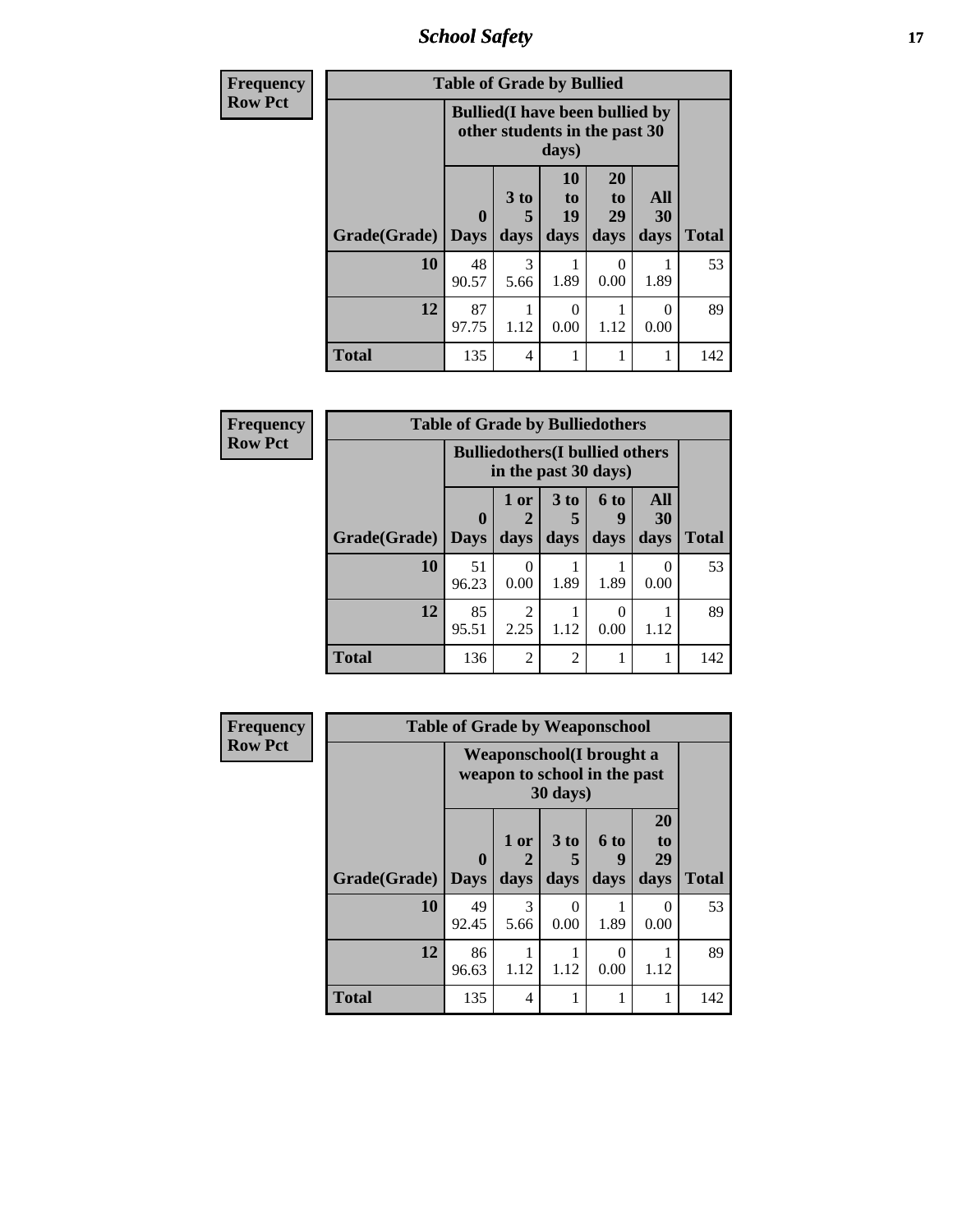| Frequency<br>Row Pct |
|---|

| Table of Grade by Bullied | | | | | | |
|---|---|---|---|---|---|---|
| | Bullied(I have been bullied by other students in the past 30 days) | | | | | |
| Grade(Grade) | 0 Days | 3 to 5 days | 10 to 19 days | 20 to 29 days | All 30 days | Total |
| 10 | 48<br>90.57 | 3<br>5.66 | 1<br>1.89 | 0<br>0.00 | 1<br>1.89 | 53 |
| 12 | 87<br>97.75 | 1<br>1.12 | 0<br>0.00 | 1<br>1.12 | 0<br>0.00 | 89 |
| Total | 135 | 4 | 1 | 1 | 1 | 142 |

| Frequency<br>Row Pct |
|---|

| Table of Grade by Bulliedothers | | | | | | |
|---|---|---|---|---|---|---|
| | Bulliedothers(I bullied others in the past 30 days) | | | | | |
| Grade(Grade) | 0 Days | 1 or 2 days | 3 to 5 days | 6 to 9 days | All 30 days | Total |
| 10 | 51<br>96.23 | 0<br>0.00 | 1<br>1.89 | 1<br>1.89 | 0<br>0.00 | 53 |
| 12 | 85<br>95.51 | 2<br>2.25 | 1<br>1.12 | 0<br>0.00 | 1<br>1.12 | 89 |
| Total | 136 | 2 | 2 | 1 | 1 | 142 |

| Frequency<br>Row Pct |
|---|

| Table of Grade by Weaponschool | | | | | | |
|---|---|---|---|---|---|---|
| | Weaponschool(I brought a weapon to school in the past 30 days) | | | | | |
| Grade(Grade) | 0 Days | 1 or 2 days | 3 to 5 days | 6 to 9 days | 20 to 29 days | Total |
| 10 | 49<br>92.45 | 3<br>5.66 | 0<br>0.00 | 1<br>1.89 | 0<br>0.00 | 53 |
| 12 | 86<br>96.63 | 1<br>1.12 | 1<br>1.12 | 0<br>0.00 | 1<br>1.12 | 89 |
| Total | 135 | 4 | 1 | 1 | 1 | 142 |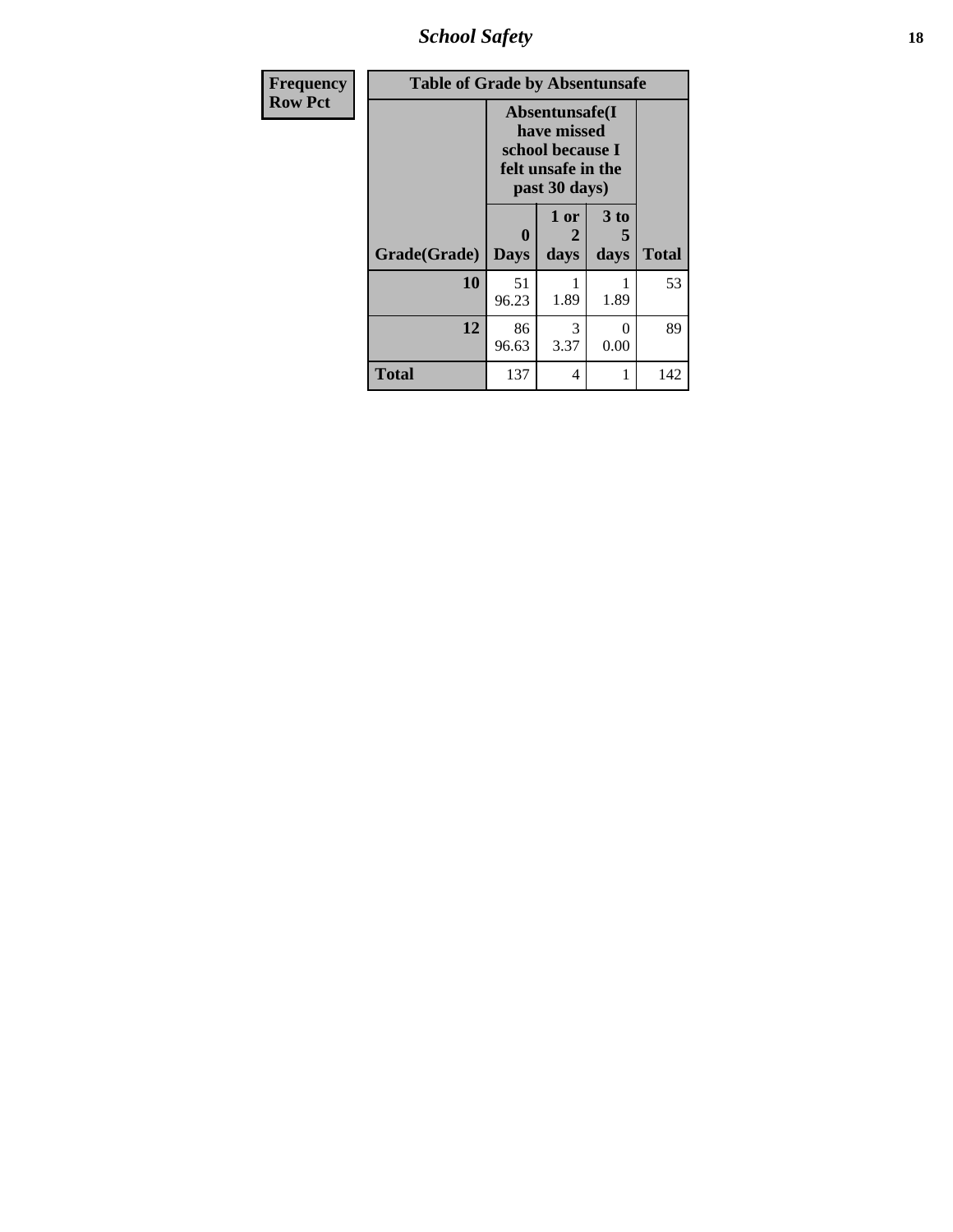| Frequency Row Pct | Table of Grade by Absentunsafe | | | |
|---|---|---|---|---|
| | Absentunsafe(I have missed school because I felt unsafe in the past 30 days) | | | |
| Grade(Grade) | 0 Days | 1 or 2 days | 3 to 5 days | Total |
| 10 | 51 96.23 | 1 1.89 | 1 1.89 | 53 |
| 12 | 86 96.63 | 3 3.37 | 0 0.00 | 89 |
| Total | 137 | 4 | 1 | 142 |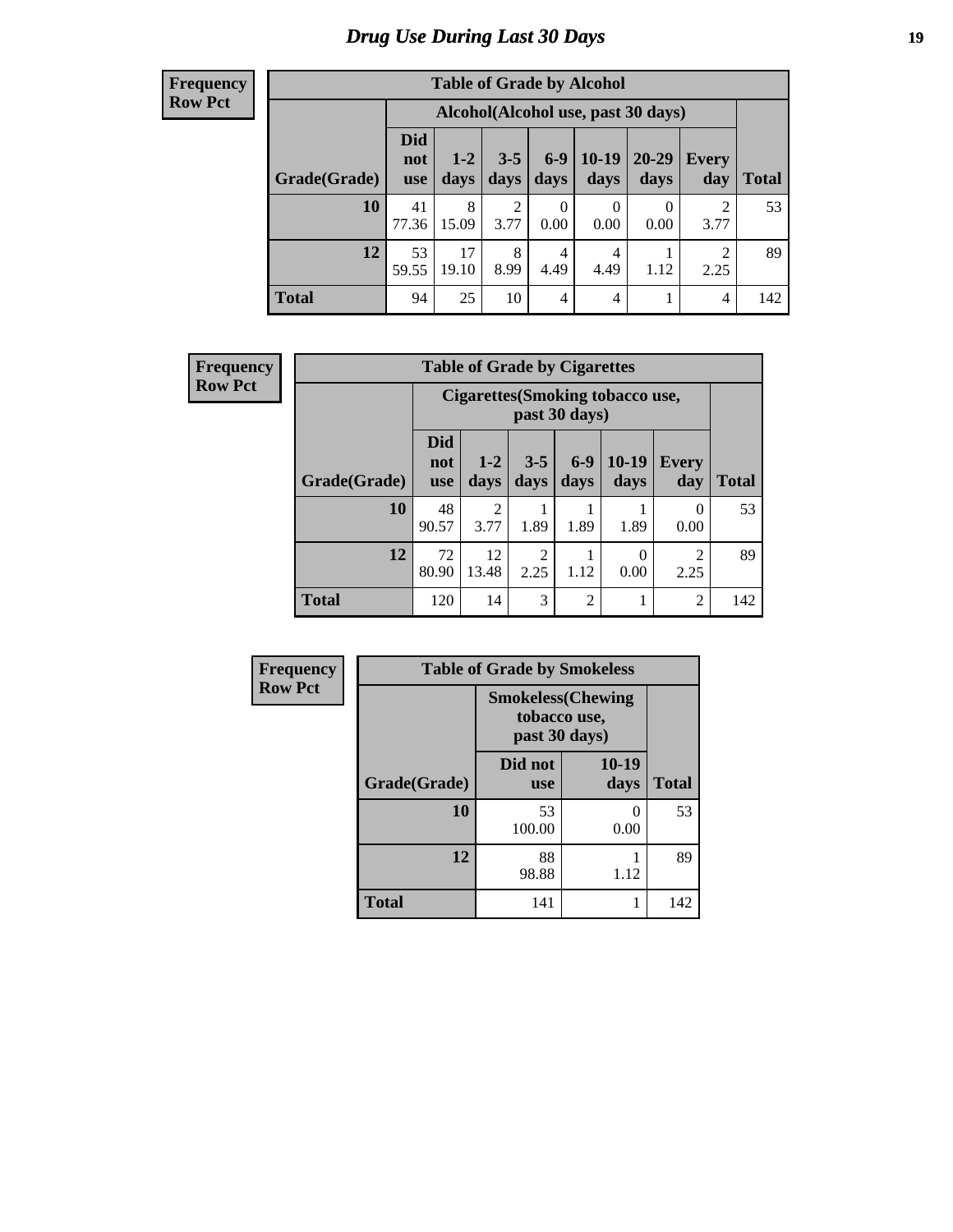# Drug Use During Last 30 Days

**Frequency**
**Row Pct**

| Table of Grade by Alcohol | | | | | | | | |
|---|---|---|---|---|---|---|---|---|
| | Alcohol(Alcohol use, past 30 days) | | | | | | | |
| Grade(Grade) | Did not use | 1-2 days | 3-5 days | 6-9 days | 10-19 days | 20-29 days | Every day | Total |
| **10** | 41<br>77.36 | 8<br>15.09 | 2<br>3.77 | 0<br>0.00 | 0<br>0.00 | 0<br>0.00 | 2<br>3.77 | 53 |
| **12** | 53<br>59.55 | 17<br>19.10 | 8<br>8.99 | 4<br>4.49 | 4<br>4.49 | 1<br>1.12 | 2<br>2.25 | 89 |
| **Total** | 94 | 25 | 10 | 4 | 4 | 1 | 4 | 142 |

**Frequency**
**Row Pct**

| Table of Grade by Cigarettes | | | | | | | |
|---|---|---|---|---|---|---|---|
| | Cigarettes(Smoking tobacco use, past 30 days) | | | | | | |
| Grade(Grade) | Did not use | 1-2 days | 3-5 days | 6-9 days | 10-19 days | Every day | Total |
| **10** | 48<br>90.57 | 2<br>3.77 | 1<br>1.89 | 1<br>1.89 | 1<br>1.89 | 0<br>0.00 | 53 |
| **12** | 72<br>80.90 | 12<br>13.48 | 2<br>2.25 | 1<br>1.12 | 0<br>0.00 | 2<br>2.25 | 89 |
| **Total** | 120 | 14 | 3 | 2 | 1 | 2 | 142 |

**Frequency**
**Row Pct**

| Table of Grade by Smokeless | | | |
|---|---|---|---|
| | Smokeless(Chewing tobacco use, past 30 days) | | |
| Grade(Grade) | Did not use | 10-19 days | Total |
| **10** | 53<br>100.00 | 0<br>0.00 | 53 |
| **12** | 88<br>98.88 | 1<br>1.12 | 89 |
| **Total** | 141 | 1 | 142 |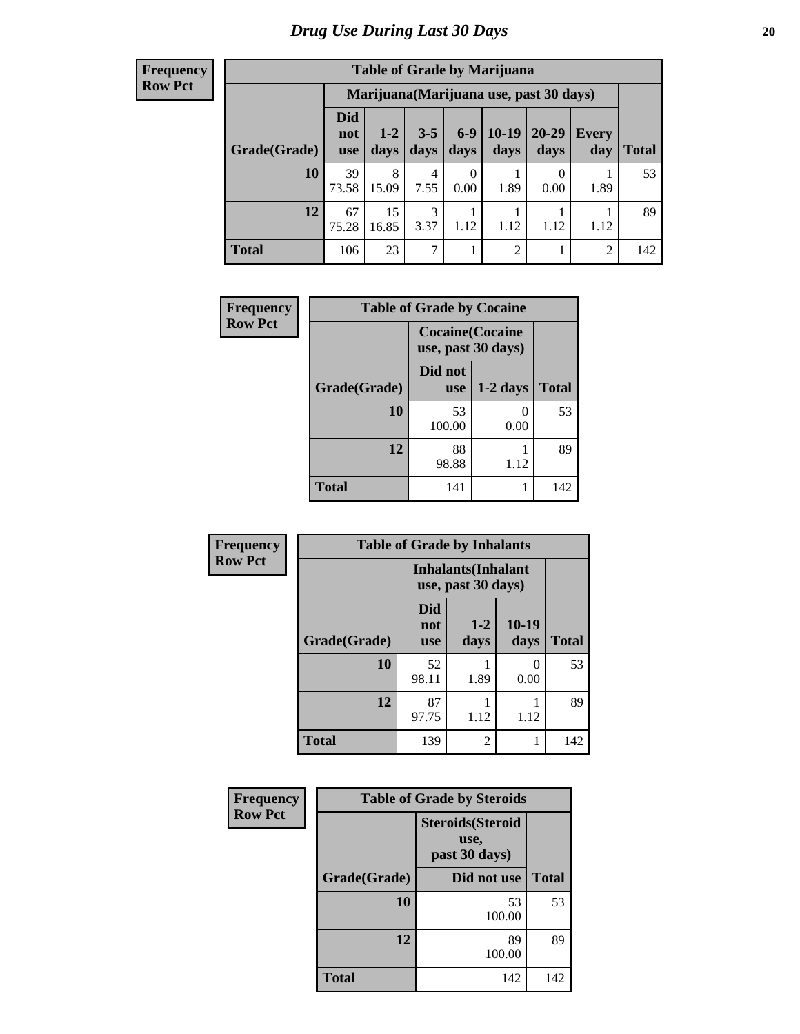# Drug Use During Last 30 Days

**Frequency**
**Row Pct**

| Table of Grade by Marijuana | | | | | | | | |
|---|---|---|---|---|---|---|---|---|
| | Marijuana(Marijuana use, past 30 days) | | | | | | | |
| Grade(Grade) | Did not use | 1-2 days | 3-5 days | 6-9 days | 10-19 days | 20-29 days | Every day | Total |
| **10** | 39<br>73.58 | 8<br>15.09 | 4<br>7.55 | 0<br>0.00 | 1<br>1.89 | 0<br>0.00 | 1<br>1.89 | 53 |
| **12** | 67<br>75.28 | 15<br>16.85 | 3<br>3.37 | 1<br>1.12 | 1<br>1.12 | 1<br>1.12 | 1<br>1.12 | 89 |
| **Total** | 106 | 23 | 7 | 1 | 2 | 1 | 2 | 142 |

**Frequency**
**Row Pct**

| Table of Grade by Cocaine | | | |
|---|---|---|---|
| | Cocaine(Cocaine use, past 30 days) | | |
| Grade(Grade) | Did not use | 1-2 days | Total |
| **10** | 53<br>100.00 | 0<br>0.00 | 53 |
| **12** | 88<br>98.88 | 1<br>1.12 | 89 |
| **Total** | 141 | 1 | 142 |

**Frequency**
**Row Pct**

| Table of Grade by Inhalants | | | | |
|---|---|---|---|---|
| | Inhalants(Inhalant use, past 30 days) | | | |
| Grade(Grade) | Did not use | 1-2 days | 10-19 days | Total |
| **10** | 52<br>98.11 | 1<br>1.89 | 0<br>0.00 | 53 |
| **12** | 87<br>97.75 | 1<br>1.12 | 1<br>1.12 | 89 |
| **Total** | 139 | 2 | 1 | 142 |

**Frequency**
**Row Pct**

| Table of Grade by Steroids | | |
|---|---|---|
| | Steroids(Steroid use, past 30 days) | |
| Grade(Grade) | Did not use | Total |
| **10** | 53<br>100.00 | 53 |
| **12** | 89<br>100.00 | 89 |
| **Total** | 142 | 142 |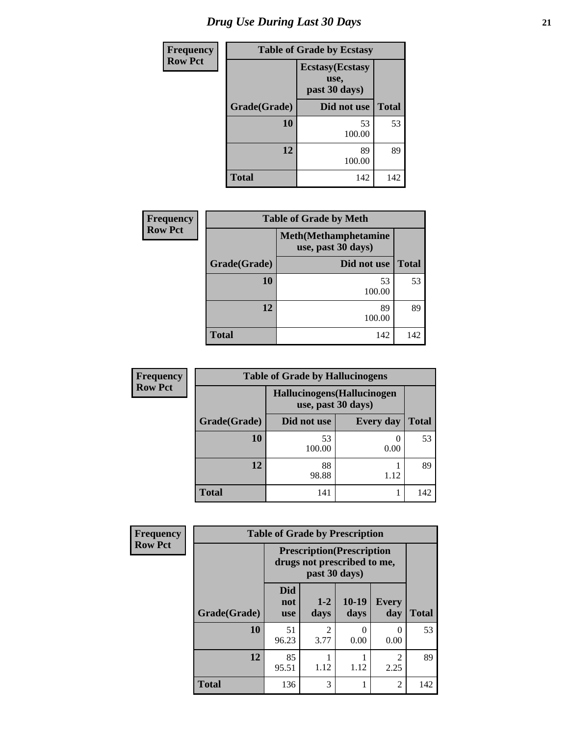# Drug Use During Last 30 Days

| Frequency<br>Row Pct | Table of Grade by Ecstasy | |
|---|---|---|
| | Ecstasy(Ecstasy use, past 30 days) | |
| Grade(Grade) | Did not use | Total |
| 10 | 53<br>100.00 | 53 |
| 12 | 89<br>100.00 | 89 |
| Total | 142 | 142 |

| Frequency<br>Row Pct | Table of Grade by Meth | |
|---|---|---|
| | Meth(Methamphetamine use, past 30 days) | |
| Grade(Grade) | Did not use | Total |
| 10 | 53<br>100.00 | 53 |
| 12 | 89<br>100.00 | 89 |
| Total | 142 | 142 |

| Frequency<br>Row Pct | Table of Grade by Hallucinogens | | |
|---|---|---|---|
| | Hallucinogens(Hallucinogen use, past 30 days) | | |
| Grade(Grade) | Did not use | Every day | Total |
| 10 | 53<br>100.00 | 0<br>0.00 | 53 |
| 12 | 88<br>98.88 | 1<br>1.12 | 89 |
| Total | 141 | 1 | 142 |

| Frequency<br>Row Pct | Table of Grade by Prescription | | | | |
|---|---|---|---|---|---|
| | Prescription(Prescription drugs not prescribed to me, past 30 days) | | | | |
| Grade(Grade) | Did not use | 1-2 days | 10-19 days | Every day | Total |
| 10 | 51<br>96.23 | 2<br>3.77 | 0<br>0.00 | 0<br>0.00 | 53 |
| 12 | 85<br>95.51 | 1<br>1.12 | 1<br>1.12 | 2<br>2.25 | 89 |
| Total | 136 | 3 | 1 | 2 | 142 |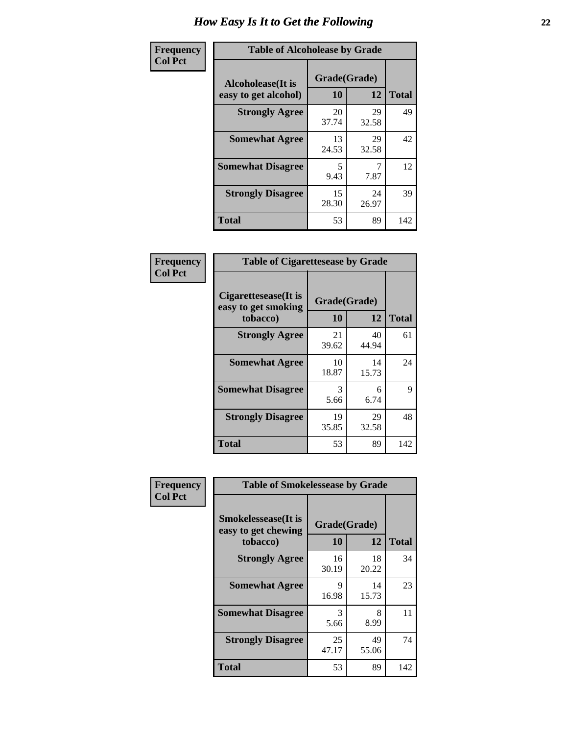# How Easy Is It to Get the Following

**Frequency**
**Col Pct**

| Table of Alcoholease by Grade | | | |
|---|---|---|---|
| Alcoholease(It is easy to get alcohol) | Grade(Grade) | | Total |
| | 10 | 12 | |
| **Strongly Agree** | 20<br>37.74 | 29<br>32.58 | 49 |
| **Somewhat Agree** | 13<br>24.53 | 29<br>32.58 | 42 |
| **Somewhat Disagree** | 5<br>9.43 | 7<br>7.87 | 12 |
| **Strongly Disagree** | 15<br>28.30 | 24<br>26.97 | 39 |
| **Total** | 53 | 89 | 142 |

**Frequency**
**Col Pct**

| Table of Cigarettesease by Grade | | | |
|---|---|---|---|
| Cigarettesease(It is easy to get smoking tobacco) | Grade(Grade) | | Total |
| | 10 | 12 | |
| **Strongly Agree** | 21<br>39.62 | 40<br>44.94 | 61 |
| **Somewhat Agree** | 10<br>18.87 | 14<br>15.73 | 24 |
| **Somewhat Disagree** | 3<br>5.66 | 6<br>6.74 | 9 |
| **Strongly Disagree** | 19<br>35.85 | 29<br>32.58 | 48 |
| **Total** | 53 | 89 | 142 |

**Frequency**
**Col Pct**

| Table of Smokelessease by Grade | | | |
|---|---|---|---|
| Smokelessease(It is easy to get chewing tobacco) | Grade(Grade) | | Total |
| | 10 | 12 | |
| **Strongly Agree** | 16<br>30.19 | 18<br>20.22 | 34 |
| **Somewhat Agree** | 9<br>16.98 | 14<br>15.73 | 23 |
| **Somewhat Disagree** | 3<br>5.66 | 8<br>8.99 | 11 |
| **Strongly Disagree** | 25<br>47.17 | 49<br>55.06 | 74 |
| **Total** | 53 | 89 | 142 |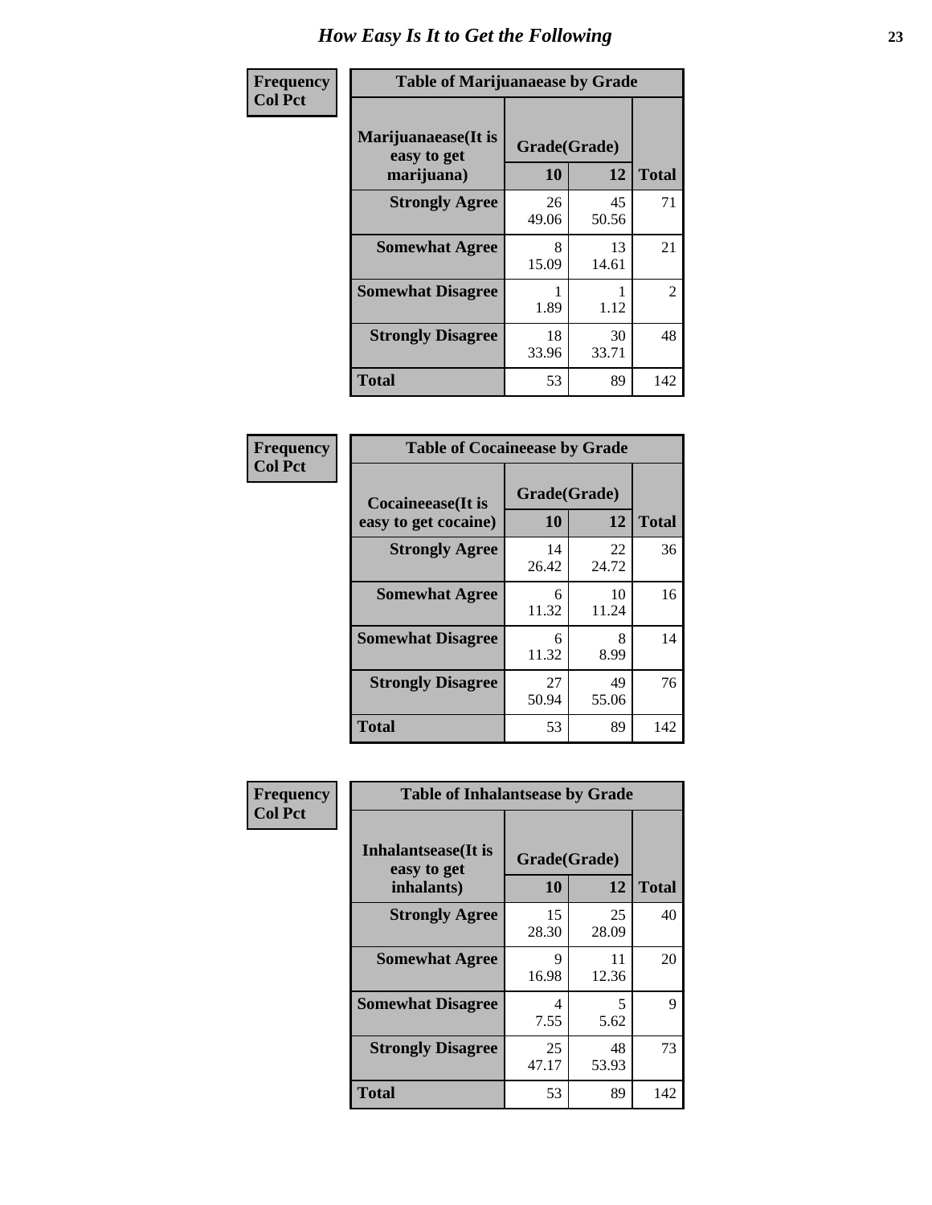# How Easy Is It to Get the Following

**Frequency**
**Col Pct**

| Table of Marijuanaease by Grade | | | |
|---|---|---|---|
| **Marijuanaease(It is easy to get marijuana)** | **Grade(Grade)** | | **Total** |
| | **10** | **12** | |
| **Strongly Agree** | 26<br>49.06 | 45<br>50.56 | 71 |
| **Somewhat Agree** | 8<br>15.09 | 13<br>14.61 | 21 |
| **Somewhat Disagree** | 1<br>1.89 | 1<br>1.12 | 2 |
| **Strongly Disagree** | 18<br>33.96 | 30<br>33.71 | 48 |
| **Total** | 53 | 89 | 142 |

**Frequency**
**Col Pct**

| Table of Cocaineease by Grade | | | |
|---|---|---|---|
| **Cocaineease(It is easy to get cocaine)** | **Grade(Grade)** | | **Total** |
| | **10** | **12** | |
| **Strongly Agree** | 14<br>26.42 | 22<br>24.72 | 36 |
| **Somewhat Agree** | 6<br>11.32 | 10<br>11.24 | 16 |
| **Somewhat Disagree** | 6<br>11.32 | 8<br>8.99 | 14 |
| **Strongly Disagree** | 27<br>50.94 | 49<br>55.06 | 76 |
| **Total** | 53 | 89 | 142 |

**Frequency**
**Col Pct**

| Table of Inhalantsease by Grade | | | |
|---|---|---|---|
| **Inhalantsease(It is easy to get inhalants)** | **Grade(Grade)** | | **Total** |
| | **10** | **12** | |
| **Strongly Agree** | 15<br>28.30 | 25<br>28.09 | 40 |
| **Somewhat Agree** | 9<br>16.98 | 11<br>12.36 | 20 |
| **Somewhat Disagree** | 4<br>7.55 | 5<br>5.62 | 9 |
| **Strongly Disagree** | 25<br>47.17 | 48<br>53.93 | 73 |
| **Total** | 53 | 89 | 142 |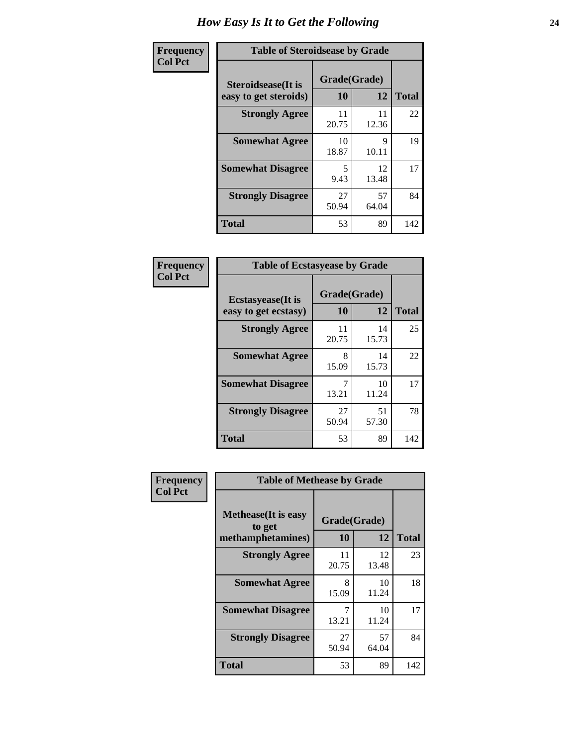# How Easy Is It to Get the Following

**Frequency**
**Col Pct**

**Table of Steroidsease by Grade**

| Steroidsease(It is easy to get steroids) | Grade(Grade) 10 | 12 | Total |
|---|---|---|---|
| **Strongly Agree** | 11<br>20.75 | 11<br>12.36 | 22 |
| **Somewhat Agree** | 10<br>18.87 | 9<br>10.11 | 19 |
| **Somewhat Disagree** | 5<br>9.43 | 12<br>13.48 | 17 |
| **Strongly Disagree** | 27<br>50.94 | 57<br>64.04 | 84 |
| **Total** | 53 | 89 | 142 |

**Frequency**
**Col Pct**

**Table of Ecstasyease by Grade**

| Ecstasyease(It is easy to get ecstasy) | Grade(Grade) 10 | 12 | Total |
|---|---|---|---|
| **Strongly Agree** | 11<br>20.75 | 14<br>15.73 | 25 |
| **Somewhat Agree** | 8<br>15.09 | 14<br>15.73 | 22 |
| **Somewhat Disagree** | 7<br>13.21 | 10<br>11.24 | 17 |
| **Strongly Disagree** | 27<br>50.94 | 51<br>57.30 | 78 |
| **Total** | 53 | 89 | 142 |

**Frequency**
**Col Pct**

**Table of Methease by Grade**

| Methease(It is easy to get methamphetamines) | Grade(Grade) 10 | 12 | Total |
|---|---|---|---|
| **Strongly Agree** | 11<br>20.75 | 12<br>13.48 | 23 |
| **Somewhat Agree** | 8<br>15.09 | 10<br>11.24 | 18 |
| **Somewhat Disagree** | 7<br>13.21 | 10<br>11.24 | 17 |
| **Strongly Disagree** | 27<br>50.94 | 57<br>64.04 | 84 |
| **Total** | 53 | 89 | 142 |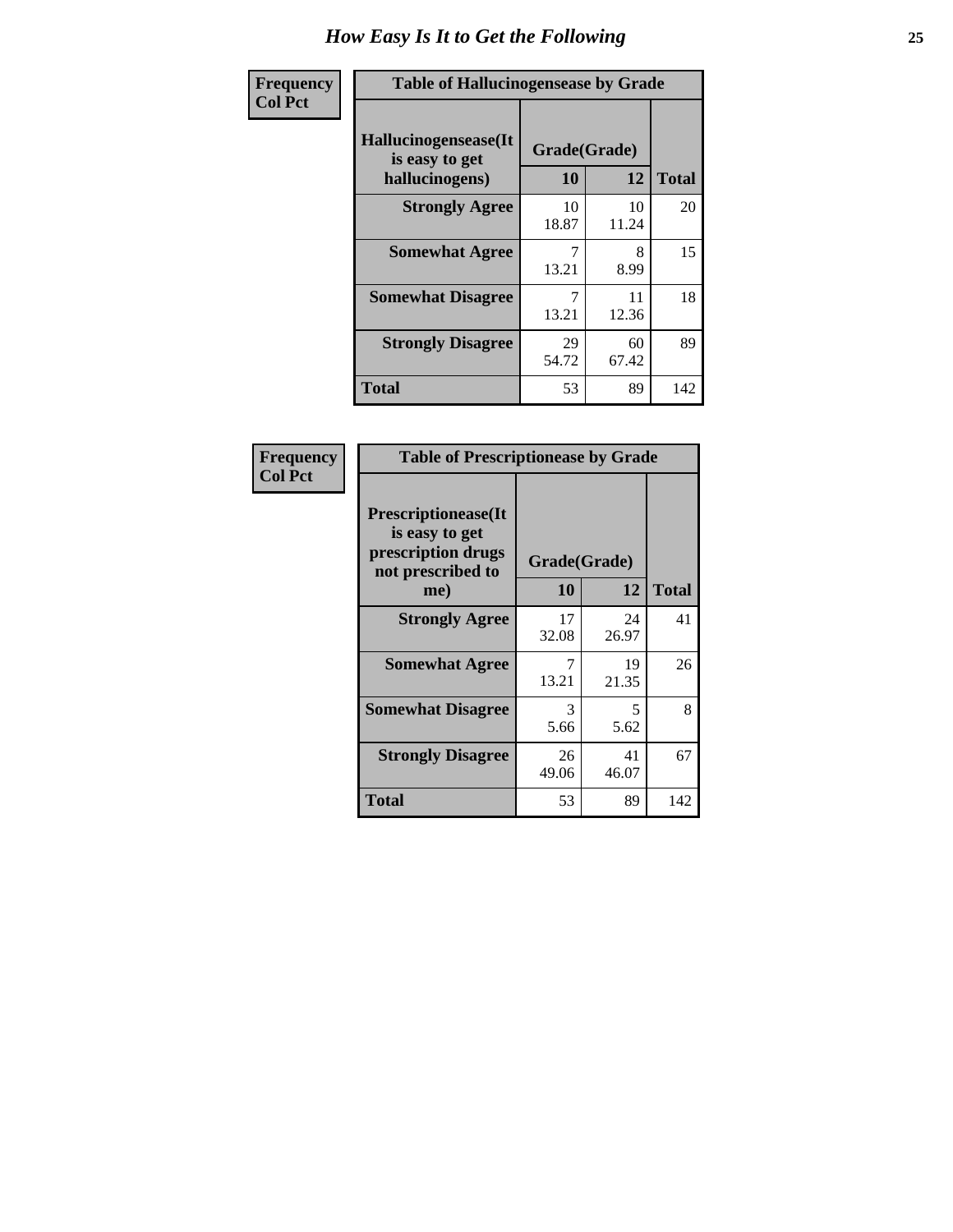# How Easy Is It to Get the Following

**Frequency**
**Col Pct**

**Table of Hallucinogensease by Grade**

| Hallucinogensease(It is easy to get hallucinogens) | Grade(Grade) 10 | 12 | Total |
|---|---|---|---|
| **Strongly Agree** | 10<br>18.87 | 10<br>11.24 | 20 |
| **Somewhat Agree** | 7<br>13.21 | 8<br>8.99 | 15 |
| **Somewhat Disagree** | 7<br>13.21 | 11<br>12.36 | 18 |
| **Strongly Disagree** | 29<br>54.72 | 60<br>67.42 | 89 |
| **Total** | 53 | 89 | 142 |

**Frequency**
**Col Pct**

**Table of Prescriptionease by Grade**

| Prescriptionease(It is easy to get prescription drugs not prescribed to me) | Grade(Grade) 10 | 12 | Total |
|---|---|---|---|
| **Strongly Agree** | 17<br>32.08 | 24<br>26.97 | 41 |
| **Somewhat Agree** | 7<br>13.21 | 19<br>21.35 | 26 |
| **Somewhat Disagree** | 3<br>5.66 | 5<br>5.62 | 8 |
| **Strongly Disagree** | 26<br>49.06 | 41<br>46.07 | 67 |
| **Total** | 53 | 89 | 142 |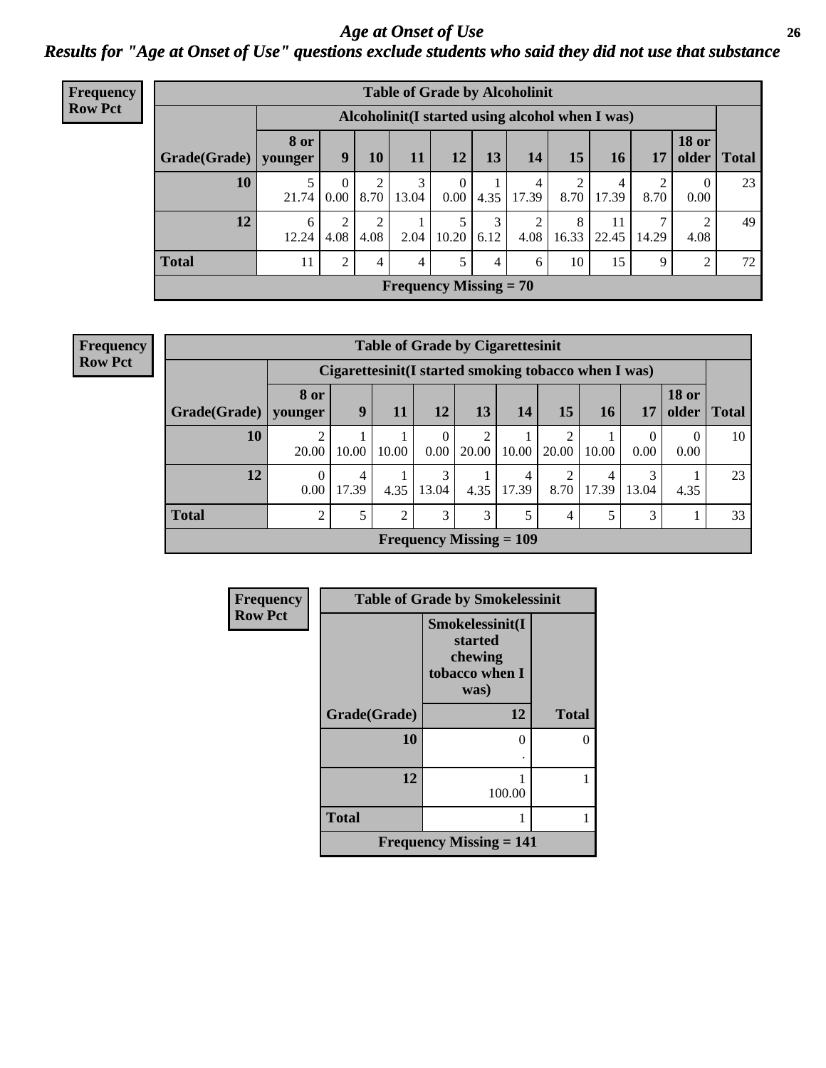# Age at Onset of Use

## Results for "Age at Onset of Use" questions exclude students who said they did not use that substance

**Frequency**
**Row Pct**

| Table of Grade by Alcoholinit | | | | | | | | | | | | |
|---|---|---|---|---|---|---|---|---|---|---|---|---|
| | Alcoholinit(I started using alcohol when I was) | | | | | | | | | | | |
| Grade(Grade) | 8 or younger | 9 | 10 | 11 | 12 | 13 | 14 | 15 | 16 | 17 | 18 or older | Total |
| 10 | 5<br>21.74 | 0<br>0.00 | 2<br>8.70 | 3<br>13.04 | 0<br>0.00 | 1<br>4.35 | 4<br>17.39 | 2<br>8.70 | 4<br>17.39 | 2<br>8.70 | 0<br>0.00 | 23 |
| 12 | 6<br>12.24 | 2<br>4.08 | 2<br>4.08 | 1<br>2.04 | 5<br>10.20 | 3<br>6.12 | 2<br>4.08 | 8<br>16.33 | 11<br>22.45 | 7<br>14.29 | 2<br>4.08 | 49 |
| Total | 11 | 2 | 4 | 4 | 5 | 4 | 6 | 10 | 15 | 9 | 2 | 72 |
| Frequency Missing = 70 | | | | | | | | | | | | |

**Frequency**
**Row Pct**

| Table of Grade by Cigarettesinit | | | | | | | | | | | |
|---|---|---|---|---|---|---|---|---|---|---|---|
| | Cigarettesinit(I started smoking tobacco when I was) | | | | | | | | | | |
| Grade(Grade) | 8 or younger | 9 | 11 | 12 | 13 | 14 | 15 | 16 | 17 | 18 or older | Total |
| 10 | 2<br>20.00 | 1<br>10.00 | 1<br>10.00 | 0<br>0.00 | 2<br>20.00 | 1<br>10.00 | 2<br>20.00 | 1<br>10.00 | 0<br>0.00 | 0<br>0.00 | 10 |
| 12 | 0<br>0.00 | 4<br>17.39 | 1<br>4.35 | 3<br>13.04 | 1<br>4.35 | 4<br>17.39 | 2<br>8.70 | 4<br>17.39 | 3<br>13.04 | 1<br>4.35 | 23 |
| Total | 2 | 5 | 2 | 3 | 3 | 5 | 4 | 5 | 3 | 1 | 33 |
| Frequency Missing = 109 | | | | | | | | | | | |

**Frequency**
**Row Pct**

| Table of Grade by Smokelessinit | | |
|---|---|---|
| | Smokelessinit(I started chewing tobacco when I was) | |
| Grade(Grade) | 12 | Total |
| 10 | 0<br>. | 0 |
| 12 | 1<br>100.00 | 1 |
| Total | 1 | 1 |
| Frequency Missing = 141 | | |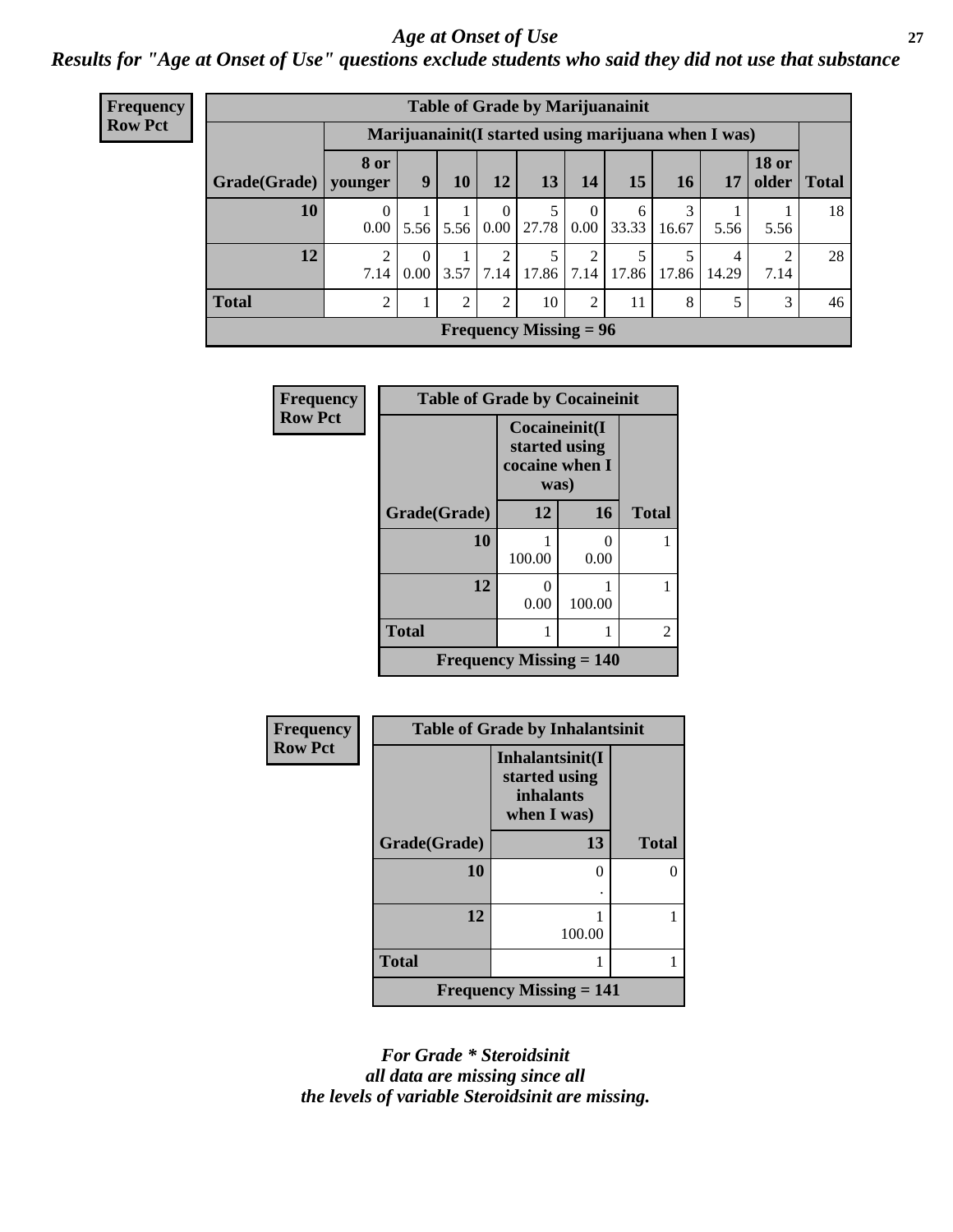## Age at Onset of Use

### *Results for "Age at Onset of Use" questions exclude students who said they did not use that substance*

**Frequency**
**Row Pct**

| Table of Grade by Marijuanainit | | | | | | | | | | | |
|---|---|---|---|---|---|---|---|---|---|---|---|
| | Marijuanainit(I started using marijuana when I was) | | | | | | | | | | |
| Grade(Grade) | 8 or younger | 9 | 10 | 12 | 13 | 14 | 15 | 16 | 17 | 18 or older | Total |
| 10 | 0<br>0.00 | 1<br>5.56 | 1<br>5.56 | 0<br>0.00 | 5<br>27.78 | 0<br>0.00 | 6<br>33.33 | 3<br>16.67 | 1<br>5.56 | 1<br>5.56 | 18 |
| 12 | 2<br>7.14 | 0<br>0.00 | 1<br>3.57 | 2<br>7.14 | 5<br>17.86 | 2<br>7.14 | 5<br>17.86 | 5<br>17.86 | 4<br>14.29 | 2<br>7.14 | 28 |
| Total | 2 | 1 | 2 | 2 | 10 | 2 | 11 | 8 | 5 | 3 | 46 |
| Frequency Missing = 96 | | | | | | | | | | | |

**Frequency**
**Row Pct**

| Table of Grade by Cocaineinit | | | |
|---|---|---|---|
| | Cocaineinit(I started using cocaine when I was) | | |
| Grade(Grade) | 12 | 16 | Total |
| 10 | 1<br>100.00 | 0<br>0.00 | 1 |
| 12 | 0<br>0.00 | 1<br>100.00 | 1 |
| Total | 1 | 1 | 2 |
| Frequency Missing = 140 | | | |

**Frequency**
**Row Pct**

| Table of Grade by Inhalantsinit | | |
|---|---|---|
| | Inhalantsinit(I started using inhalants when I was) | |
| Grade(Grade) | 13 | Total |
| 10 | 0<br>. | 0 |
| 12 | 1<br>100.00 | 1 |
| Total | 1 | 1 |
| Frequency Missing = 141 | | |

*For Grade * Steroidsinit all data are missing since all the levels of variable Steroidsinit are missing.*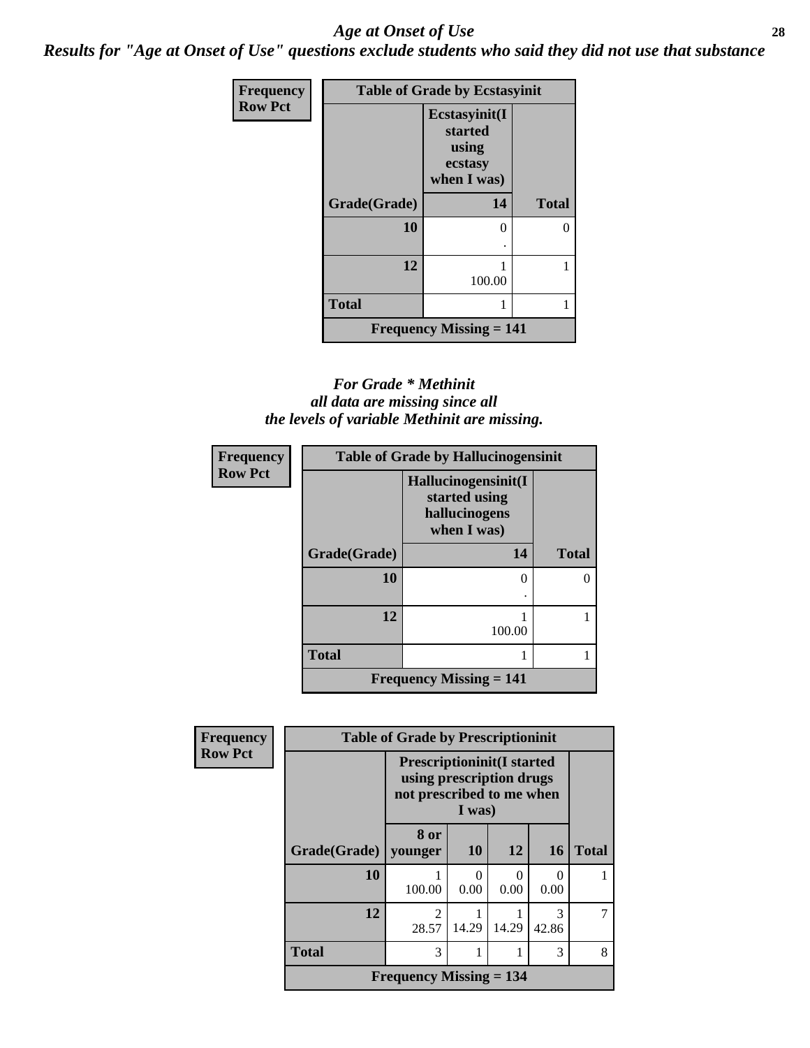## *Age at Onset of Use*

***Results for "Age at Onset of Use" questions exclude students who said they did not use that substance***

| Frequency<br>Row Pct | | |
|---|---|---|
| **Table of Grade by Ecstasyinit** | | |
| | **Ecstasyinit(I started using ecstasy when I was)** | |
| **Grade(Grade)** | **14** | **Total** |
| **10** | 0<br>. | 0 |
| **12** | 1<br>100.00 | 1 |
| **Total** | 1 | 1 |
| **Frequency Missing = 141** | | |

***For Grade * Methinit all data are missing since all the levels of variable Methinit are missing.***

| Frequency<br>Row Pct | | |
|---|---|---|
| **Table of Grade by Hallucinogensinit** | | |
| | **Hallucinogensinit(I started using hallucinogens when I was)** | |
| **Grade(Grade)** | **14** | **Total** |
| **10** | 0<br>. | 0 |
| **12** | 1<br>100.00 | 1 |
| **Total** | 1 | 1 |
| **Frequency Missing = 141** | | |

| Frequency<br>Row Pct | | | | | |
|---|---|---|---|---|---|
| **Table of Grade by Prescriptioninit** | | | | | |
| | **Prescriptioninit(I started using prescription drugs not prescribed to me when I was)** | | | | |
| **Grade(Grade)** | **8 or younger** | **10** | **12** | **16** | **Total** |
| **10** | 1<br>100.00 | 0<br>0.00 | 0<br>0.00 | 0<br>0.00 | 1 |
| **12** | 2<br>28.57 | 1<br>14.29 | 1<br>14.29 | 3<br>42.86 | 7 |
| **Total** | 3 | 1 | 1 | 3 | 8 |
| **Frequency Missing = 134** | | | | | |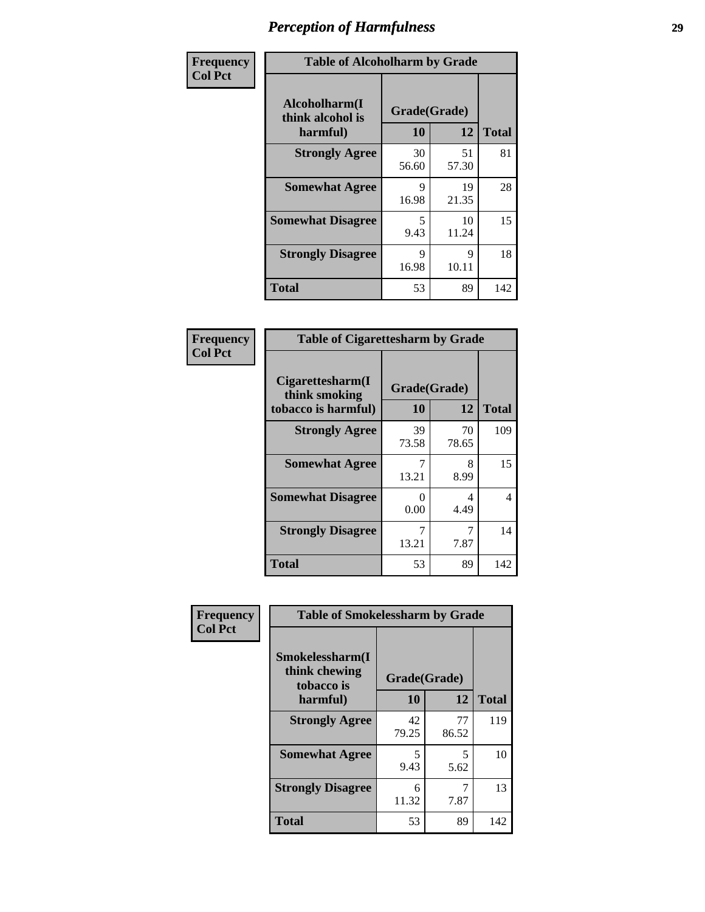# Perception of Harmfulness

**Frequency**
**Col Pct**

**Table of Alcoholharm by Grade**

| Alcoholharm(I think alcohol is harmful) | Grade(Grade) | | Total |
|---|---|---|---|
| | 10 | 12 | |
| Strongly Agree | 30<br>56.60 | 51<br>57.30 | 81 |
| Somewhat Agree | 9<br>16.98 | 19<br>21.35 | 28 |
| Somewhat Disagree | 5<br>9.43 | 10<br>11.24 | 15 |
| Strongly Disagree | 9<br>16.98 | 9<br>10.11 | 18 |
| Total | 53 | 89 | 142 |

**Frequency**
**Col Pct**

**Table of Cigarettesharm by Grade**

| Cigarettesharm(I think smoking tobacco is harmful) | Grade(Grade) | | Total |
|---|---|---|---|
| | 10 | 12 | |
| Strongly Agree | 39<br>73.58 | 70<br>78.65 | 109 |
| Somewhat Agree | 7<br>13.21 | 8<br>8.99 | 15 |
| Somewhat Disagree | 0<br>0.00 | 4<br>4.49 | 4 |
| Strongly Disagree | 7<br>13.21 | 7<br>7.87 | 14 |
| Total | 53 | 89 | 142 |

**Frequency**
**Col Pct**

**Table of Smokelessharm by Grade**

| Smokelessharm(I think chewing tobacco is harmful) | Grade(Grade) | | Total |
|---|---|---|---|
| | 10 | 12 | |
| Strongly Agree | 42<br>79.25 | 77<br>86.52 | 119 |
| Somewhat Agree | 5<br>9.43 | 5<br>5.62 | 10 |
| Strongly Disagree | 6<br>11.32 | 7<br>7.87 | 13 |
| Total | 53 | 89 | 142 |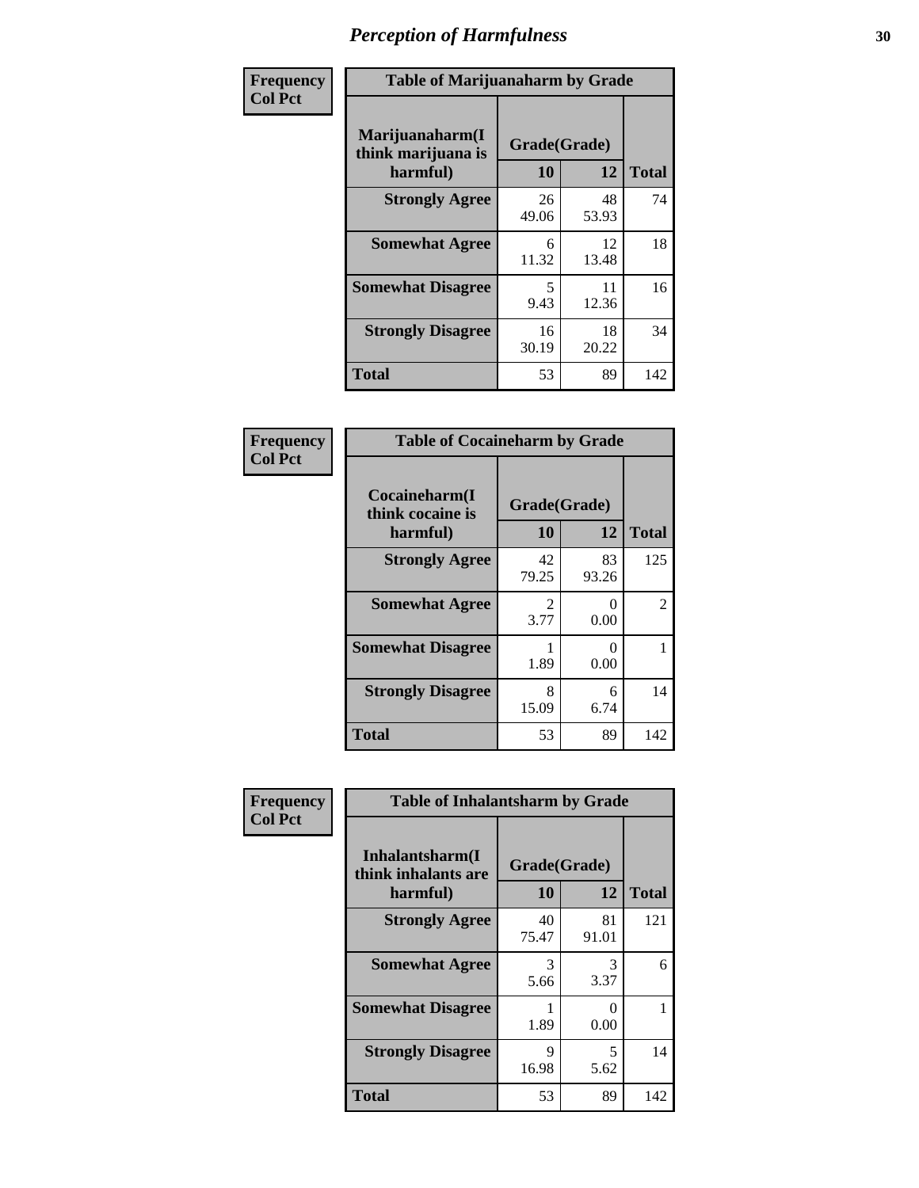# Perception of Harmfulness

| Frequency<br>Col Pct | Table of Marijuanaharm by Grade | | |
|---|---|---|---|
| Marijuanaharm(I think marijuana is harmful) | Grade(Grade) | | |
| | 10 | 12 | Total |
| Strongly Agree | 26<br>49.06 | 48<br>53.93 | 74 |
| Somewhat Agree | 6<br>11.32 | 12<br>13.48 | 18 |
| Somewhat Disagree | 5<br>9.43 | 11<br>12.36 | 16 |
| Strongly Disagree | 16<br>30.19 | 18<br>20.22 | 34 |
| Total | 53 | 89 | 142 |

| Frequency<br>Col Pct | Table of Cocaineharm by Grade | | |
|---|---|---|---|
| Cocaineharm(I think cocaine is harmful) | Grade(Grade) | | |
| | 10 | 12 | Total |
| Strongly Agree | 42<br>79.25 | 83<br>93.26 | 125 |
| Somewhat Agree | 2<br>3.77 | 0<br>0.00 | 2 |
| Somewhat Disagree | 1<br>1.89 | 0<br>0.00 | 1 |
| Strongly Disagree | 8<br>15.09 | 6<br>6.74 | 14 |
| Total | 53 | 89 | 142 |

| Frequency<br>Col Pct | Table of Inhalantsharm by Grade | | |
|---|---|---|---|
| Inhalantsharm(I think inhalants are harmful) | Grade(Grade) | | |
| | 10 | 12 | Total |
| Strongly Agree | 40<br>75.47 | 81<br>91.01 | 121 |
| Somewhat Agree | 3<br>5.66 | 3<br>3.37 | 6 |
| Somewhat Disagree | 1<br>1.89 | 0<br>0.00 | 1 |
| Strongly Disagree | 9<br>16.98 | 5<br>5.62 | 14 |
| Total | 53 | 89 | 142 |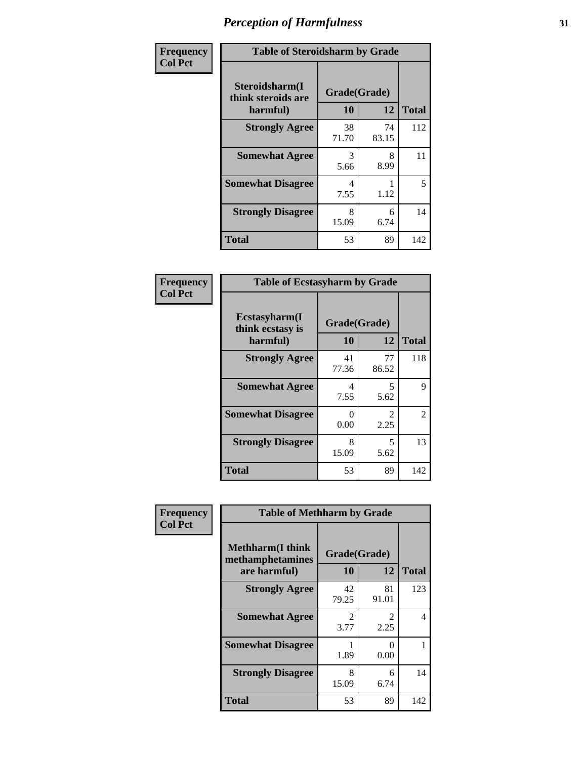# *Perception of Harmfulness*

| Frequency Col Pct | | | |
|---|---|---|---|
| **Table of Steroidsharm by Grade** | | | |
| **Steroidsharm(I think steroids are harmful)** | **Grade(Grade)** | | |
| | **10** | **12** | **Total** |
| **Strongly Agree** | 38<br>71.70 | 74<br>83.15 | 112 |
| **Somewhat Agree** | 3<br>5.66 | 8<br>8.99 | 11 |
| **Somewhat Disagree** | 4<br>7.55 | 1<br>1.12 | 5 |
| **Strongly Disagree** | 8<br>15.09 | 6<br>6.74 | 14 |
| **Total** | 53 | 89 | 142 |

| Frequency Col Pct | | | |
|---|---|---|---|
| **Table of Ecstasyharm by Grade** | | | |
| **Ecstasyharm(I think ecstasy is harmful)** | **Grade(Grade)** | | |
| | **10** | **12** | **Total** |
| **Strongly Agree** | 41<br>77.36 | 77<br>86.52 | 118 |
| **Somewhat Agree** | 4<br>7.55 | 5<br>5.62 | 9 |
| **Somewhat Disagree** | 0<br>0.00 | 2<br>2.25 | 2 |
| **Strongly Disagree** | 8<br>15.09 | 5<br>5.62 | 13 |
| **Total** | 53 | 89 | 142 |

| Frequency Col Pct | | | |
|---|---|---|---|
| **Table of Methharm by Grade** | | | |
| **Methharm(I think methamphetamines are harmful)** | **Grade(Grade)** | | |
| | **10** | **12** | **Total** |
| **Strongly Agree** | 42<br>79.25 | 81<br>91.01 | 123 |
| **Somewhat Agree** | 2<br>3.77 | 2<br>2.25 | 4 |
| **Somewhat Disagree** | 1<br>1.89 | 0<br>0.00 | 1 |
| **Strongly Disagree** | 8<br>15.09 | 6<br>6.74 | 14 |
| **Total** | 53 | 89 | 142 |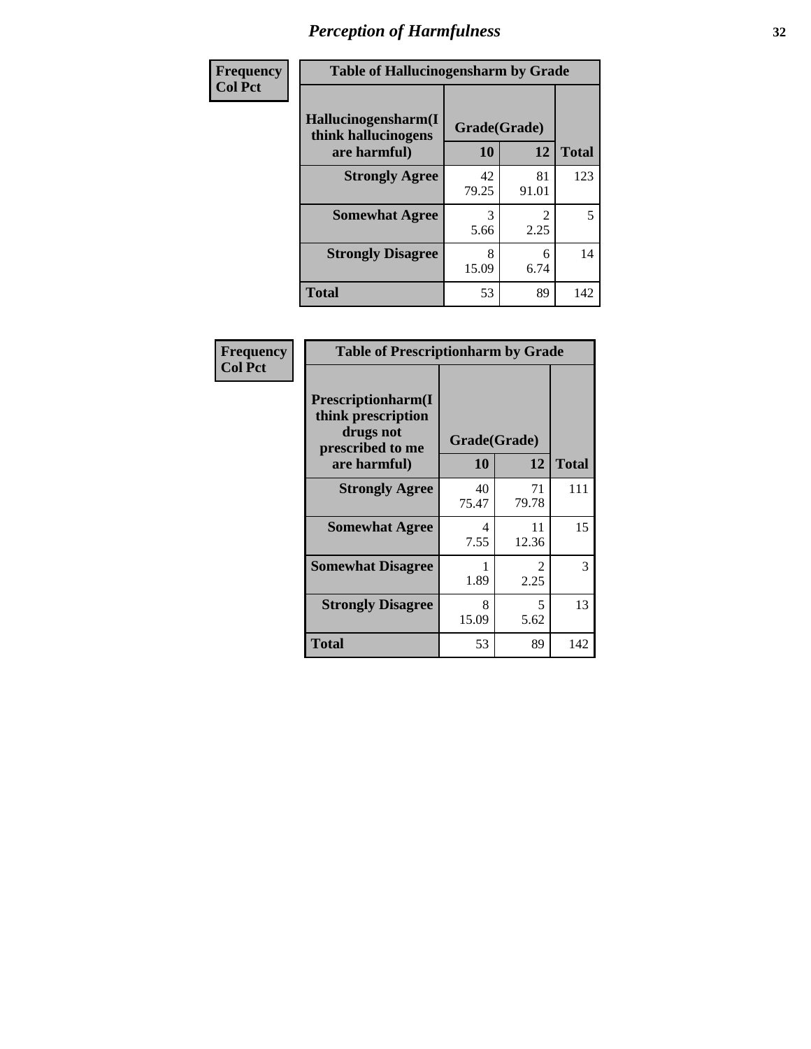# Perception of Harmfulness

**Frequency**
**Col Pct**

| Table of Hallucinogensharm by Grade | | | |
|---|---|---|---|
| Hallucinogensharm(I think hallucinogens are harmful) | Grade(Grade) | | Total |
| | 10 | 12 | |
| **Strongly Agree** | 42<br>79.25 | 81<br>91.01 | 123 |
| **Somewhat Agree** | 3<br>5.66 | 2<br>2.25 | 5 |
| **Strongly Disagree** | 8<br>15.09 | 6<br>6.74 | 14 |
| **Total** | 53 | 89 | 142 |

**Frequency**
**Col Pct**

| Table of Prescriptionharm by Grade | | | |
|---|---|---|---|
| Prescriptionharm(I think prescription drugs not prescribed to me are harmful) | Grade(Grade) | | Total |
| | 10 | 12 | |
| **Strongly Agree** | 40<br>75.47 | 71<br>79.78 | 111 |
| **Somewhat Agree** | 4<br>7.55 | 11<br>12.36 | 15 |
| **Somewhat Disagree** | 1<br>1.89 | 2<br>2.25 | 3 |
| **Strongly Disagree** | 8<br>15.09 | 5<br>5.62 | 13 |
| **Total** | 53 | 89 | 142 |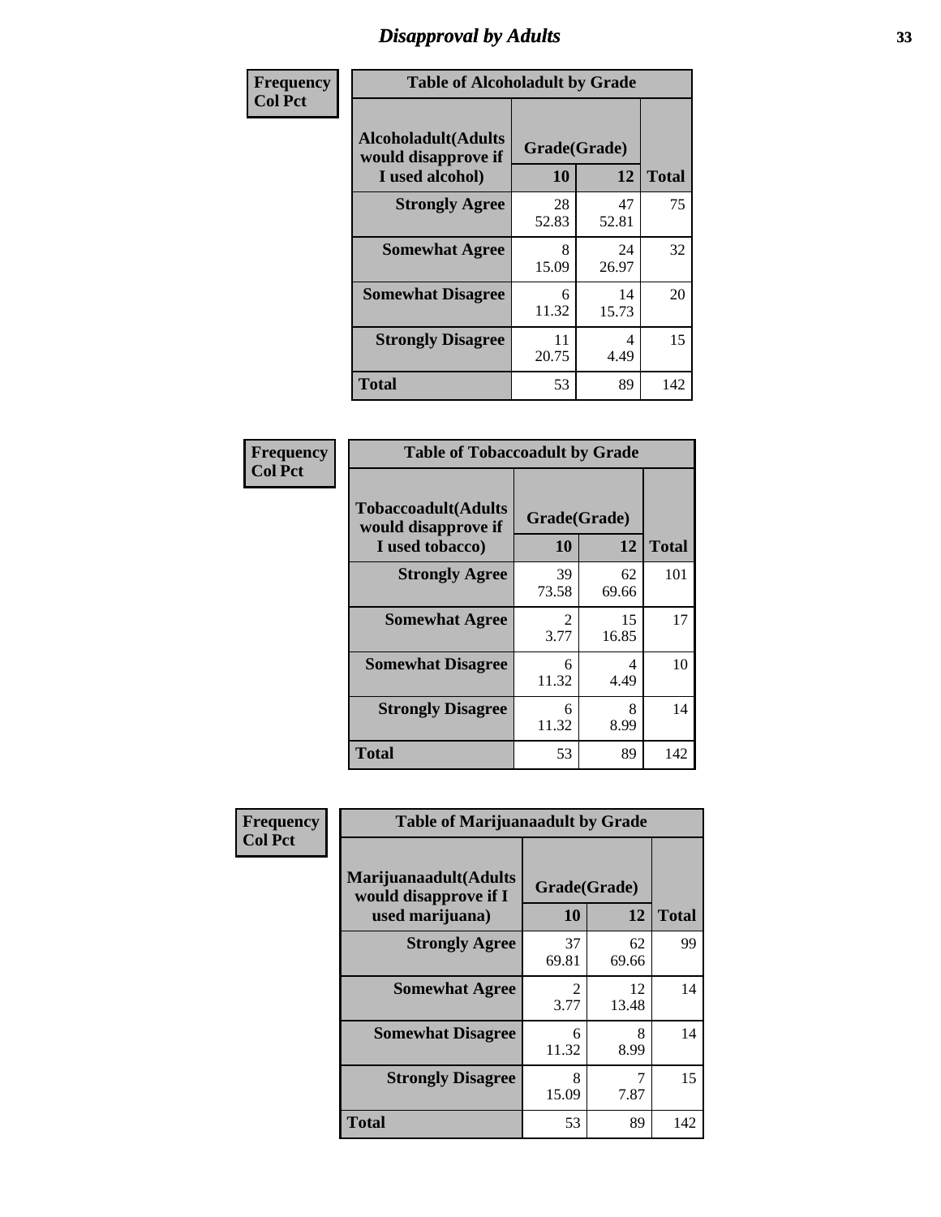# Disapproval by Adults

**Frequency / Col Pct**

| Table of Alcoholadult by Grade | | | |
|---|---|---|---|
| Alcoholadult(Adults would disapprove if I used alcohol) | Grade(Grade) | | Total |
| | 10 | 12 | |
| **Strongly Agree** | 28<br>52.83 | 47<br>52.81 | 75 |
| **Somewhat Agree** | 8<br>15.09 | 24<br>26.97 | 32 |
| **Somewhat Disagree** | 6<br>11.32 | 14<br>15.73 | 20 |
| **Strongly Disagree** | 11<br>20.75 | 4<br>4.49 | 15 |
| **Total** | 53 | 89 | 142 |

**Frequency / Col Pct**

| Table of Tobaccoadult by Grade | | | |
|---|---|---|---|
| Tobaccoadult(Adults would disapprove if I used tobacco) | Grade(Grade) | | Total |
| | 10 | 12 | |
| **Strongly Agree** | 39<br>73.58 | 62<br>69.66 | 101 |
| **Somewhat Agree** | 2<br>3.77 | 15<br>16.85 | 17 |
| **Somewhat Disagree** | 6<br>11.32 | 4<br>4.49 | 10 |
| **Strongly Disagree** | 6<br>11.32 | 8<br>8.99 | 14 |
| **Total** | 53 | 89 | 142 |

**Frequency / Col Pct**

| Table of Marijuanaadult by Grade | | | |
|---|---|---|---|
| Marijuanaadult(Adults would disapprove if I used marijuana) | Grade(Grade) | | Total |
| | 10 | 12 | |
| **Strongly Agree** | 37<br>69.81 | 62<br>69.66 | 99 |
| **Somewhat Agree** | 2<br>3.77 | 12<br>13.48 | 14 |
| **Somewhat Disagree** | 6<br>11.32 | 8<br>8.99 | 14 |
| **Strongly Disagree** | 8<br>15.09 | 7<br>7.87 | 15 |
| **Total** | 53 | 89 | 142 |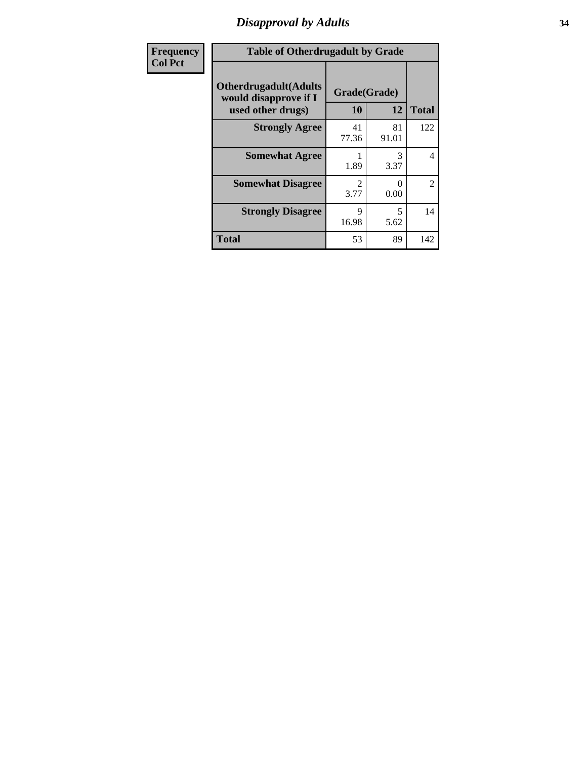| Frequency<br>Col Pct |
|---|

| Table of Otherdrugadult by Grade | | | |
|---|---|---|---|
| Otherdrugadult(Adults would disapprove if I used other drugs) | Grade(Grade) | | |
| | 10 | 12 | Total |
| Strongly Agree | 41<br>77.36 | 81<br>91.01 | 122 |
| Somewhat Agree | 1<br>1.89 | 3<br>3.37 | 4 |
| Somewhat Disagree | 2<br>3.77 | 0<br>0.00 | 2 |
| Strongly Disagree | 9<br>16.98 | 5<br>5.62 | 14 |
| Total | 53 | 89 | 142 |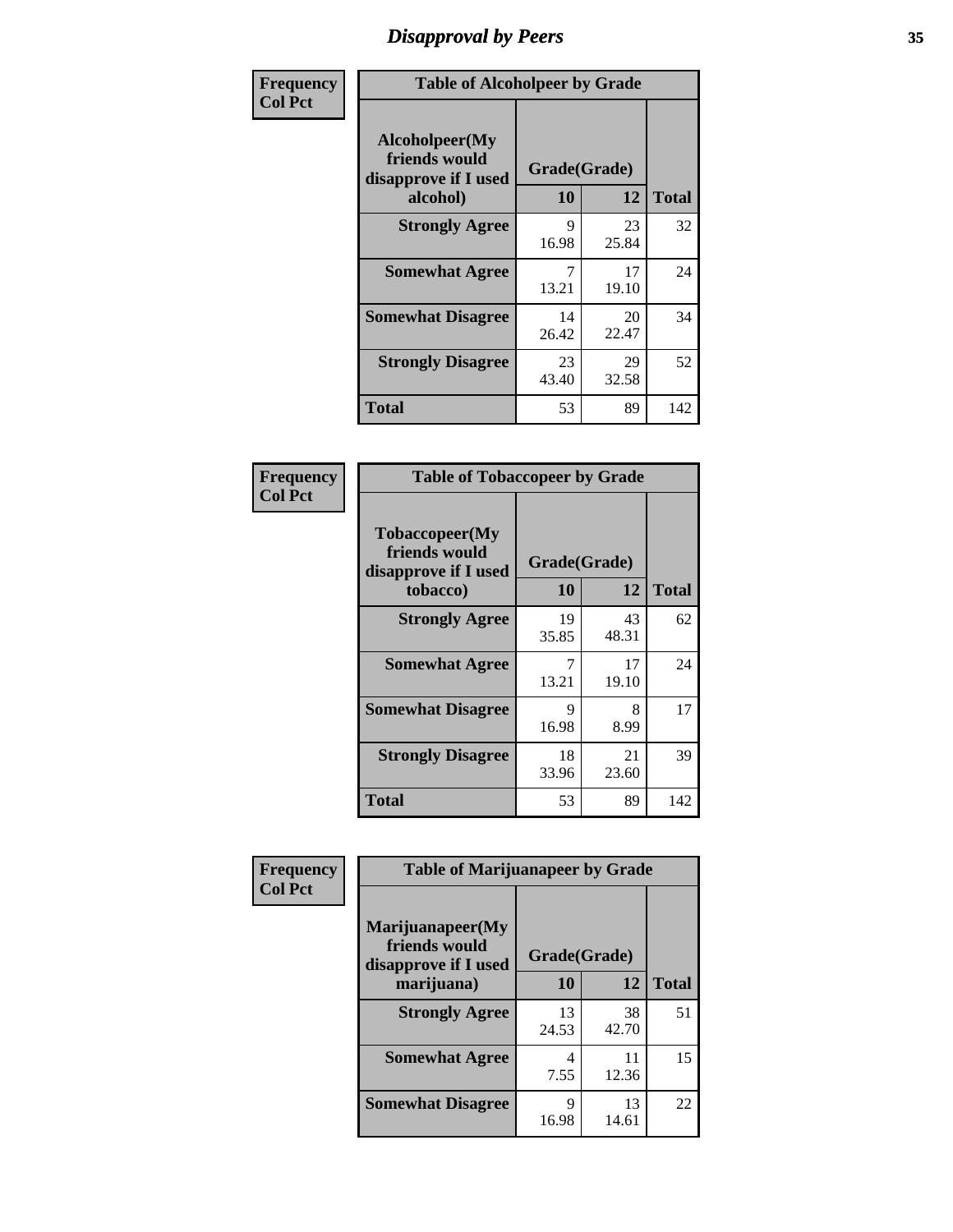# Disapproval by Peers

**Frequency Col Pct**

| Table of Alcoholpeer by Grade | | | |
|---|---|---|---|
| Alcoholpeer(My friends would disapprove if I used alcohol) | Grade(Grade) | | |
| | 10 | 12 | Total |
| Strongly Agree | 9<br>16.98 | 23<br>25.84 | 32 |
| Somewhat Agree | 7<br>13.21 | 17<br>19.10 | 24 |
| Somewhat Disagree | 14<br>26.42 | 20<br>22.47 | 34 |
| Strongly Disagree | 23<br>43.40 | 29<br>32.58 | 52 |
| Total | 53 | 89 | 142 |

**Frequency Col Pct**

| Table of Tobaccopeer by Grade | | | |
|---|---|---|---|
| Tobaccopeer(My friends would disapprove if I used tobacco) | Grade(Grade) | | |
| | 10 | 12 | Total |
| Strongly Agree | 19<br>35.85 | 43<br>48.31 | 62 |
| Somewhat Agree | 7<br>13.21 | 17<br>19.10 | 24 |
| Somewhat Disagree | 9<br>16.98 | 8<br>8.99 | 17 |
| Strongly Disagree | 18<br>33.96 | 21<br>23.60 | 39 |
| Total | 53 | 89 | 142 |

**Frequency Col Pct**

| Table of Marijuanapeer by Grade | | | |
|---|---|---|---|
| Marijuanapeer(My friends would disapprove if I used marijuana) | Grade(Grade) | | |
| | 10 | 12 | Total |
| Strongly Agree | 13<br>24.53 | 38<br>42.70 | 51 |
| Somewhat Agree | 4<br>7.55 | 11<br>12.36 | 15 |
| Somewhat Disagree | 9<br>16.98 | 13<br>14.61 | 22 |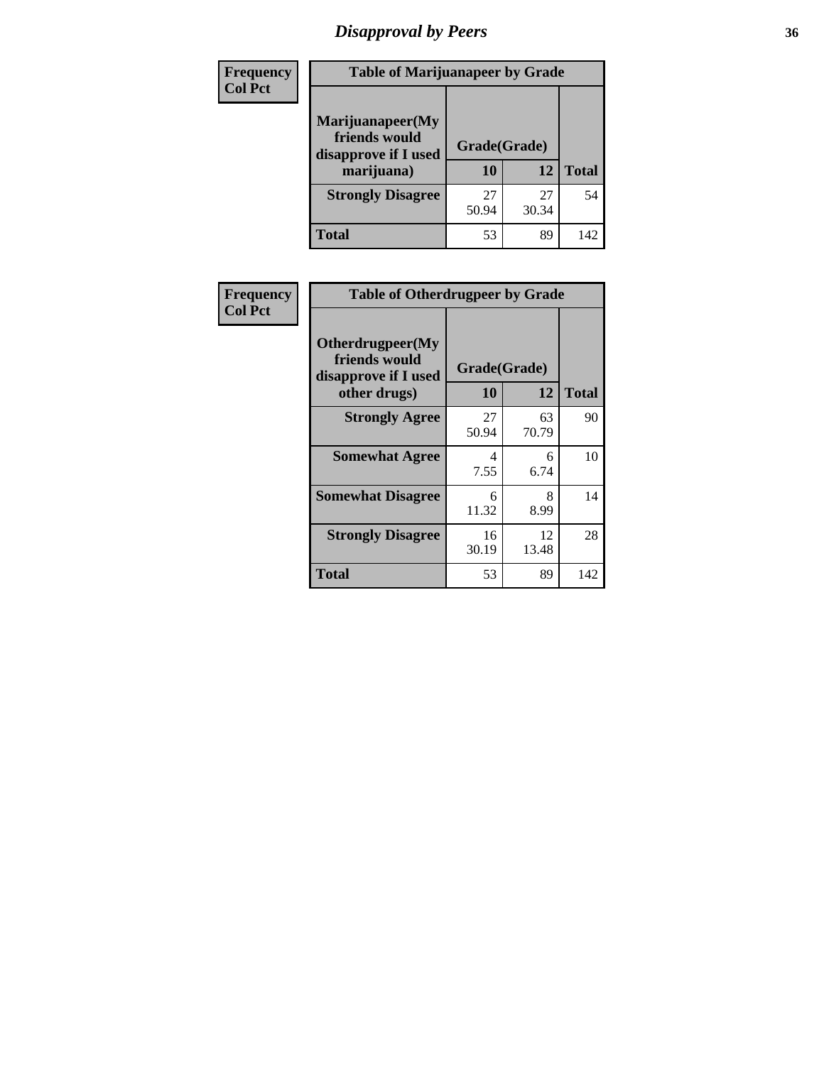# Disapproval by Peers

**Frequency**
**Col Pct**

| Table of Marijuanapeer by Grade | | | |
|---|---|---|---|
| Marijuanapeer(My friends would disapprove if I used marijuana) | Grade(Grade) | | |
| | 10 | 12 | Total |
| **Strongly Disagree** | 27<br>50.94 | 27<br>30.34 | 54 |
| **Total** | 53 | 89 | 142 |

**Frequency**
**Col Pct**

| Table of Otherdrugpeer by Grade | | | |
|---|---|---|---|
| Otherdrugpeer(My friends would disapprove if I used other drugs) | Grade(Grade) | | |
| | 10 | 12 | Total |
| **Strongly Agree** | 27<br>50.94 | 63<br>70.79 | 90 |
| **Somewhat Agree** | 4<br>7.55 | 6<br>6.74 | 10 |
| **Somewhat Disagree** | 6<br>11.32 | 8<br>8.99 | 14 |
| **Strongly Disagree** | 16<br>30.19 | 12<br>13.48 | 28 |
| **Total** | 53 | 89 | 142 |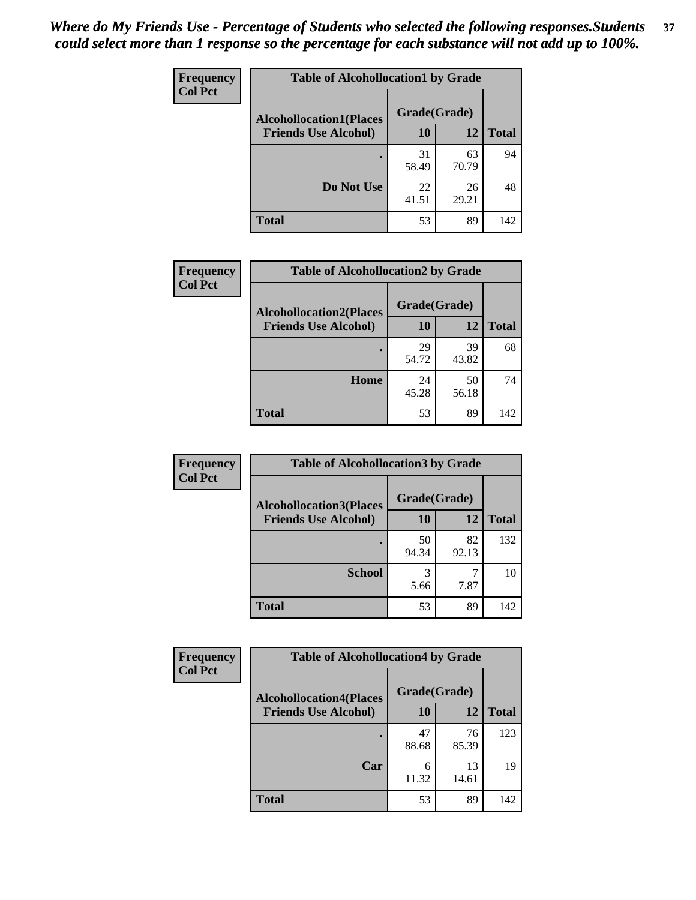*Where do My Friends Use - Percentage of Students who selected the following responses.Students could select more than 1 response so the percentage for each substance will not add up to 100%.*

**Frequency**
**Col Pct**

**Table of Alcohollocation1 by Grade**

| Alcohollocation1(Places Friends Use Alcohol) | Grade(Grade) | | Total |
|---|---|---|---|
| | 10 | 12 | |
| . | 31<br>58.49 | 63<br>70.79 | 94 |
| Do Not Use | 22<br>41.51 | 26<br>29.21 | 48 |
| Total | 53 | 89 | 142 |

**Frequency**
**Col Pct**

**Table of Alcohollocation2 by Grade**

| Alcohollocation2(Places Friends Use Alcohol) | Grade(Grade) | | Total |
|---|---|---|---|
| | 10 | 12 | |
| . | 29<br>54.72 | 39<br>43.82 | 68 |
| Home | 24<br>45.28 | 50<br>56.18 | 74 |
| Total | 53 | 89 | 142 |

**Frequency**
**Col Pct**

**Table of Alcohollocation3 by Grade**

| Alcohollocation3(Places Friends Use Alcohol) | Grade(Grade) | | Total |
|---|---|---|---|
| | 10 | 12 | |
| . | 50<br>94.34 | 82<br>92.13 | 132 |
| School | 3<br>5.66 | 7<br>7.87 | 10 |
| Total | 53 | 89 | 142 |

**Frequency**
**Col Pct**

**Table of Alcohollocation4 by Grade**

| Alcohollocation4(Places Friends Use Alcohol) | Grade(Grade) | | Total |
|---|---|---|---|
| | 10 | 12 | |
| . | 47<br>88.68 | 76<br>85.39 | 123 |
| Car | 6<br>11.32 | 13<br>14.61 | 19 |
| Total | 53 | 89 | 142 |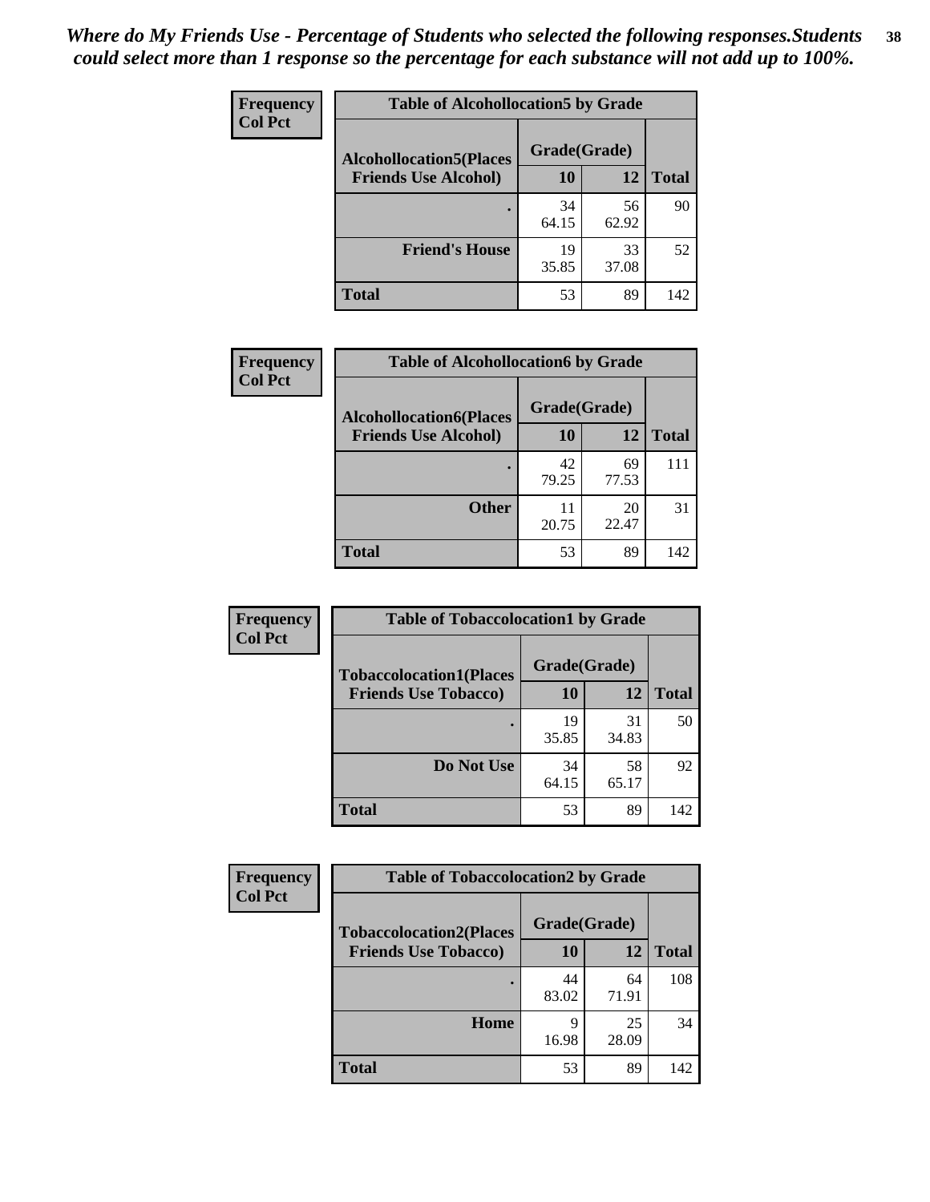*Where do My Friends Use - Percentage of Students who selected the following responses.Students could select more than 1 response so the percentage for each substance will not add up to 100%.*

**Frequency**
**Col Pct**

| Table of Alcohollocation5 by Grade | | | |
|---|---|---|---|
| **Alcohollocation5(Places Friends Use Alcohol)** | **Grade(Grade)** | | **Total** |
| | **10** | **12** | |
| **.** | 34<br>64.15 | 56<br>62.92 | 90 |
| **Friend's House** | 19<br>35.85 | 33<br>37.08 | 52 |
| **Total** | 53 | 89 | 142 |

**Frequency**
**Col Pct**

| Table of Alcohollocation6 by Grade | | | |
|---|---|---|---|
| **Alcohollocation6(Places Friends Use Alcohol)** | **Grade(Grade)** | | **Total** |
| | **10** | **12** | |
| **.** | 42<br>79.25 | 69<br>77.53 | 111 |
| **Other** | 11<br>20.75 | 20<br>22.47 | 31 |
| **Total** | 53 | 89 | 142 |

**Frequency**
**Col Pct**

| Table of Tobaccolocation1 by Grade | | | |
|---|---|---|---|
| **Tobaccolocation1(Places Friends Use Tobacco)** | **Grade(Grade)** | | **Total** |
| | **10** | **12** | |
| **.** | 19<br>35.85 | 31<br>34.83 | 50 |
| **Do Not Use** | 34<br>64.15 | 58<br>65.17 | 92 |
| **Total** | 53 | 89 | 142 |

**Frequency**
**Col Pct**

| Table of Tobaccolocation2 by Grade | | | |
|---|---|---|---|
| **Tobaccolocation2(Places Friends Use Tobacco)** | **Grade(Grade)** | | **Total** |
| | **10** | **12** | |
| **.** | 44<br>83.02 | 64<br>71.91 | 108 |
| **Home** | 9<br>16.98 | 25<br>28.09 | 34 |
| **Total** | 53 | 89 | 142 |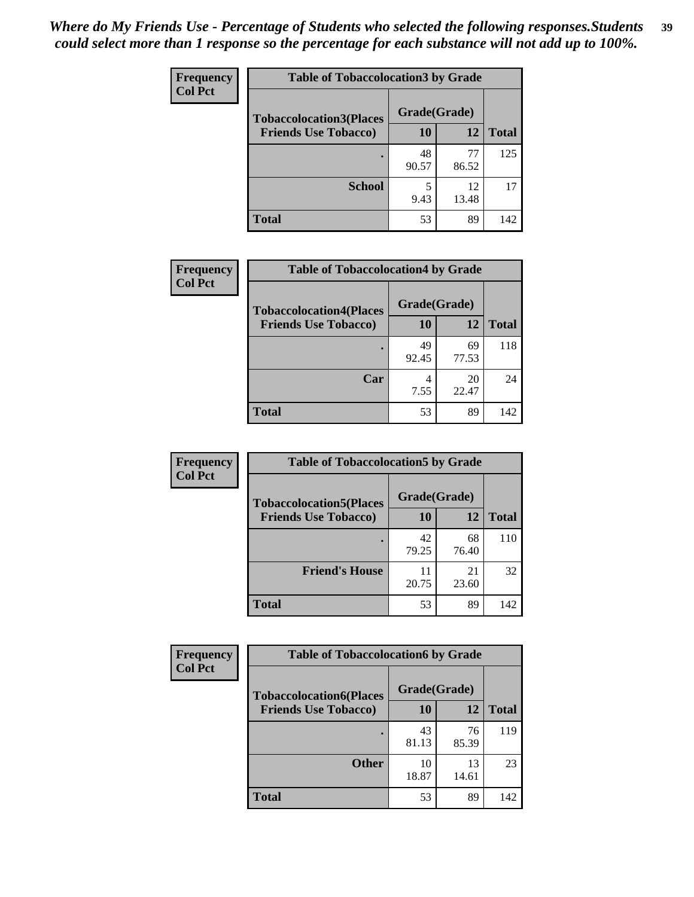*Where do My Friends Use - Percentage of Students who selected the following responses.Students could select more than 1 response so the percentage for each substance will not add up to 100%.*

**Frequency**
**Col Pct**

| Table of Tobaccolocation3 by Grade | | | |
|---|---|---|---|
| **Tobaccolocation3(Places Friends Use Tobacco)** | **Grade(Grade)** | | **Total** |
| | **10** | **12** | |
| **.** | 48<br>90.57 | 77<br>86.52 | 125 |
| **School** | 5<br>9.43 | 12<br>13.48 | 17 |
| **Total** | 53 | 89 | 142 |

**Frequency**
**Col Pct**

| Table of Tobaccolocation4 by Grade | | | |
|---|---|---|---|
| **Tobaccolocation4(Places Friends Use Tobacco)** | **Grade(Grade)** | | **Total** |
| | **10** | **12** | |
| **.** | 49<br>92.45 | 69<br>77.53 | 118 |
| **Car** | 4<br>7.55 | 20<br>22.47 | 24 |
| **Total** | 53 | 89 | 142 |

**Frequency**
**Col Pct**

| Table of Tobaccolocation5 by Grade | | | |
|---|---|---|---|
| **Tobaccolocation5(Places Friends Use Tobacco)** | **Grade(Grade)** | | **Total** |
| | **10** | **12** | |
| **.** | 42<br>79.25 | 68<br>76.40 | 110 |
| **Friend's House** | 11<br>20.75 | 21<br>23.60 | 32 |
| **Total** | 53 | 89 | 142 |

**Frequency**
**Col Pct**

| Table of Tobaccolocation6 by Grade | | | |
|---|---|---|---|
| **Tobaccolocation6(Places Friends Use Tobacco)** | **Grade(Grade)** | | **Total** |
| | **10** | **12** | |
| **.** | 43<br>81.13 | 76<br>85.39 | 119 |
| **Other** | 10<br>18.87 | 13<br>14.61 | 23 |
| **Total** | 53 | 89 | 142 |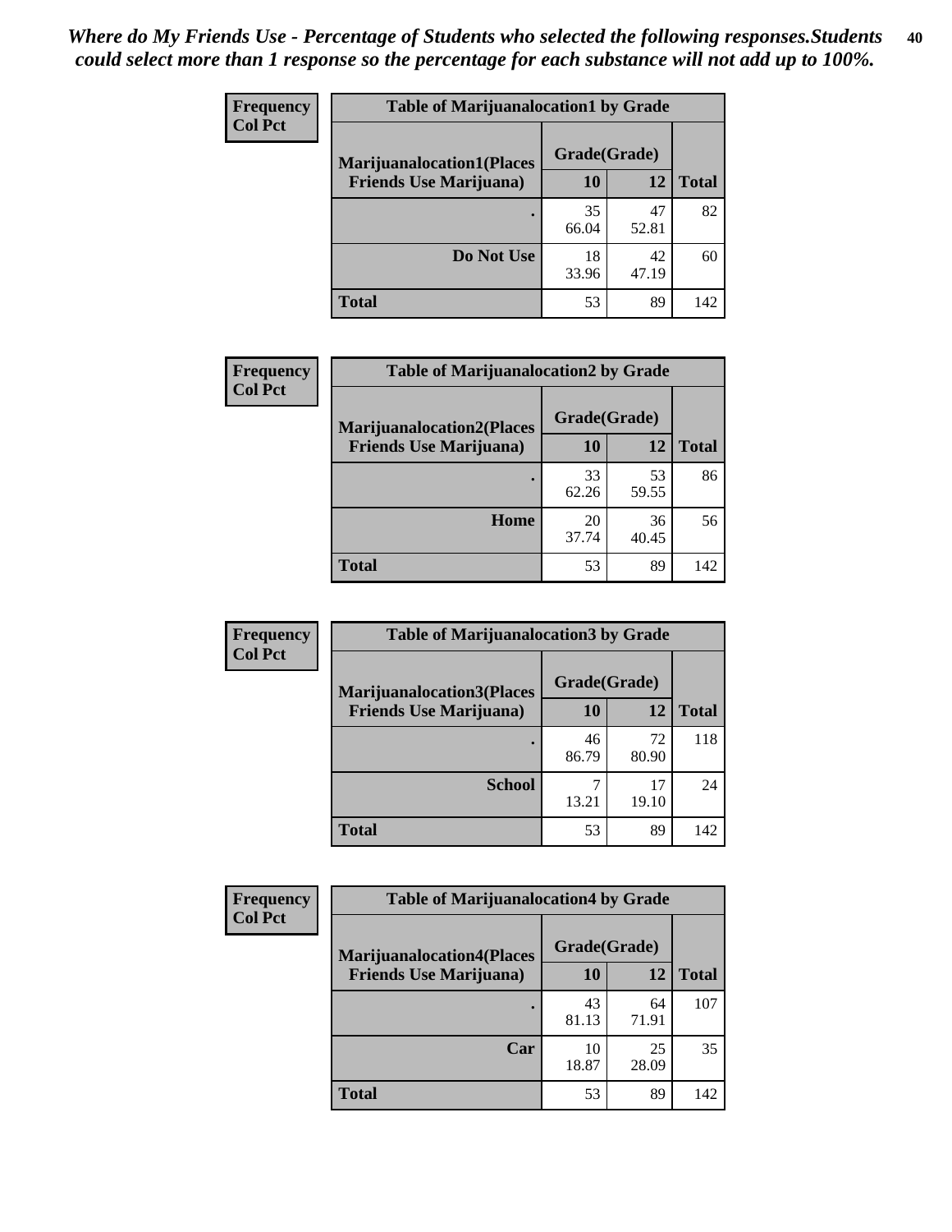*Where do My Friends Use - Percentage of Students who selected the following responses.Students could select more than 1 response so the percentage for each substance will not add up to 100%.*

**Frequency**
**Col Pct**

| Table of Marijuanalocation1 by Grade | | | |
|---|---|---|---|
| **Marijuanalocation1(Places Friends Use Marijuana)** | **Grade(Grade)** | | **Total** |
| | **10** | **12** | |
| **.** | 35<br>66.04 | 47<br>52.81 | 82 |
| **Do Not Use** | 18<br>33.96 | 42<br>47.19 | 60 |
| **Total** | 53 | 89 | 142 |

**Frequency**
**Col Pct**

| Table of Marijuanalocation2 by Grade | | | |
|---|---|---|---|
| **Marijuanalocation2(Places Friends Use Marijuana)** | **Grade(Grade)** | | **Total** |
| | **10** | **12** | |
| **.** | 33<br>62.26 | 53<br>59.55 | 86 |
| **Home** | 20<br>37.74 | 36<br>40.45 | 56 |
| **Total** | 53 | 89 | 142 |

**Frequency**
**Col Pct**

| Table of Marijuanalocation3 by Grade | | | |
|---|---|---|---|
| **Marijuanalocation3(Places Friends Use Marijuana)** | **Grade(Grade)** | | **Total** |
| | **10** | **12** | |
| **.** | 46<br>86.79 | 72<br>80.90 | 118 |
| **School** | 7<br>13.21 | 17<br>19.10 | 24 |
| **Total** | 53 | 89 | 142 |

**Frequency**
**Col Pct**

| Table of Marijuanalocation4 by Grade | | | |
|---|---|---|---|
| **Marijuanalocation4(Places Friends Use Marijuana)** | **Grade(Grade)** | | **Total** |
| | **10** | **12** | |
| **.** | 43<br>81.13 | 64<br>71.91 | 107 |
| **Car** | 10<br>18.87 | 25<br>28.09 | 35 |
| **Total** | 53 | 89 | 142 |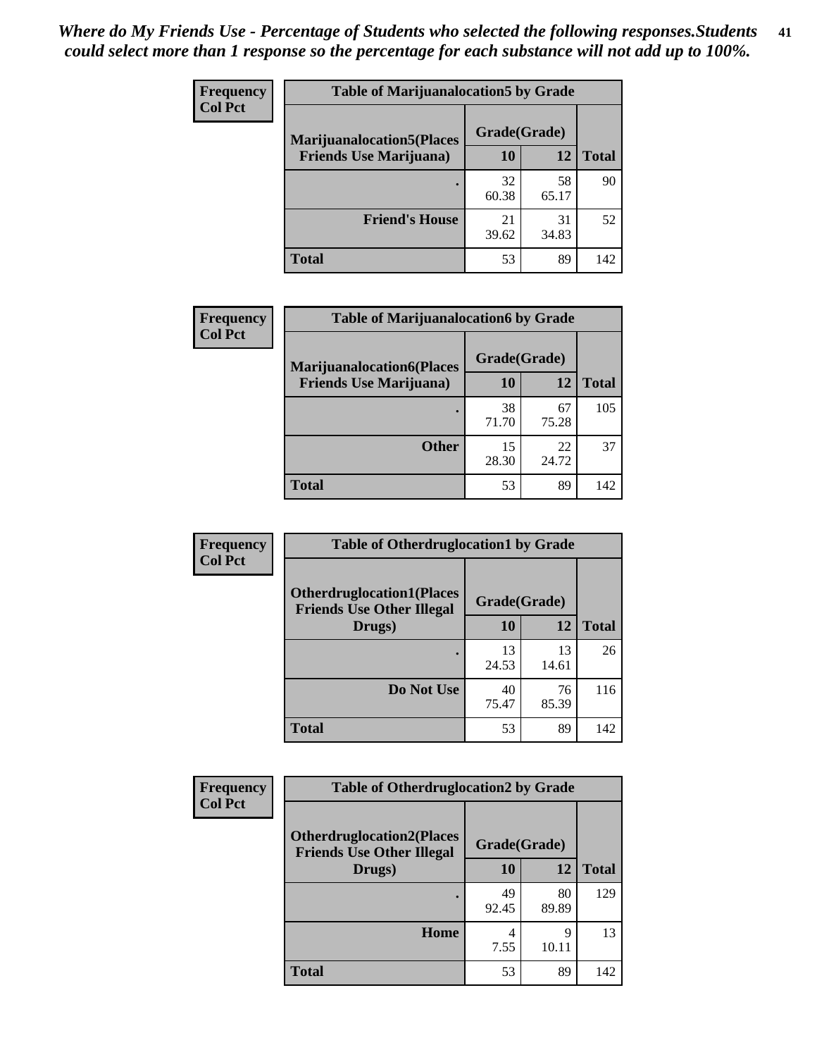*Where do My Friends Use - Percentage of Students who selected the following responses.Students could select more than 1 response so the percentage for each substance will not add up to 100%.*

**Frequency**
**Col Pct**

| Table of Marijuanalocation5 by Grade | | | |
|---|---|---|---|
| **Marijuanalocation5(Places Friends Use Marijuana)** | **Grade(Grade)** | | **Total** |
| | **10** | **12** | |
| . | 32<br>60.38 | 58<br>65.17 | 90 |
| **Friend's House** | 21<br>39.62 | 31<br>34.83 | 52 |
| **Total** | 53 | 89 | 142 |

**Frequency**
**Col Pct**

| Table of Marijuanalocation6 by Grade | | | |
|---|---|---|---|
| **Marijuanalocation6(Places Friends Use Marijuana)** | **Grade(Grade)** | | **Total** |
| | **10** | **12** | |
| . | 38<br>71.70 | 67<br>75.28 | 105 |
| **Other** | 15<br>28.30 | 22<br>24.72 | 37 |
| **Total** | 53 | 89 | 142 |

**Frequency**
**Col Pct**

| Table of Otherdruglocation1 by Grade | | | |
|---|---|---|---|
| **Otherdruglocation1(Places Friends Use Other Illegal Drugs)** | **Grade(Grade)** | | **Total** |
| | **10** | **12** | |
| . | 13<br>24.53 | 13<br>14.61 | 26 |
| **Do Not Use** | 40<br>75.47 | 76<br>85.39 | 116 |
| **Total** | 53 | 89 | 142 |

**Frequency**
**Col Pct**

| Table of Otherdruglocation2 by Grade | | | |
|---|---|---|---|
| **Otherdruglocation2(Places Friends Use Other Illegal Drugs)** | **Grade(Grade)** | | **Total** |
| | **10** | **12** | |
| . | 49<br>92.45 | 80<br>89.89 | 129 |
| **Home** | 4<br>7.55 | 9<br>10.11 | 13 |
| **Total** | 53 | 89 | 142 |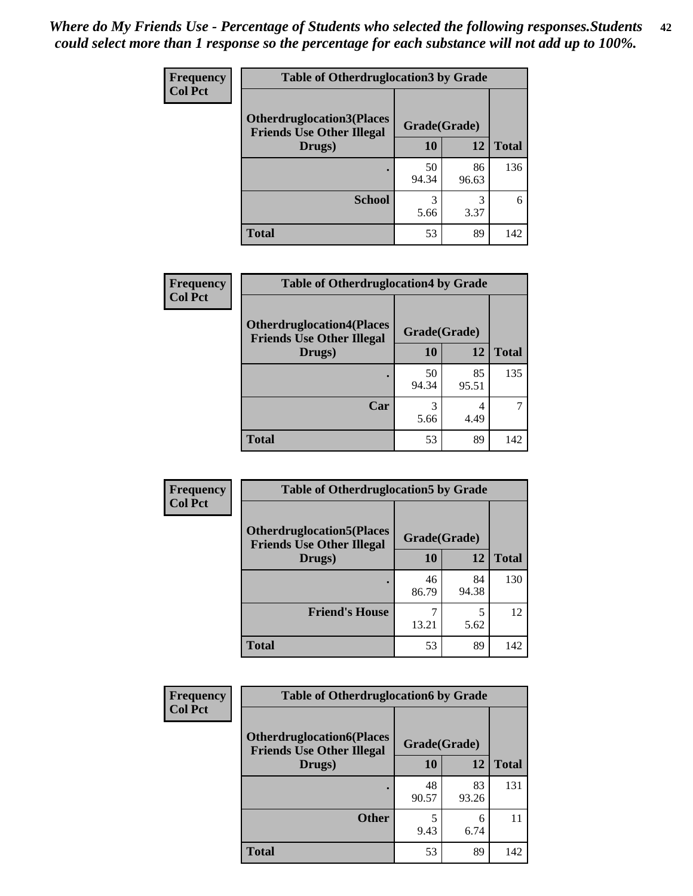*Where do My Friends Use - Percentage of Students who selected the following responses.Students could select more than 1 response so the percentage for each substance will not add up to 100%.*

**Frequency**
**Col Pct**

| Table of Otherdruglocation3 by Grade | | | |
|---|---|---|---|
| **Otherdruglocation3(Places Friends Use Other Illegal Drugs)** | **Grade(Grade)** | | |
| | **10** | **12** | **Total** |
| **.** | 50<br>94.34 | 86<br>96.63 | 136 |
| **School** | 3<br>5.66 | 3<br>3.37 | 6 |
| **Total** | 53 | 89 | 142 |

**Frequency**
**Col Pct**

| Table of Otherdruglocation4 by Grade | | | |
|---|---|---|---|
| **Otherdruglocation4(Places Friends Use Other Illegal Drugs)** | **Grade(Grade)** | | |
| | **10** | **12** | **Total** |
| **.** | 50<br>94.34 | 85<br>95.51 | 135 |
| **Car** | 3<br>5.66 | 4<br>4.49 | 7 |
| **Total** | 53 | 89 | 142 |

**Frequency**
**Col Pct**

| Table of Otherdruglocation5 by Grade | | | |
|---|---|---|---|
| **Otherdruglocation5(Places Friends Use Other Illegal Drugs)** | **Grade(Grade)** | | |
| | **10** | **12** | **Total** |
| **.** | 46<br>86.79 | 84<br>94.38 | 130 |
| **Friend's House** | 7<br>13.21 | 5<br>5.62 | 12 |
| **Total** | 53 | 89 | 142 |

**Frequency**
**Col Pct**

| Table of Otherdruglocation6 by Grade | | | |
|---|---|---|---|
| **Otherdruglocation6(Places Friends Use Other Illegal Drugs)** | **Grade(Grade)** | | |
| | **10** | **12** | **Total** |
| **.** | 48<br>90.57 | 83<br>93.26 | 131 |
| **Other** | 5<br>9.43 | 6<br>6.74 | 11 |
| **Total** | 53 | 89 | 142 |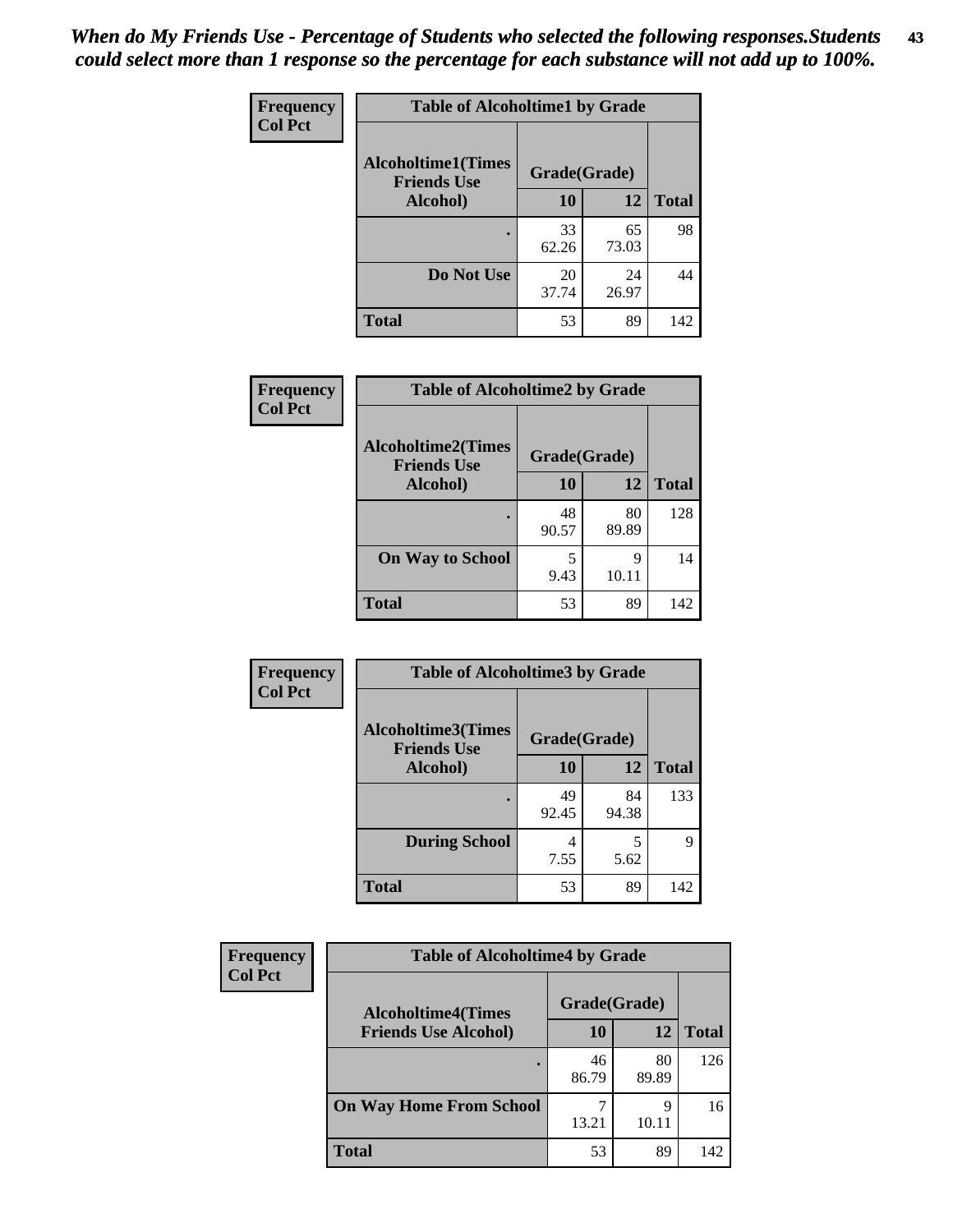*When do My Friends Use - Percentage of Students who selected the following responses.Students could select more than 1 response so the percentage for each substance will not add up to 100%.*

**Frequency**
**Col Pct**

**Table of Alcoholtime1 by Grade**

| Alcoholtime1(Times Friends Use Alcohol) | Grade(Grade) | | |
|---|---|---|---|
| | 10 | 12 | Total |
| . | 33<br>62.26 | 65<br>73.03 | 98 |
| Do Not Use | 20<br>37.74 | 24<br>26.97 | 44 |
| Total | 53 | 89 | 142 |

**Frequency**
**Col Pct**

**Table of Alcoholtime2 by Grade**

| Alcoholtime2(Times Friends Use Alcohol) | Grade(Grade) | | |
|---|---|---|---|
| | 10 | 12 | Total |
| . | 48<br>90.57 | 80<br>89.89 | 128 |
| On Way to School | 5<br>9.43 | 9<br>10.11 | 14 |
| Total | 53 | 89 | 142 |

**Frequency**
**Col Pct**

**Table of Alcoholtime3 by Grade**

| Alcoholtime3(Times Friends Use Alcohol) | Grade(Grade) | | |
|---|---|---|---|
| | 10 | 12 | Total |
| . | 49<br>92.45 | 84<br>94.38 | 133 |
| During School | 4<br>7.55 | 5<br>5.62 | 9 |
| Total | 53 | 89 | 142 |

**Frequency**
**Col Pct**

**Table of Alcoholtime4 by Grade**

| Alcoholtime4(Times Friends Use Alcohol) | Grade(Grade) | | |
|---|---|---|---|
| | 10 | 12 | Total |
| . | 46<br>86.79 | 80<br>89.89 | 126 |
| On Way Home From School | 7<br>13.21 | 9<br>10.11 | 16 |
| Total | 53 | 89 | 142 |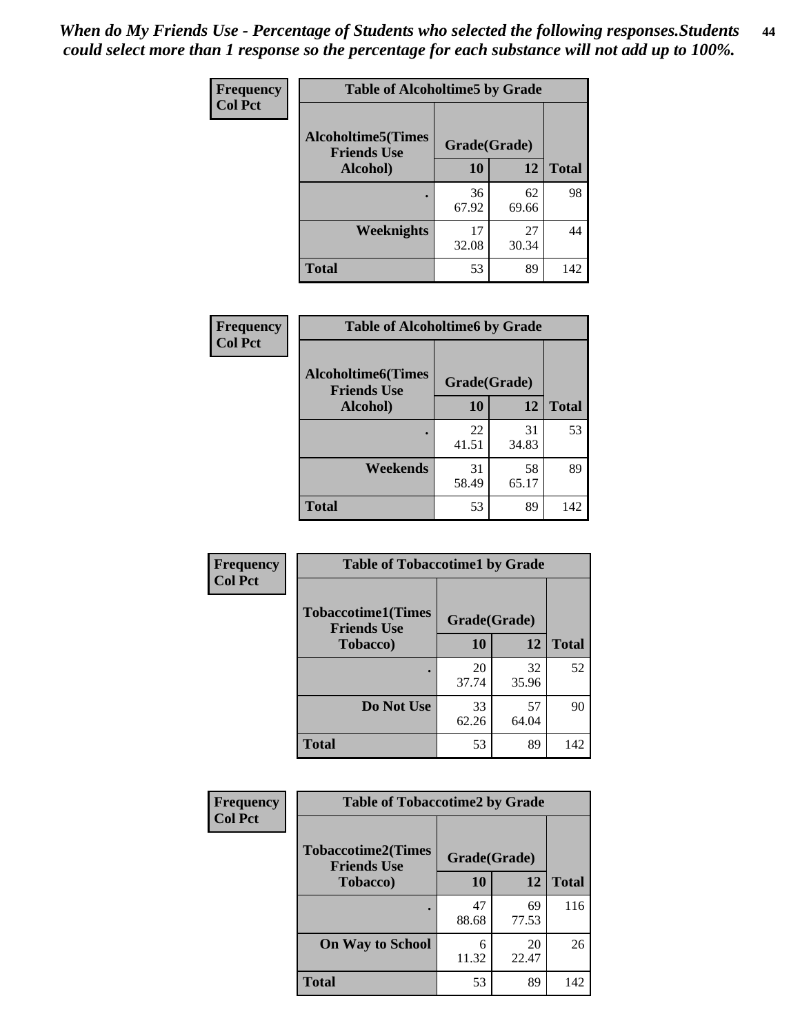*When do My Friends Use - Percentage of Students who selected the following responses.Students could select more than 1 response so the percentage for each substance will not add up to 100%.*

**Frequency**
**Col Pct**

| Table of Alcoholtime5 by Grade | | | |
|---|---|---|---|
| Alcoholtime5(Times Friends Use Alcohol) | Grade(Grade) | | |
| | 10 | 12 | Total |
| . | 36<br>67.92 | 62<br>69.66 | 98 |
| Weeknights | 17<br>32.08 | 27<br>30.34 | 44 |
| Total | 53 | 89 | 142 |

**Frequency**
**Col Pct**

| Table of Alcoholtime6 by Grade | | | |
|---|---|---|---|
| Alcoholtime6(Times Friends Use Alcohol) | Grade(Grade) | | |
| | 10 | 12 | Total |
| . | 22<br>41.51 | 31<br>34.83 | 53 |
| Weekends | 31<br>58.49 | 58<br>65.17 | 89 |
| Total | 53 | 89 | 142 |

**Frequency**
**Col Pct**

| Table of Tobaccotime1 by Grade | | | |
|---|---|---|---|
| Tobaccotime1(Times Friends Use Tobacco) | Grade(Grade) | | |
| | 10 | 12 | Total |
| . | 20<br>37.74 | 32<br>35.96 | 52 |
| Do Not Use | 33<br>62.26 | 57<br>64.04 | 90 |
| Total | 53 | 89 | 142 |

**Frequency**
**Col Pct**

| Table of Tobaccotime2 by Grade | | | |
|---|---|---|---|
| Tobaccotime2(Times Friends Use Tobacco) | Grade(Grade) | | |
| | 10 | 12 | Total |
| . | 47<br>88.68 | 69<br>77.53 | 116 |
| On Way to School | 6<br>11.32 | 20<br>22.47 | 26 |
| Total | 53 | 89 | 142 |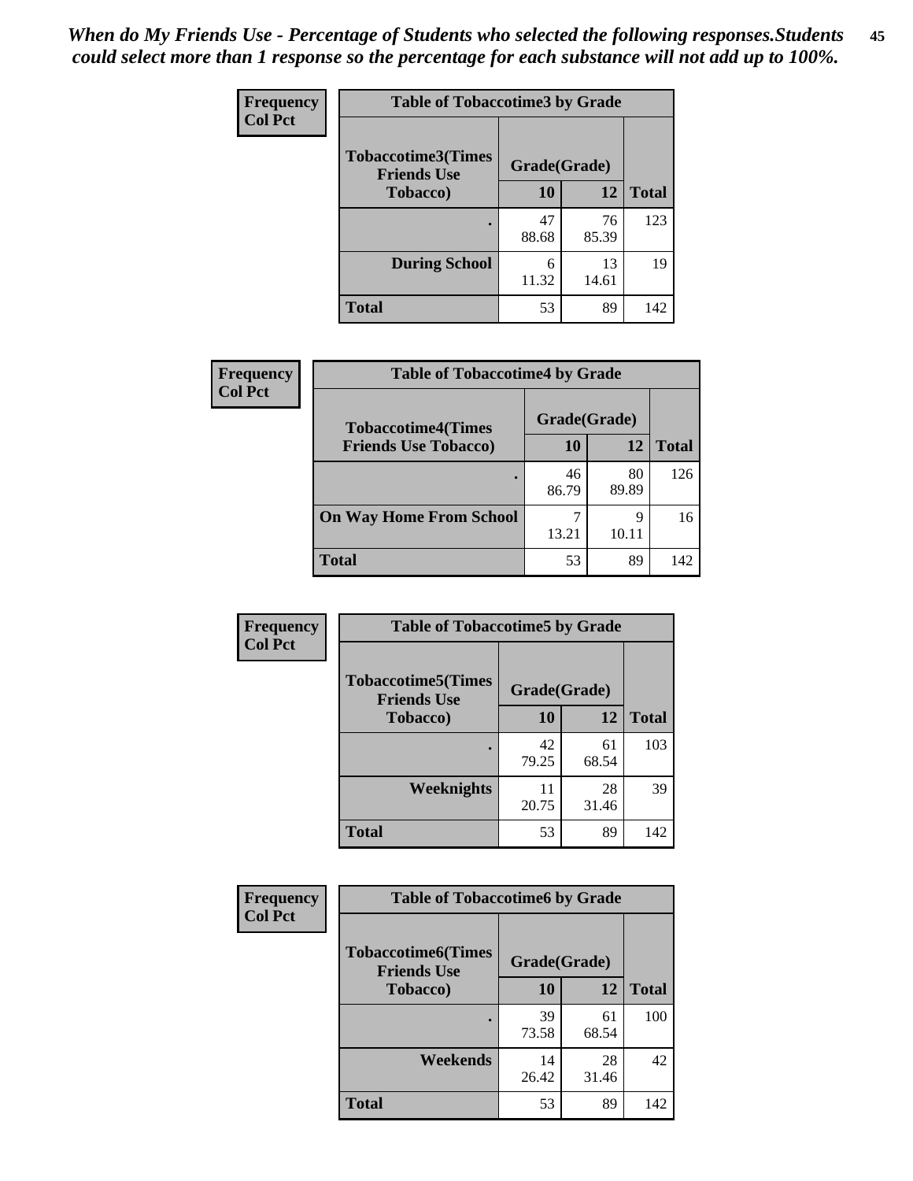*When do My Friends Use - Percentage of Students who selected the following responses.Students could select more than 1 response so the percentage for each substance will not add up to 100%.*

**Frequency**
**Col Pct**

| Table of Tobaccotime3 by Grade | | | |
|---|---|---|---|
| **Tobaccotime3(Times Friends Use Tobacco)** | **Grade(Grade)** | | |
| | **10** | **12** | **Total** |
| . | 47<br>88.68 | 76<br>85.39 | 123 |
| **During School** | 6<br>11.32 | 13<br>14.61 | 19 |
| **Total** | 53 | 89 | 142 |

**Frequency**
**Col Pct**

| Table of Tobaccotime4 by Grade | | | |
|---|---|---|---|
| **Tobaccotime4(Times Friends Use Tobacco)** | **Grade(Grade)** | | |
| | **10** | **12** | **Total** |
| . | 46<br>86.79 | 80<br>89.89 | 126 |
| **On Way Home From School** | 7<br>13.21 | 9<br>10.11 | 16 |
| **Total** | 53 | 89 | 142 |

**Frequency**
**Col Pct**

| Table of Tobaccotime5 by Grade | | | |
|---|---|---|---|
| **Tobaccotime5(Times Friends Use Tobacco)** | **Grade(Grade)** | | |
| | **10** | **12** | **Total** |
| . | 42<br>79.25 | 61<br>68.54 | 103 |
| **Weeknights** | 11<br>20.75 | 28<br>31.46 | 39 |
| **Total** | 53 | 89 | 142 |

**Frequency**
**Col Pct**

| Table of Tobaccotime6 by Grade | | | |
|---|---|---|---|
| **Tobaccotime6(Times Friends Use Tobacco)** | **Grade(Grade)** | | |
| | **10** | **12** | **Total** |
| . | 39<br>73.58 | 61<br>68.54 | 100 |
| **Weekends** | 14<br>26.42 | 28<br>31.46 | 42 |
| **Total** | 53 | 89 | 142 |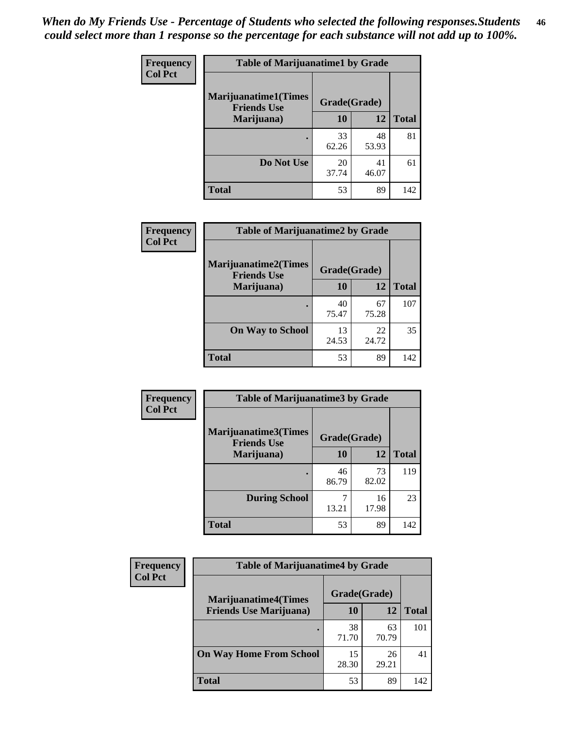*When do My Friends Use - Percentage of Students who selected the following responses.Students could select more than 1 response so the percentage for each substance will not add up to 100%.*

**Frequency**
**Col Pct**

| Table of Marijuanatime1 by Grade | | | |
|---|---|---|---|
| **Marijuanatime1(Times Friends Use Marijuana)** | **Grade(Grade)** | | |
| | **10** | **12** | **Total** |
| **.** | 33<br>62.26 | 48<br>53.93 | 81 |
| **Do Not Use** | 20<br>37.74 | 41<br>46.07 | 61 |
| **Total** | 53 | 89 | 142 |

**Frequency**
**Col Pct**

| Table of Marijuanatime2 by Grade | | | |
|---|---|---|---|
| **Marijuanatime2(Times Friends Use Marijuana)** | **Grade(Grade)** | | |
| | **10** | **12** | **Total** |
| **.** | 40<br>75.47 | 67<br>75.28 | 107 |
| **On Way to School** | 13<br>24.53 | 22<br>24.72 | 35 |
| **Total** | 53 | 89 | 142 |

**Frequency**
**Col Pct**

| Table of Marijuanatime3 by Grade | | | |
|---|---|---|---|
| **Marijuanatime3(Times Friends Use Marijuana)** | **Grade(Grade)** | | |
| | **10** | **12** | **Total** |
| **.** | 46<br>86.79 | 73<br>82.02 | 119 |
| **During School** | 7<br>13.21 | 16<br>17.98 | 23 |
| **Total** | 53 | 89 | 142 |

**Frequency**
**Col Pct**

| Table of Marijuanatime4 by Grade | | | |
|---|---|---|---|
| **Marijuanatime4(Times Friends Use Marijuana)** | **Grade(Grade)** | | |
| | **10** | **12** | **Total** |
| **.** | 38<br>71.70 | 63<br>70.79 | 101 |
| **On Way Home From School** | 15<br>28.30 | 26<br>29.21 | 41 |
| **Total** | 53 | 89 | 142 |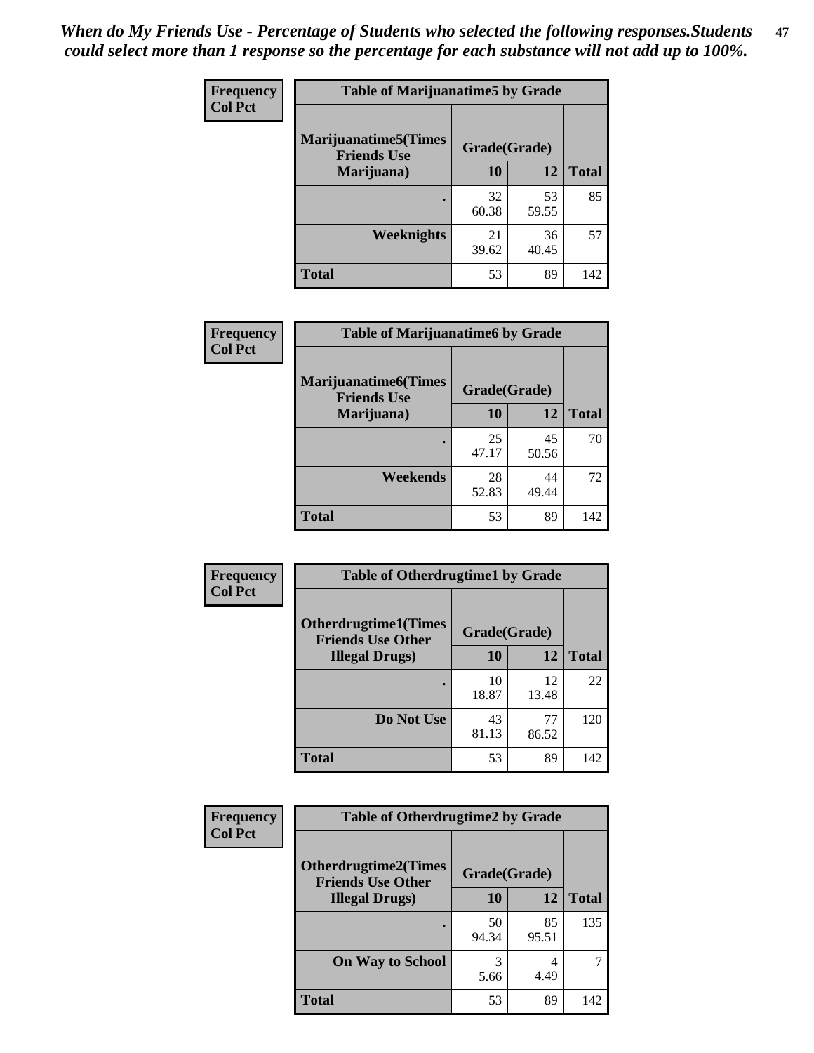*When do My Friends Use - Percentage of Students who selected the following responses.Students could select more than 1 response so the percentage for each substance will not add up to 100%.*

**Frequency**
**Col Pct**

| Table of Marijuanatime5 by Grade | | | |
|---|---|---|---|
| **Marijuanatime5(Times Friends Use Marijuana)** | **Grade(Grade)** | | |
| | **10** | **12** | **Total** |
| **.** | 32<br>60.38 | 53<br>59.55 | 85 |
| **Weeknights** | 21<br>39.62 | 36<br>40.45 | 57 |
| **Total** | 53 | 89 | 142 |

**Frequency**
**Col Pct**

| Table of Marijuanatime6 by Grade | | | |
|---|---|---|---|
| **Marijuanatime6(Times Friends Use Marijuana)** | **Grade(Grade)** | | |
| | **10** | **12** | **Total** |
| **.** | 25<br>47.17 | 45<br>50.56 | 70 |
| **Weekends** | 28<br>52.83 | 44<br>49.44 | 72 |
| **Total** | 53 | 89 | 142 |

**Frequency**
**Col Pct**

| Table of Otherdrugtime1 by Grade | | | |
|---|---|---|---|
| **Otherdrugtime1(Times Friends Use Other Illegal Drugs)** | **Grade(Grade)** | | |
| | **10** | **12** | **Total** |
| **.** | 10<br>18.87 | 12<br>13.48 | 22 |
| **Do Not Use** | 43<br>81.13 | 77<br>86.52 | 120 |
| **Total** | 53 | 89 | 142 |

**Frequency**
**Col Pct**

| Table of Otherdrugtime2 by Grade | | | |
|---|---|---|---|
| **Otherdrugtime2(Times Friends Use Other Illegal Drugs)** | **Grade(Grade)** | | |
| | **10** | **12** | **Total** |
| **.** | 50<br>94.34 | 85<br>95.51 | 135 |
| **On Way to School** | 3<br>5.66 | 4<br>4.49 | 7 |
| **Total** | 53 | 89 | 142 |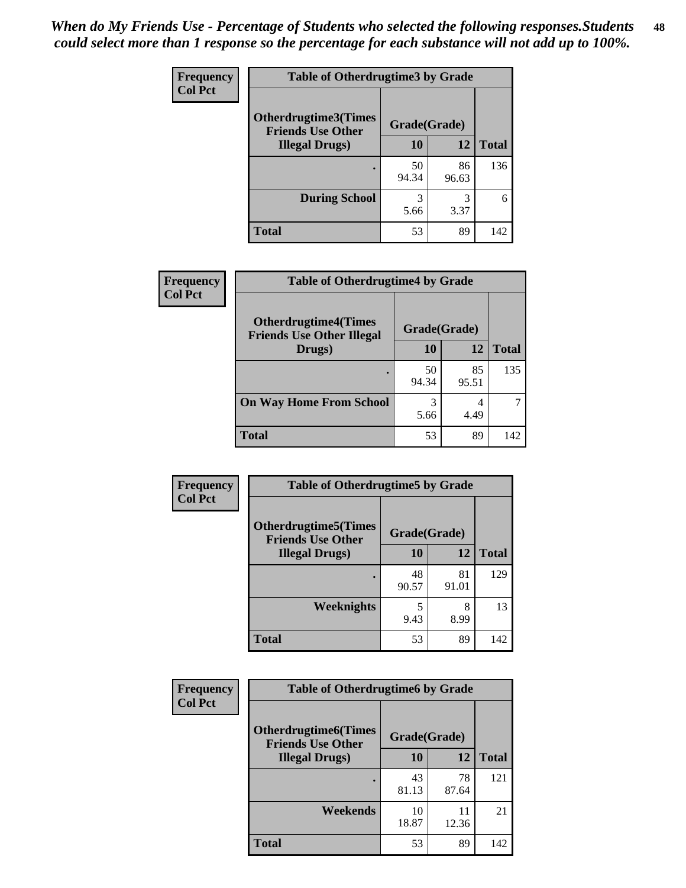*When do My Friends Use - Percentage of Students who selected the following responses.Students could select more than 1 response so the percentage for each substance will not add up to 100%.*

**Frequency**
**Col Pct**

| Table of Otherdrugtime3 by Grade | | | |
|---|---|---|---|
| **Otherdrugtime3(Times Friends Use Other Illegal Drugs)** | **Grade(Grade)** | | **Total** |
| | **10** | **12** | |
| **.** | 50<br>94.34 | 86<br>96.63 | 136 |
| **During School** | 3<br>5.66 | 3<br>3.37 | 6 |
| **Total** | 53 | 89 | 142 |

**Frequency**
**Col Pct**

| Table of Otherdrugtime4 by Grade | | | |
|---|---|---|---|
| **Otherdrugtime4(Times Friends Use Other Illegal Drugs)** | **Grade(Grade)** | | **Total** |
| | **10** | **12** | |
| **.** | 50<br>94.34 | 85<br>95.51 | 135 |
| **On Way Home From School** | 3<br>5.66 | 4<br>4.49 | 7 |
| **Total** | 53 | 89 | 142 |

**Frequency**
**Col Pct**

| Table of Otherdrugtime5 by Grade | | | |
|---|---|---|---|
| **Otherdrugtime5(Times Friends Use Other Illegal Drugs)** | **Grade(Grade)** | | **Total** |
| | **10** | **12** | |
| **.** | 48<br>90.57 | 81<br>91.01 | 129 |
| **Weeknights** | 5<br>9.43 | 8<br>8.99 | 13 |
| **Total** | 53 | 89 | 142 |

**Frequency**
**Col Pct**

| Table of Otherdrugtime6 by Grade | | | |
|---|---|---|---|
| **Otherdrugtime6(Times Friends Use Other Illegal Drugs)** | **Grade(Grade)** | | **Total** |
| | **10** | **12** | |
| **.** | 43<br>81.13 | 78<br>87.64 | 121 |
| **Weekends** | 10<br>18.87 | 11<br>12.36 | 21 |
| **Total** | 53 | 89 | 142 |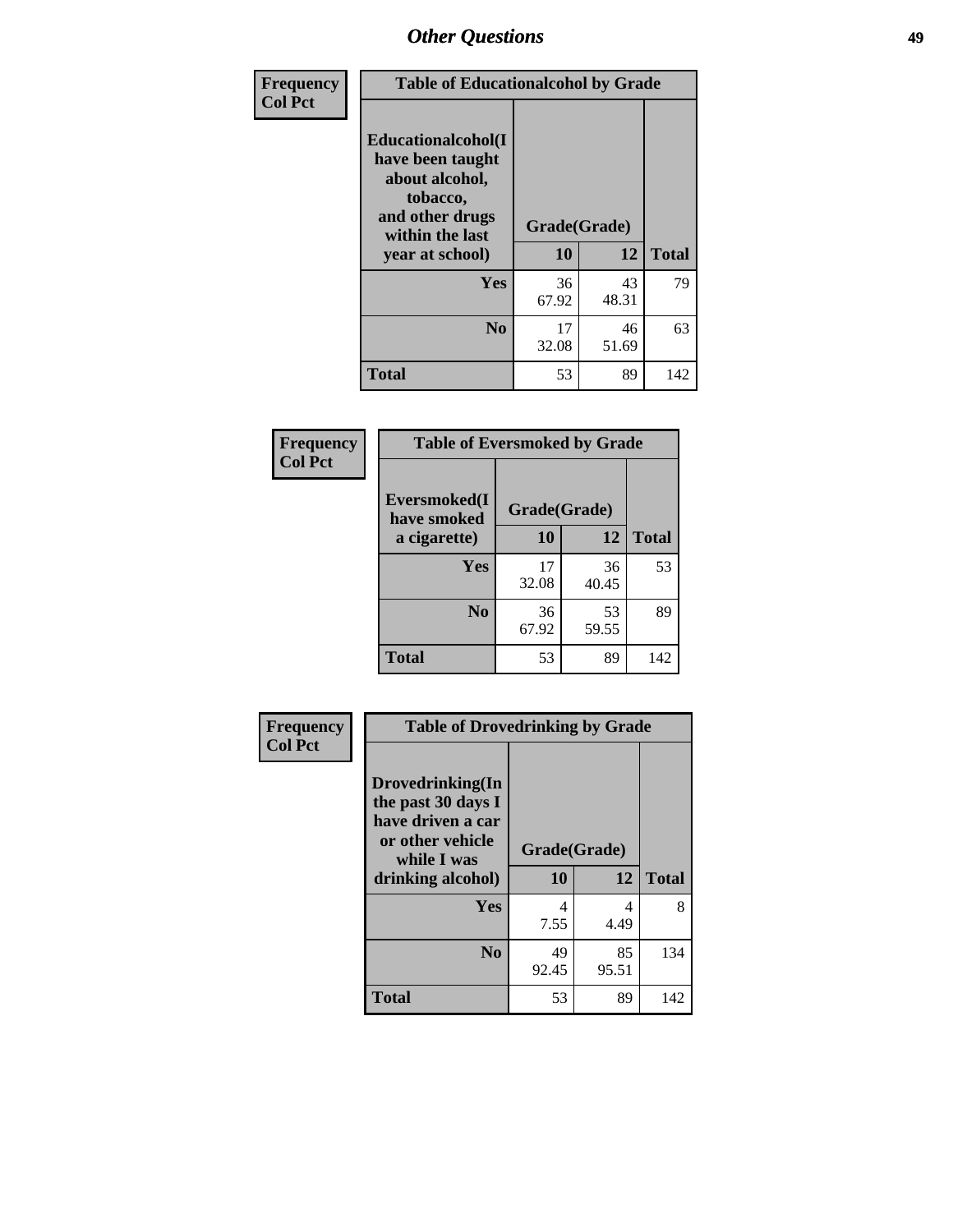| Frequency<br>Col Pct | Table of Educationalcohol by Grade | | |
|---|---|---|---|
| Educationalcohol(I have been taught about alcohol, tobacco, and other drugs within the last year at school) | Grade(Grade) | | |
| | 10 | 12 | Total |
| Yes | 36<br>67.92 | 43<br>48.31 | 79 |
| No | 17<br>32.08 | 46<br>51.69 | 63 |
| Total | 53 | 89 | 142 |

| Frequency<br>Col Pct | Table of Eversmoked by Grade | | |
|---|---|---|---|
| Eversmoked(I have smoked a cigarette) | Grade(Grade) | | |
| | 10 | 12 | Total |
| Yes | 17<br>32.08 | 36<br>40.45 | 53 |
| No | 36<br>67.92 | 53<br>59.55 | 89 |
| Total | 53 | 89 | 142 |

| Frequency<br>Col Pct | Table of Drovedrinking by Grade | | |
|---|---|---|---|
| Drovedrinking(In the past 30 days I have driven a car or other vehicle while I was drinking alcohol) | Grade(Grade) | | |
| | 10 | 12 | Total |
| Yes | 4<br>7.55 | 4<br>4.49 | 8 |
| No | 49<br>92.45 | 85<br>95.51 | 134 |
| Total | 53 | 89 | 142 |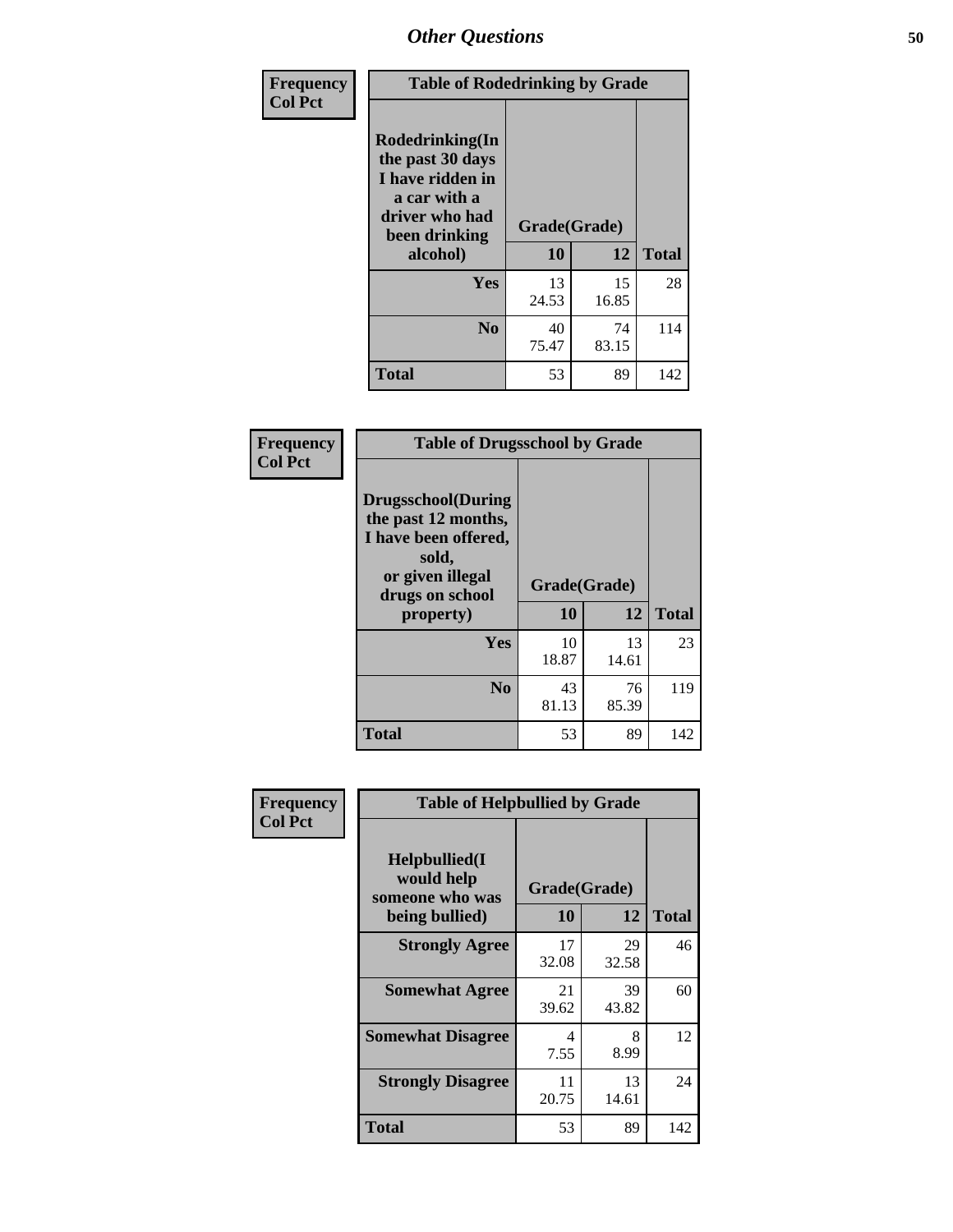# Other Questions

**Frequency**
**Col Pct**

| Table of Rodedrinking by Grade | | | |
|---|---|---|---|
| Rodedrinking(In the past 30 days I have ridden in a car with a driver who had been drinking alcohol) | Grade(Grade) | | |
| | 10 | 12 | Total |
| Yes | 13<br>24.53 | 15<br>16.85 | 28 |
| No | 40<br>75.47 | 74<br>83.15 | 114 |
| Total | 53 | 89 | 142 |

**Frequency**
**Col Pct**

| Table of Drugsschool by Grade | | | |
|---|---|---|---|
| Drugsschool(During the past 12 months, I have been offered, sold, or given illegal drugs on school property) | Grade(Grade) | | |
| | 10 | 12 | Total |
| Yes | 10<br>18.87 | 13<br>14.61 | 23 |
| No | 43<br>81.13 | 76<br>85.39 | 119 |
| Total | 53 | 89 | 142 |

**Frequency**
**Col Pct**

| Table of Helpbullied by Grade | | | |
|---|---|---|---|
| Helpbullied(I would help someone who was being bullied) | Grade(Grade) | | |
| | 10 | 12 | Total |
| Strongly Agree | 17<br>32.08 | 29<br>32.58 | 46 |
| Somewhat Agree | 21<br>39.62 | 39<br>43.82 | 60 |
| Somewhat Disagree | 4<br>7.55 | 8<br>8.99 | 12 |
| Strongly Disagree | 11<br>20.75 | 13<br>14.61 | 24 |
| Total | 53 | 89 | 142 |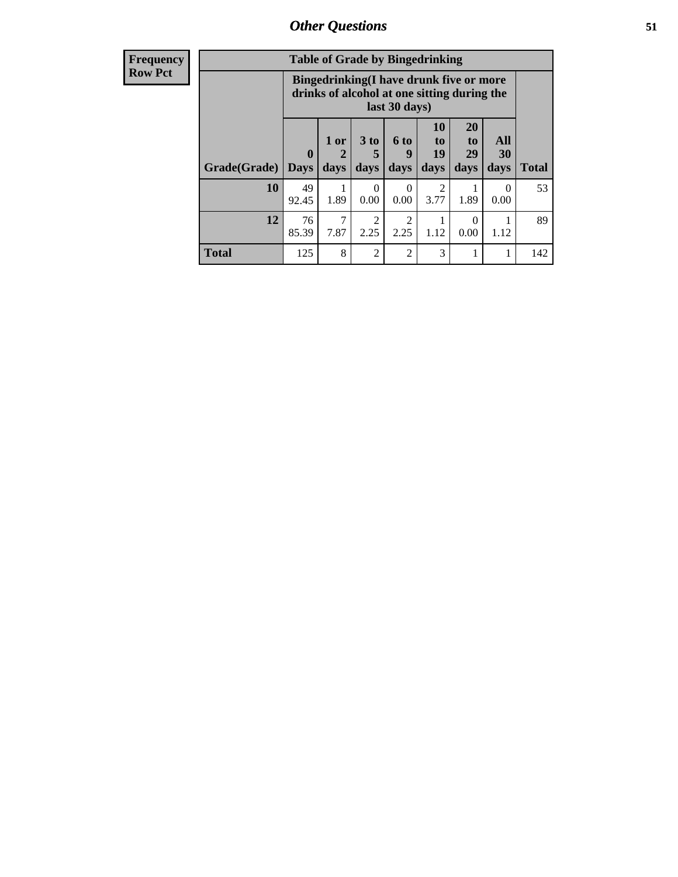| Frequency Row Pct |
|---|

**Table of Grade by Bingedrinking**

| Grade(Grade) | Bingedrinking(I have drunk five or more drinks of alcohol at one sitting during the last 30 days) | | | | | | | Total |
|---|---|---|---|---|---|---|---|---|
| | 0 Days | 1 or 2 days | 3 to 5 days | 6 to 9 days | 10 to 19 days | 20 to 29 days | All 30 days | |
| **10** | 49<br>92.45 | 1<br>1.89 | 0<br>0.00 | 0<br>0.00 | 2<br>3.77 | 1<br>1.89 | 0<br>0.00 | 53 |
| **12** | 76<br>85.39 | 7<br>7.87 | 2<br>2.25 | 2<br>2.25 | 1<br>1.12 | 0<br>0.00 | 1<br>1.12 | 89 |
| **Total** | 125 | 8 | 2 | 2 | 3 | 1 | 1 | 142 |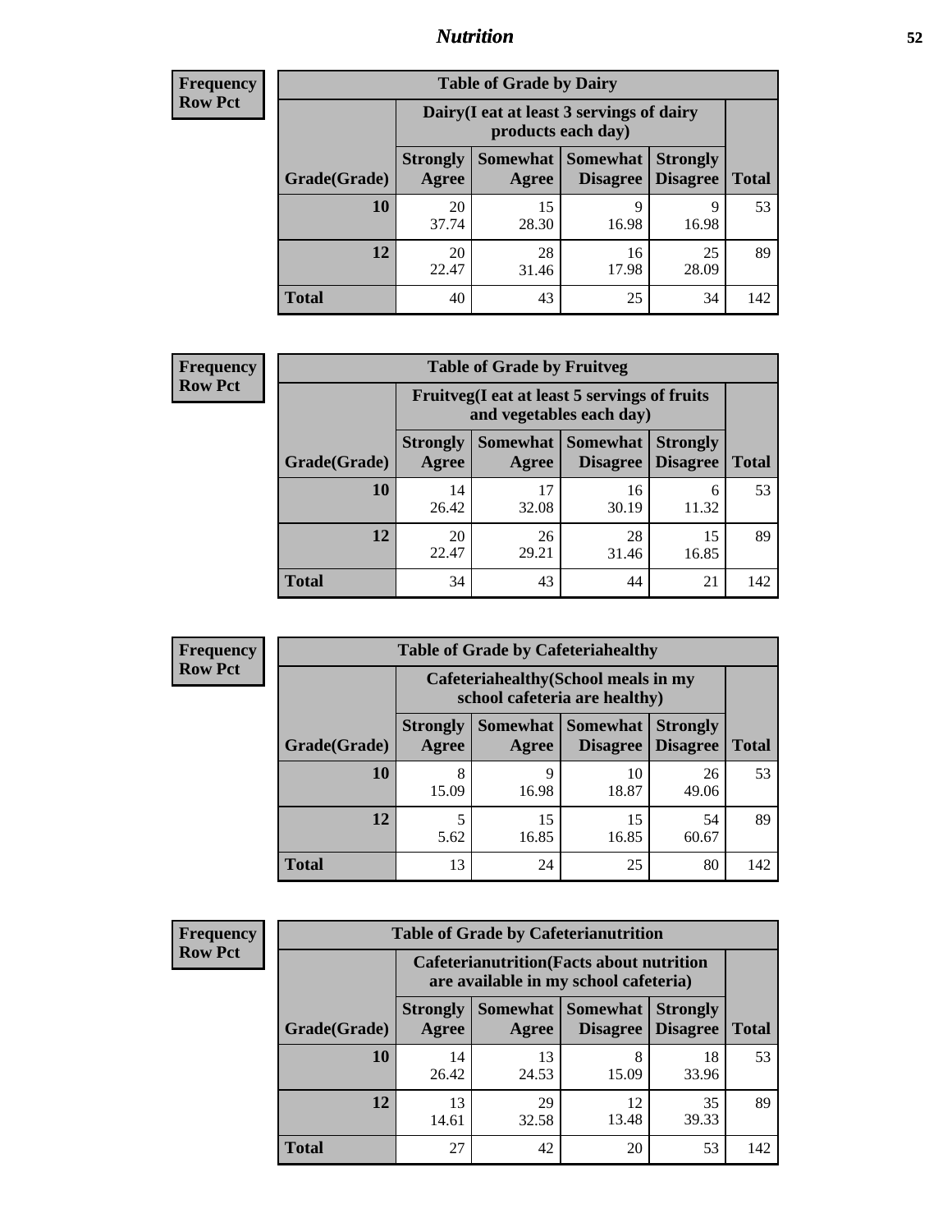## Nutrition

**Frequency**
**Row Pct**

| Table of Grade by Dairy | | | | | |
|---|---|---|---|---|---|
| | Dairy(I eat at least 3 servings of dairy products each day) | | | | |
| Grade(Grade) | Strongly Agree | Somewhat Agree | Somewhat Disagree | Strongly Disagree | Total |
| **10** | 20<br>37.74 | 15<br>28.30 | 9<br>16.98 | 9<br>16.98 | 53 |
| **12** | 20<br>22.47 | 28<br>31.46 | 16<br>17.98 | 25<br>28.09 | 89 |
| **Total** | 40 | 43 | 25 | 34 | 142 |

**Frequency**
**Row Pct**

| Table of Grade by Fruitveg | | | | | |
|---|---|---|---|---|---|
| | Fruitveg(I eat at least 5 servings of fruits and vegetables each day) | | | | |
| Grade(Grade) | Strongly Agree | Somewhat Agree | Somewhat Disagree | Strongly Disagree | Total |
| **10** | 14<br>26.42 | 17<br>32.08 | 16<br>30.19 | 6<br>11.32 | 53 |
| **12** | 20<br>22.47 | 26<br>29.21 | 28<br>31.46 | 15<br>16.85 | 89 |
| **Total** | 34 | 43 | 44 | 21 | 142 |

**Frequency**
**Row Pct**

| Table of Grade by Cafeteriahealthy | | | | | |
|---|---|---|---|---|---|
| | Cafeteriahealthy(School meals in my school cafeteria are healthy) | | | | |
| Grade(Grade) | Strongly Agree | Somewhat Agree | Somewhat Disagree | Strongly Disagree | Total |
| **10** | 8<br>15.09 | 9<br>16.98 | 10<br>18.87 | 26<br>49.06 | 53 |
| **12** | 5<br>5.62 | 15<br>16.85 | 15<br>16.85 | 54<br>60.67 | 89 |
| **Total** | 13 | 24 | 25 | 80 | 142 |

**Frequency**
**Row Pct**

| Table of Grade by Cafeterianutrition | | | | | |
|---|---|---|---|---|---|
| | Cafeterianutrition(Facts about nutrition are available in my school cafeteria) | | | | |
| Grade(Grade) | Strongly Agree | Somewhat Agree | Somewhat Disagree | Strongly Disagree | Total |
| **10** | 14<br>26.42 | 13<br>24.53 | 8<br>15.09 | 18<br>33.96 | 53 |
| **12** | 13<br>14.61 | 29<br>32.58 | 12<br>13.48 | 35<br>39.33 | 89 |
| **Total** | 27 | 42 | 20 | 53 | 142 |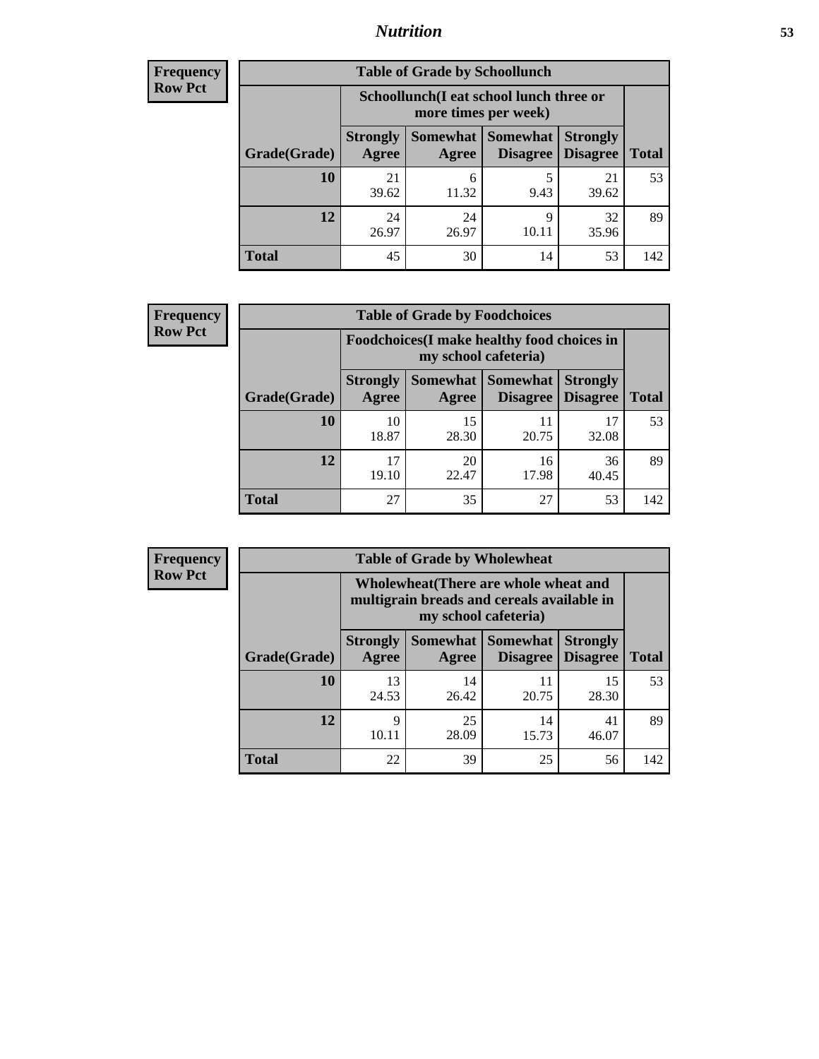**Frequency**
**Row Pct**

| Table of Grade by Schoollunch | | | | | |
|---|---|---|---|---|---|
| | Schoollunch(I eat school lunch three or more times per week) | | | | |
| Grade(Grade) | Strongly Agree | Somewhat Agree | Somewhat Disagree | Strongly Disagree | Total |
| **10** | 21<br>39.62 | 6<br>11.32 | 5<br>9.43 | 21<br>39.62 | 53 |
| **12** | 24<br>26.97 | 24<br>26.97 | 9<br>10.11 | 32<br>35.96 | 89 |
| **Total** | 45 | 30 | 14 | 53 | 142 |

**Frequency**
**Row Pct**

| Table of Grade by Foodchoices | | | | | |
|---|---|---|---|---|---|
| | Foodchoices(I make healthy food choices in my school cafeteria) | | | | |
| Grade(Grade) | Strongly Agree | Somewhat Agree | Somewhat Disagree | Strongly Disagree | Total |
| **10** | 10<br>18.87 | 15<br>28.30 | 11<br>20.75 | 17<br>32.08 | 53 |
| **12** | 17<br>19.10 | 20<br>22.47 | 16<br>17.98 | 36<br>40.45 | 89 |
| **Total** | 27 | 35 | 27 | 53 | 142 |

**Frequency**
**Row Pct**

| Table of Grade by Wholewheat | | | | | |
|---|---|---|---|---|---|
| | Wholewheat(There are whole wheat and multigrain breads and cereals available in my school cafeteria) | | | | |
| Grade(Grade) | Strongly Agree | Somewhat Agree | Somewhat Disagree | Strongly Disagree | Total |
| **10** | 13<br>24.53 | 14<br>26.42 | 11<br>20.75 | 15<br>28.30 | 53 |
| **12** | 9<br>10.11 | 25<br>28.09 | 14<br>15.73 | 41<br>46.07 | 89 |
| **Total** | 22 | 39 | 25 | 56 | 142 |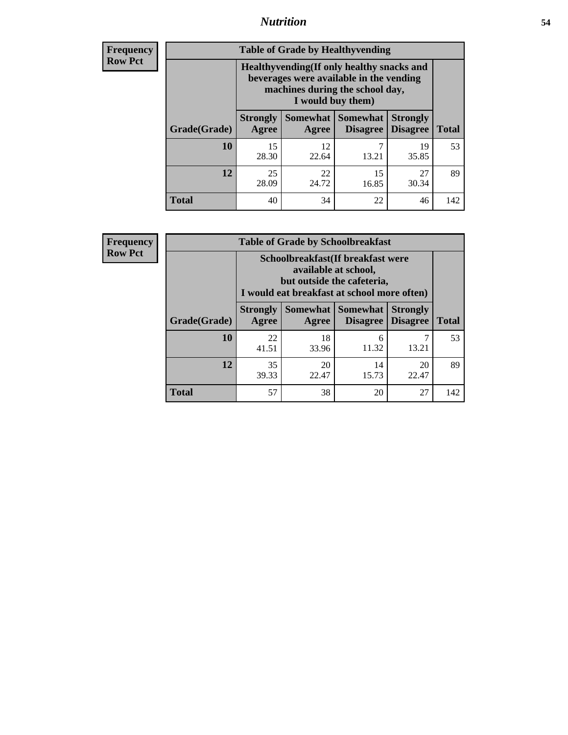**Frequency**
**Row Pct**

**Table of Grade by Healthyvending**

| Grade(Grade) | Healthyvending(If only healthy snacks and beverages were available in the vending machines during the school day, I would buy them) | | | | Total |
|---|---|---|---|---|---|
| | Strongly Agree | Somewhat Agree | Somewhat Disagree | Strongly Disagree | |
| **10** | 15<br>28.30 | 12<br>22.64 | 7<br>13.21 | 19<br>35.85 | 53 |
| **12** | 25<br>28.09 | 22<br>24.72 | 15<br>16.85 | 27<br>30.34 | 89 |
| **Total** | 40 | 34 | 22 | 46 | 142 |

**Frequency**
**Row Pct**

**Table of Grade by Schoolbreakfast**

| Grade(Grade) | Schoolbreakfast(If breakfast were available at school, but outside the cafeteria, I would eat breakfast at school more often) | | | | Total |
|---|---|---|---|---|---|
| | Strongly Agree | Somewhat Agree | Somewhat Disagree | Strongly Disagree | |
| **10** | 22<br>41.51 | 18<br>33.96 | 6<br>11.32 | 7<br>13.21 | 53 |
| **12** | 35<br>39.33 | 20<br>22.47 | 14<br>15.73 | 20<br>22.47 | 89 |
| **Total** | 57 | 38 | 20 | 27 | 142 |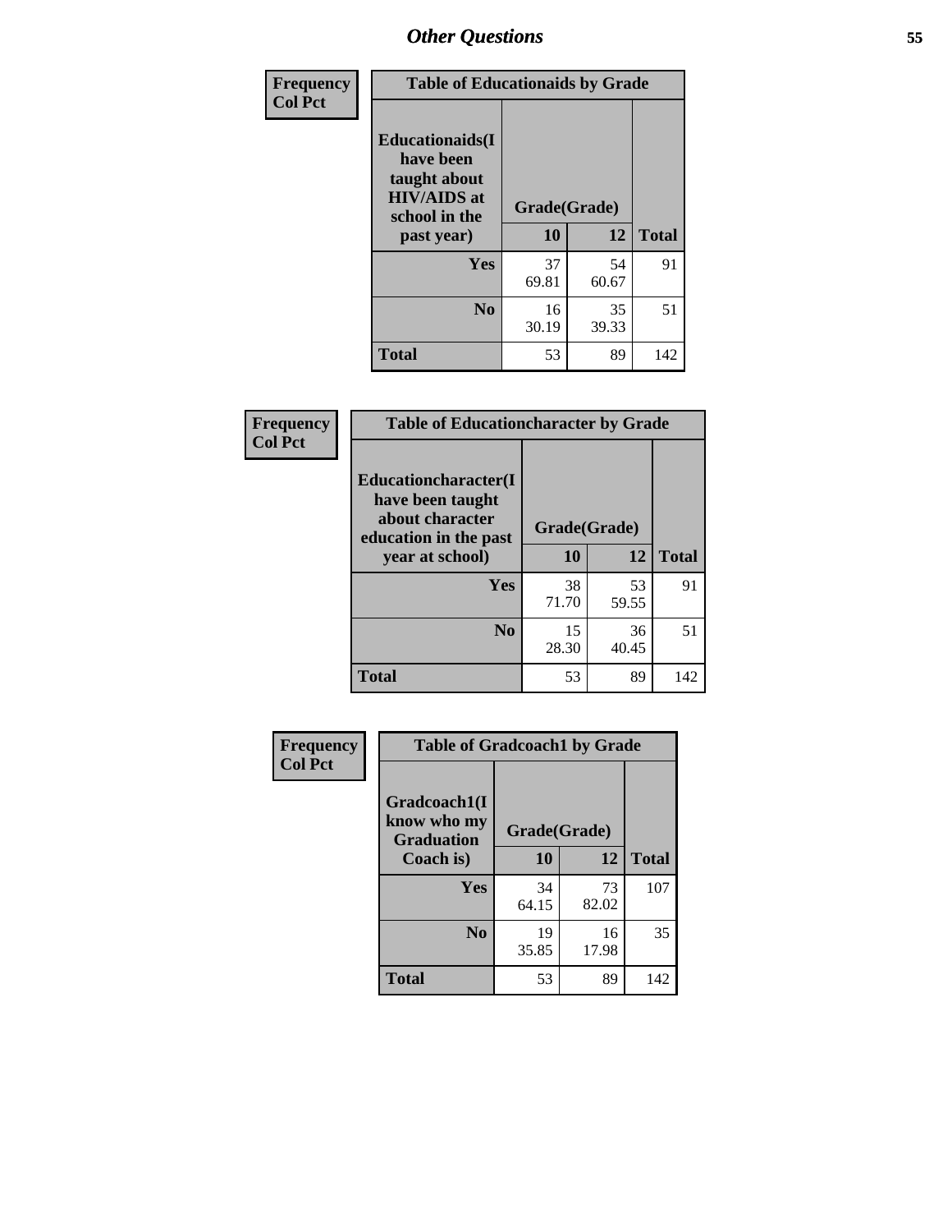# Other Questions

| Frequency Col Pct | Table of Educationaids by Grade | | |
|---|---|---|---|
| Educationaids(I have been taught about HIV/AIDS at school in the past year) | Grade(Grade) | | |
| | 10 | 12 | Total |
| Yes | 37<br>69.81 | 54<br>60.67 | 91 |
| No | 16<br>30.19 | 35<br>39.33 | 51 |
| Total | 53 | 89 | 142 |

| Frequency Col Pct | Table of Educationcharacter by Grade | | |
|---|---|---|---|
| Educationcharacter(I have been taught about character education in the past year at school) | Grade(Grade) | | |
| | 10 | 12 | Total |
| Yes | 38<br>71.70 | 53<br>59.55 | 91 |
| No | 15<br>28.30 | 36<br>40.45 | 51 |
| Total | 53 | 89 | 142 |

| Frequency Col Pct | Table of Gradcoach1 by Grade | | |
|---|---|---|---|
| Gradcoach1(I know who my Graduation Coach is) | Grade(Grade) | | |
| | 10 | 12 | Total |
| Yes | 34<br>64.15 | 73<br>82.02 | 107 |
| No | 19<br>35.85 | 16<br>17.98 | 35 |
| Total | 53 | 89 | 142 |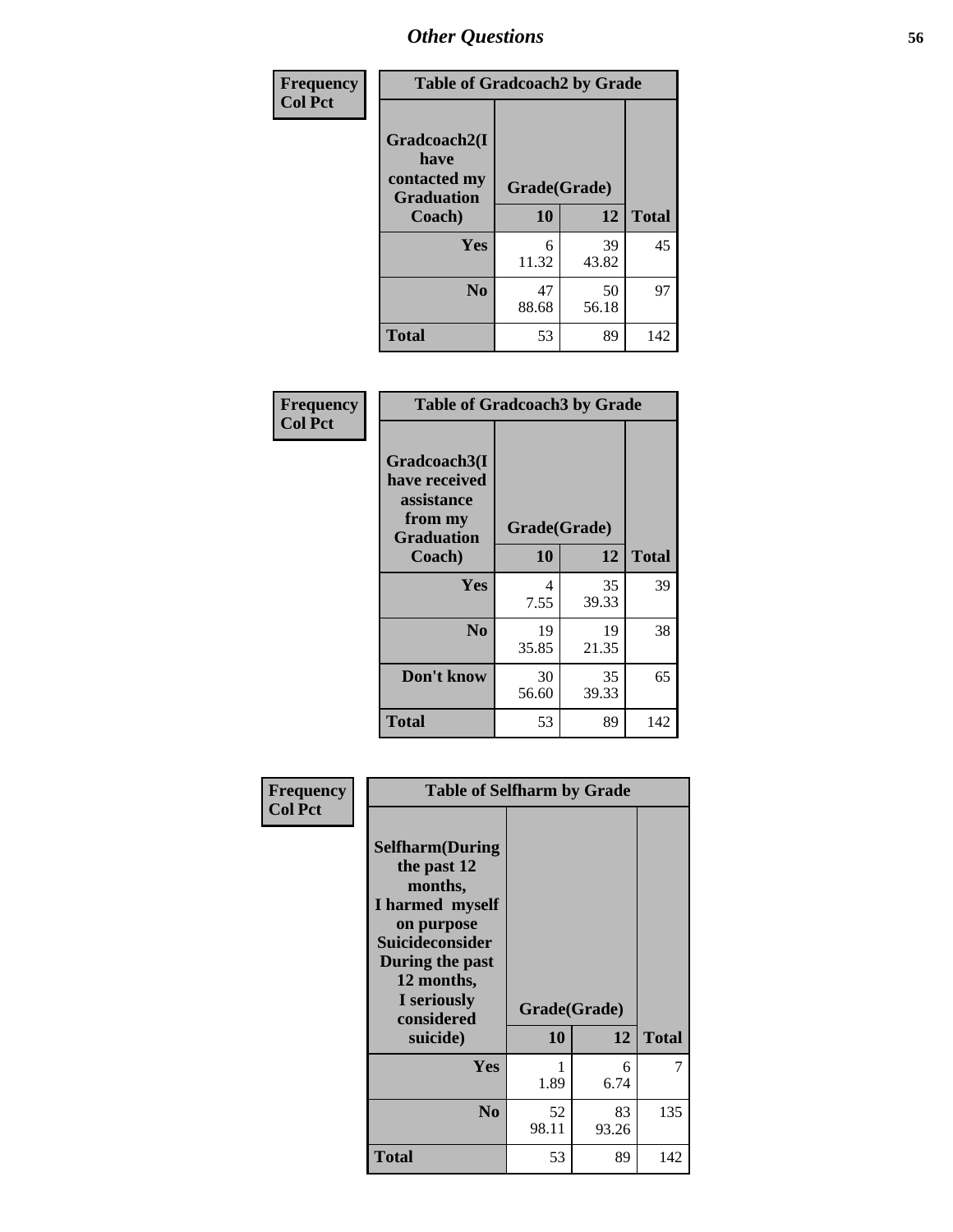## Other Questions

**Frequency / Col Pct**

| Table of Gradcoach2 by Grade | | | |
|---|---|---|---|
| Gradcoach2(I have contacted my Graduation Coach) | Grade(Grade) | | |
| | 10 | 12 | Total |
| Yes | 6<br>11.32 | 39<br>43.82 | 45 |
| No | 47<br>88.68 | 50<br>56.18 | 97 |
| Total | 53 | 89 | 142 |

**Frequency / Col Pct**

| Table of Gradcoach3 by Grade | | | |
|---|---|---|---|
| Gradcoach3(I have received assistance from my Graduation Coach) | Grade(Grade) | | |
| | 10 | 12 | Total |
| Yes | 4<br>7.55 | 35<br>39.33 | 39 |
| No | 19<br>35.85 | 19<br>21.35 | 38 |
| Don't know | 30<br>56.60 | 35<br>39.33 | 65 |
| Total | 53 | 89 | 142 |

**Frequency / Col Pct**

| Table of Selfharm by Grade | | | |
|---|---|---|---|
| Selfharm(During the past 12 months, I harmed myself on purpose Suicideconsider During the past 12 months, I seriously considered suicide) | Grade(Grade) | | |
| | 10 | 12 | Total |
| Yes | 1<br>1.89 | 6<br>6.74 | 7 |
| No | 52<br>98.11 | 83<br>93.26 | 135 |
| Total | 53 | 89 | 142 |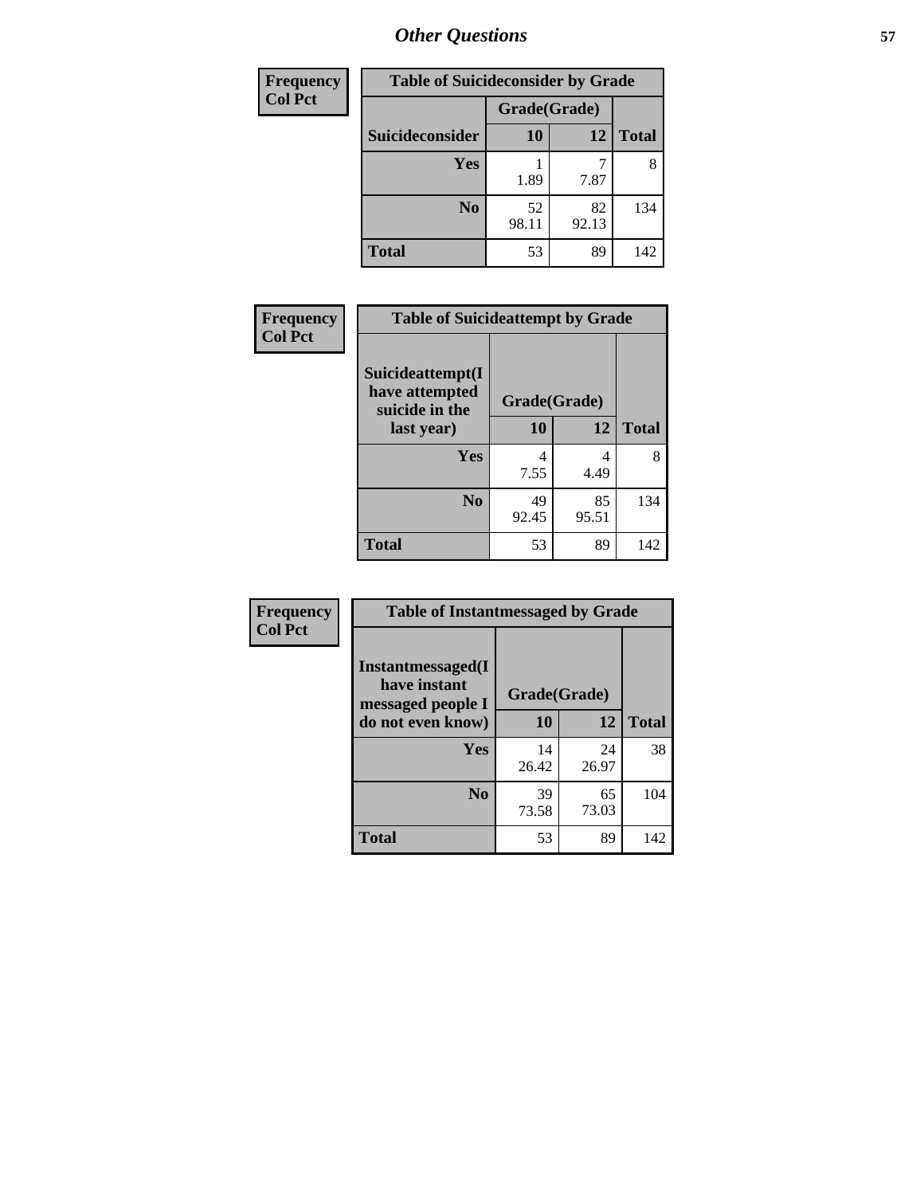# Other Questions

| Frequency Col Pct | Table of Suicideconsider by Grade | | |
|---|---|---|---|
| | Grade(Grade) | | |
| Suicideconsider | 10 | 12 | Total |
| Yes | 1<br>1.89 | 7<br>7.87 | 8 |
| No | 52<br>98.11 | 82<br>92.13 | 134 |
| Total | 53 | 89 | 142 |

| Frequency Col Pct | Table of Suicideattempt by Grade | | |
|---|---|---|---|
| Suicideattempt(I have attempted suicide in the last year) | Grade(Grade) | | |
| | 10 | 12 | Total |
| Yes | 4<br>7.55 | 4<br>4.49 | 8 |
| No | 49<br>92.45 | 85<br>95.51 | 134 |
| Total | 53 | 89 | 142 |

| Frequency Col Pct | Table of Instantmessaged by Grade | | |
|---|---|---|---|
| Instantmessaged(I have instant messaged people I do not even know) | Grade(Grade) | | |
| | 10 | 12 | Total |
| Yes | 14<br>26.42 | 24<br>26.97 | 38 |
| No | 39<br>73.58 | 65<br>73.03 | 104 |
| Total | 53 | 89 | 142 |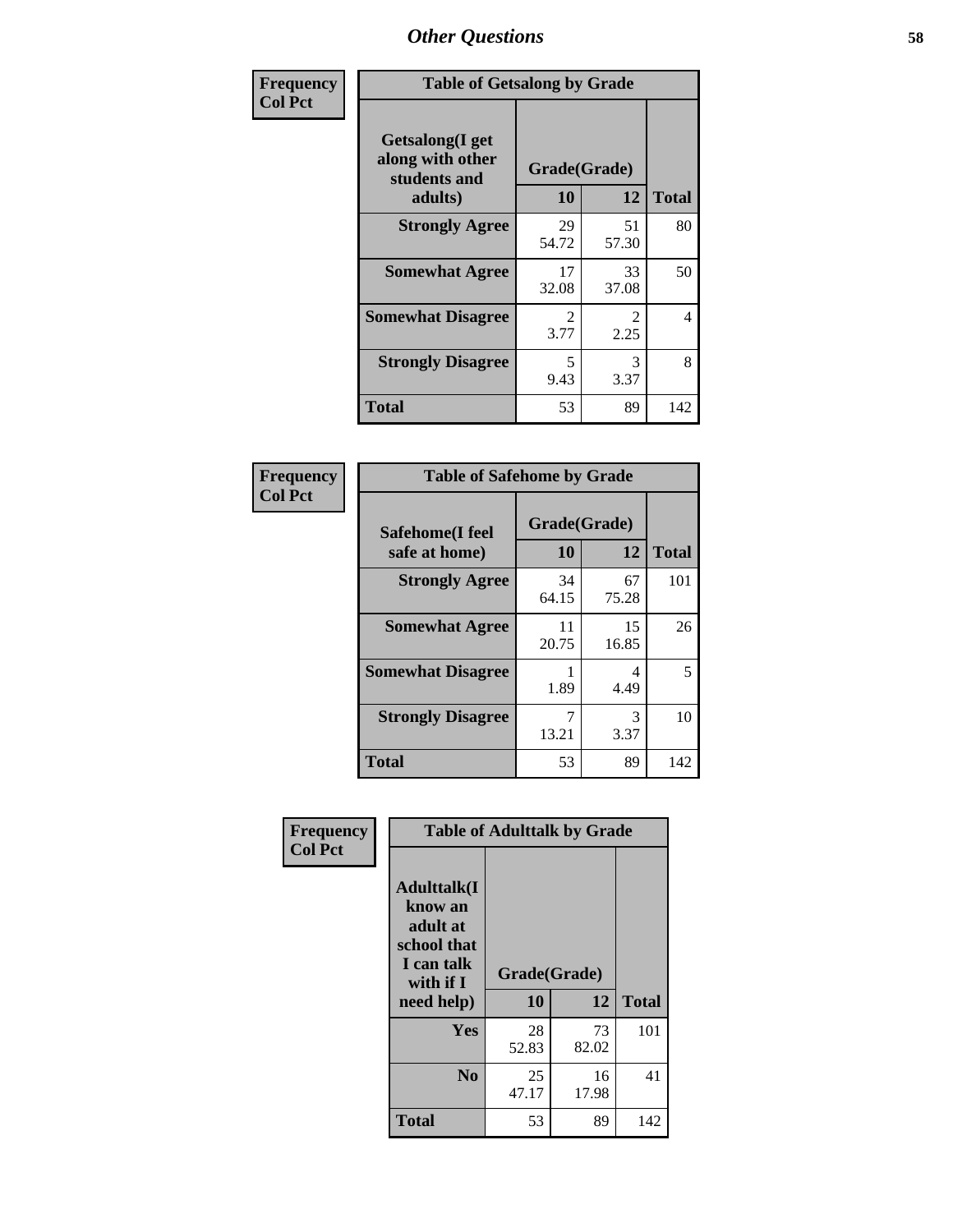## Other Questions

| Frequency Col Pct | | | |
|---|---|---|---|
| **Table of Getsalong by Grade** | | | |
| **Getsalong(I get along with other students and adults)** | **Grade(Grade)** | | |
| | **10** | **12** | **Total** |
| **Strongly Agree** | 29<br>54.72 | 51<br>57.30 | 80 |
| **Somewhat Agree** | 17<br>32.08 | 33<br>37.08 | 50 |
| **Somewhat Disagree** | 2<br>3.77 | 2<br>2.25 | 4 |
| **Strongly Disagree** | 5<br>9.43 | 3<br>3.37 | 8 |
| **Total** | 53 | 89 | 142 |

| Frequency Col Pct | | | |
|---|---|---|---|
| **Table of Safehome by Grade** | | | |
| **Safehome(I feel safe at home)** | **Grade(Grade)** | | |
| | **10** | **12** | **Total** |
| **Strongly Agree** | 34<br>64.15 | 67<br>75.28 | 101 |
| **Somewhat Agree** | 11<br>20.75 | 15<br>16.85 | 26 |
| **Somewhat Disagree** | 1<br>1.89 | 4<br>4.49 | 5 |
| **Strongly Disagree** | 7<br>13.21 | 3<br>3.37 | 10 |
| **Total** | 53 | 89 | 142 |

| Frequency Col Pct | | | |
|---|---|---|---|
| **Table of Adulttalk by Grade** | | | |
| **Adulttalk(I know an adult at school that I can talk with if I need help)** | **Grade(Grade)** | | |
| | **10** | **12** | **Total** |
| **Yes** | 28<br>52.83 | 73<br>82.02 | 101 |
| **No** | 25<br>47.17 | 16<br>17.98 | 41 |
| **Total** | 53 | 89 | 142 |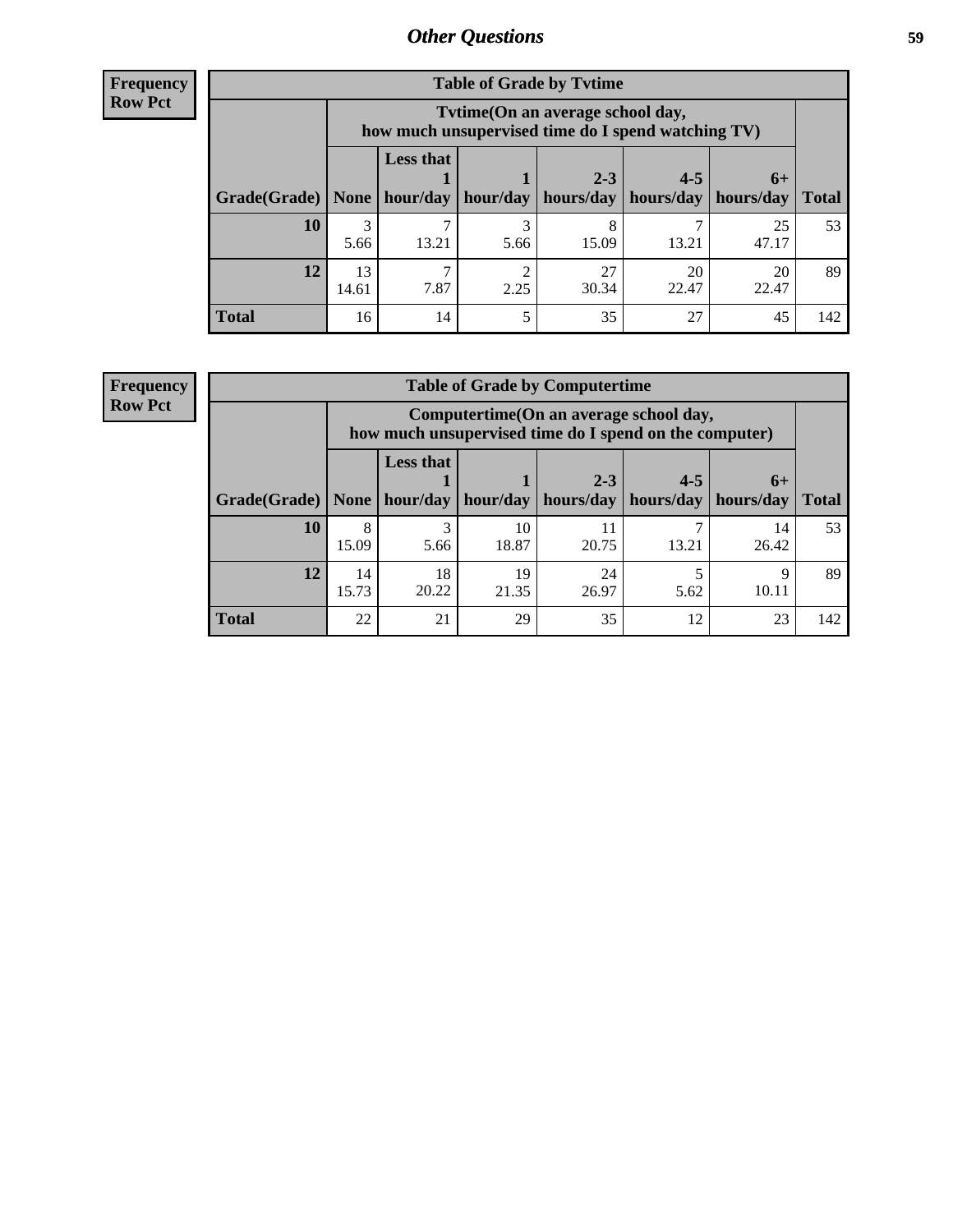## Other Questions

**Frequency Row Pct**

**Table of Grade by Tvtime**

| Grade(Grade) | Tvtime(On an average school day, how much unsupervised time do I spend watching TV) | | | | | | Total |
|---|---|---|---|---|---|---|---|
| | None | Less that 1 hour/day | 1 hour/day | 2-3 hours/day | 4-5 hours/day | 6+ hours/day | |
| **10** | 3<br>5.66 | 7<br>13.21 | 3<br>5.66 | 8<br>15.09 | 7<br>13.21 | 25<br>47.17 | 53 |
| **12** | 13<br>14.61 | 7<br>7.87 | 2<br>2.25 | 27<br>30.34 | 20<br>22.47 | 20<br>22.47 | 89 |
| **Total** | 16 | 14 | 5 | 35 | 27 | 45 | 142 |

**Frequency Row Pct**

**Table of Grade by Computertime**

| Grade(Grade) | Computertime(On an average school day, how much unsupervised time do I spend on the computer) | | | | | | Total |
|---|---|---|---|---|---|---|---|
| | None | Less that 1 hour/day | 1 hour/day | 2-3 hours/day | 4-5 hours/day | 6+ hours/day | |
| **10** | 8<br>15.09 | 3<br>5.66 | 10<br>18.87 | 11<br>20.75 | 7<br>13.21 | 14<br>26.42 | 53 |
| **12** | 14<br>15.73 | 18<br>20.22 | 19<br>21.35 | 24<br>26.97 | 5<br>5.62 | 9<br>10.11 | 89 |
| **Total** | 22 | 21 | 29 | 35 | 12 | 23 | 142 |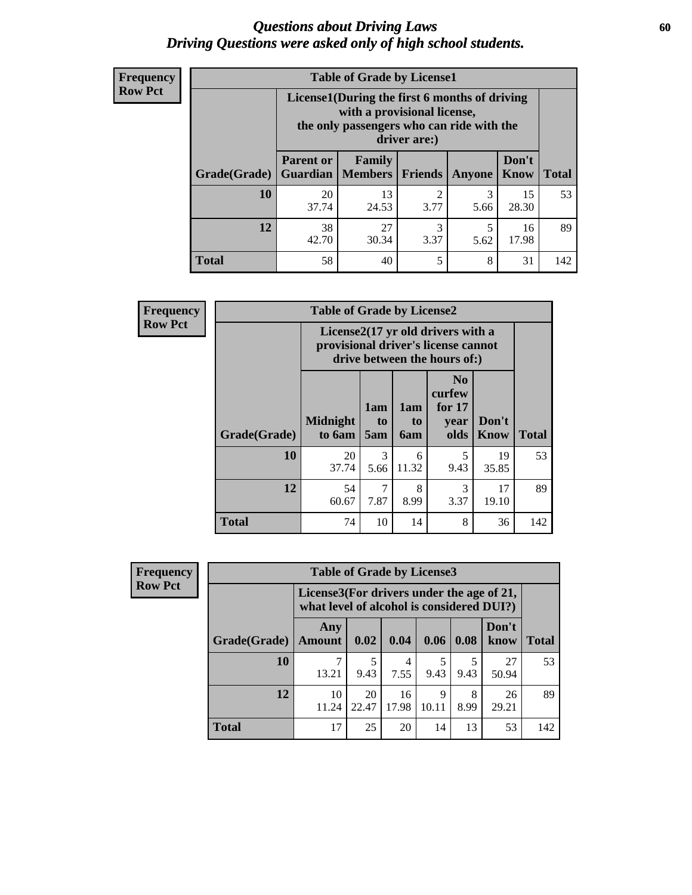# *Questions about Driving Laws*
# *Driving Questions were asked only of high school students.*

**Frequency**
**Row Pct**

| Table of Grade by License1 | | | | | | |
|---|---|---|---|---|---|---|
| | License1(During the first 6 months of driving with a provisional license, the only passengers who can ride with the driver are:) | | | | | |
| Grade(Grade) | Parent or Guardian | Family Members | Friends | Anyone | Don't Know | Total |
| 10 | 20<br>37.74 | 13<br>24.53 | 2<br>3.77 | 3<br>5.66 | 15<br>28.30 | 53 |
| 12 | 38<br>42.70 | 27<br>30.34 | 3<br>3.37 | 5<br>5.62 | 16<br>17.98 | 89 |
| Total | 58 | 40 | 5 | 8 | 31 | 142 |

**Frequency**
**Row Pct**

| Table of Grade by License2 | | | | | | |
|---|---|---|---|---|---|---|
| | License2(17 yr old drivers with a provisional driver's license cannot drive between the hours of:) | | | | | |
| Grade(Grade) | Midnight to 6am | 1am to 5am | 1am to 6am | No curfew for 17 year olds | Don't Know | Total |
| 10 | 20<br>37.74 | 3<br>5.66 | 6<br>11.32 | 5<br>9.43 | 19<br>35.85 | 53 |
| 12 | 54<br>60.67 | 7<br>7.87 | 8<br>8.99 | 3<br>3.37 | 17<br>19.10 | 89 |
| Total | 74 | 10 | 14 | 8 | 36 | 142 |

**Frequency**
**Row Pct**

| Table of Grade by License3 | | | | | | | |
|---|---|---|---|---|---|---|---|
| | License3(For drivers under the age of 21, what level of alcohol is considered DUI?) | | | | | | |
| Grade(Grade) | Any Amount | 0.02 | 0.04 | 0.06 | 0.08 | Don't know | Total |
| 10 | 7<br>13.21 | 5<br>9.43 | 4<br>7.55 | 5<br>9.43 | 5<br>9.43 | 27<br>50.94 | 53 |
| 12 | 10<br>11.24 | 20<br>22.47 | 16<br>17.98 | 9<br>10.11 | 8<br>8.99 | 26<br>29.21 | 89 |
| Total | 17 | 25 | 20 | 14 | 13 | 53 | 142 |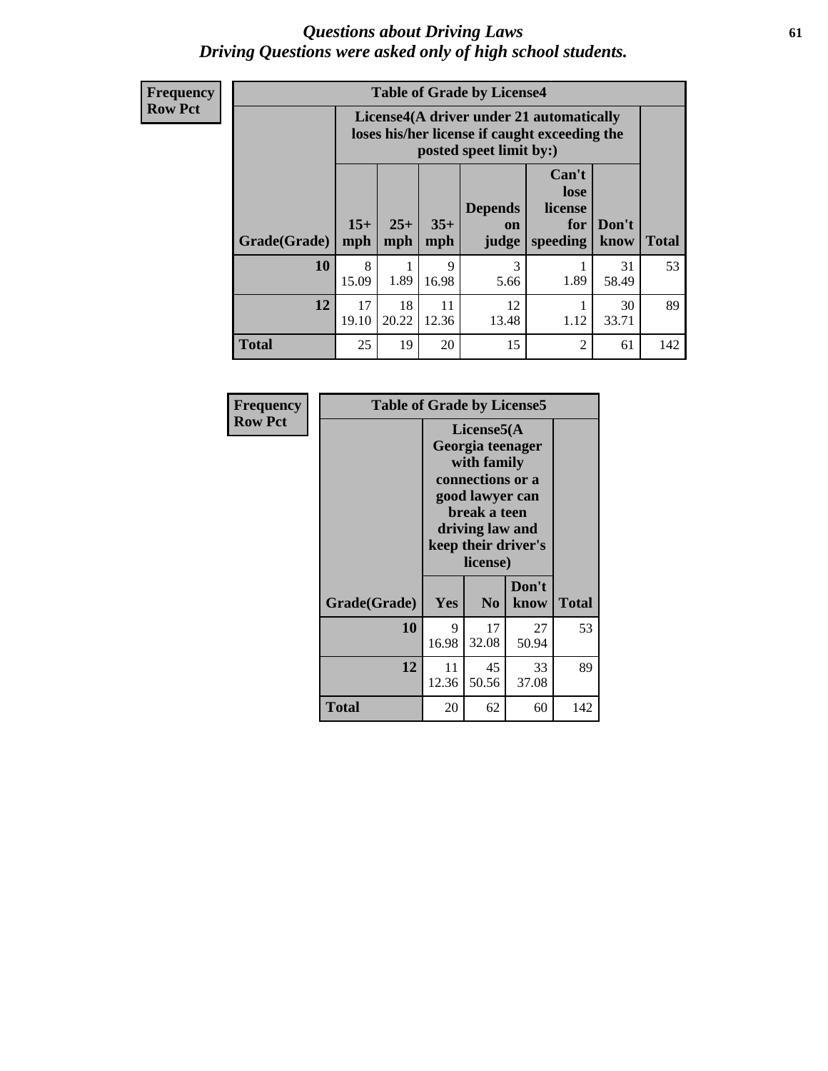# *Questions about Driving Laws*
## *Driving Questions were asked only of high school students.*

**Frequency**
**Row Pct**

| Table of Grade by License4 | | | | | | | |
|---|---|---|---|---|---|---|---|
| | License4(A driver under 21 automatically loses his/her license if caught exceeding the posted speet limit by:) | | | | | | |
| **Grade(Grade)** | **15+ mph** | **25+ mph** | **35+ mph** | **Depends on judge** | **Can't lose license for speeding** | **Don't know** | **Total** |
| **10** | 8<br>15.09 | 1<br>1.89 | 9<br>16.98 | 3<br>5.66 | 1<br>1.89 | 31<br>58.49 | 53 |
| **12** | 17<br>19.10 | 18<br>20.22 | 11<br>12.36 | 12<br>13.48 | 1<br>1.12 | 30<br>33.71 | 89 |
| **Total** | 25 | 19 | 20 | 15 | 2 | 61 | 142 |

**Frequency**
**Row Pct**

| Table of Grade by License5 | | | | |
|---|---|---|---|---|
| | License5(A Georgia teenager with family connections or a good lawyer can break a teen driving law and keep their driver's license) | | | |
| **Grade(Grade)** | **Yes** | **No** | **Don't know** | **Total** |
| **10** | 9<br>16.98 | 17<br>32.08 | 27<br>50.94 | 53 |
| **12** | 11<br>12.36 | 45<br>50.56 | 33<br>37.08 | 89 |
| **Total** | 20 | 62 | 60 | 142 |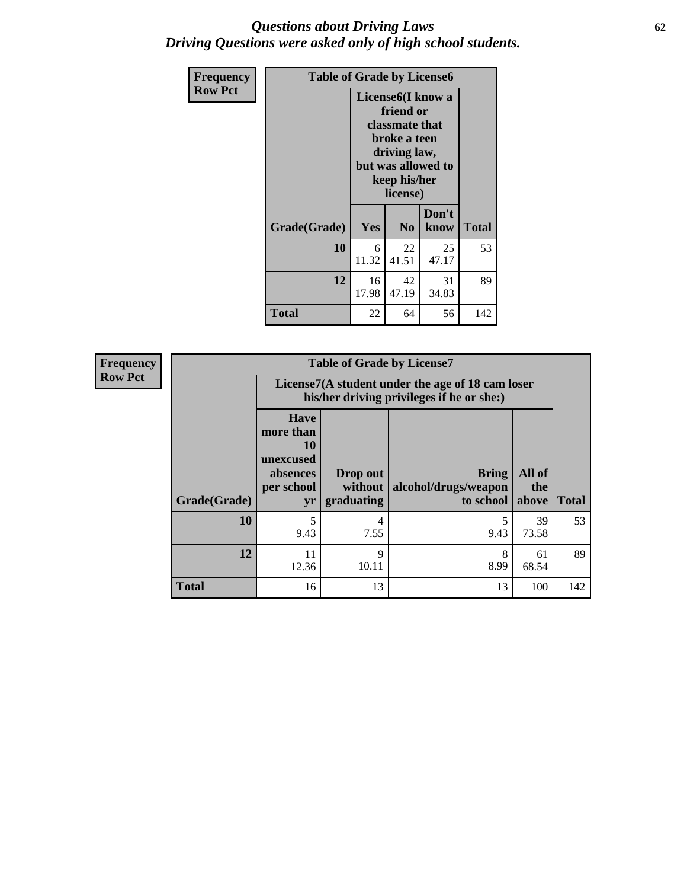# *Questions about Driving Laws*
# *Driving Questions were asked only of high school students.*

| Frequency<br>Row Pct |
|---|

| Table of Grade by License6 | | | | |
|---|---|---|---|---|
| | License6(I know a friend or classmate that broke a teen driving law, but was allowed to keep his/her license) | | | |
| Grade(Grade) | Yes | No | Don't know | Total |
| 10 | 6<br>11.32 | 22<br>41.51 | 25<br>47.17 | 53 |
| 12 | 16<br>17.98 | 42<br>47.19 | 31<br>34.83 | 89 |
| Total | 22 | 64 | 56 | 142 |

| Frequency<br>Row Pct |
|---|

| Table of Grade by License7 | | | | | |
|---|---|---|---|---|---|
| | License7(A student under the age of 18 cam loser his/her driving privileges if he or she:) | | | | |
| Grade(Grade) | Have more than 10 unexcused absences per school yr | Drop out without graduating | Bring alcohol/drugs/weapon to school | All of the above | Total |
| 10 | 5<br>9.43 | 4<br>7.55 | 5<br>9.43 | 39<br>73.58 | 53 |
| 12 | 11<br>12.36 | 9<br>10.11 | 8<br>8.99 | 61<br>68.54 | 89 |
| Total | 16 | 13 | 13 | 100 | 142 |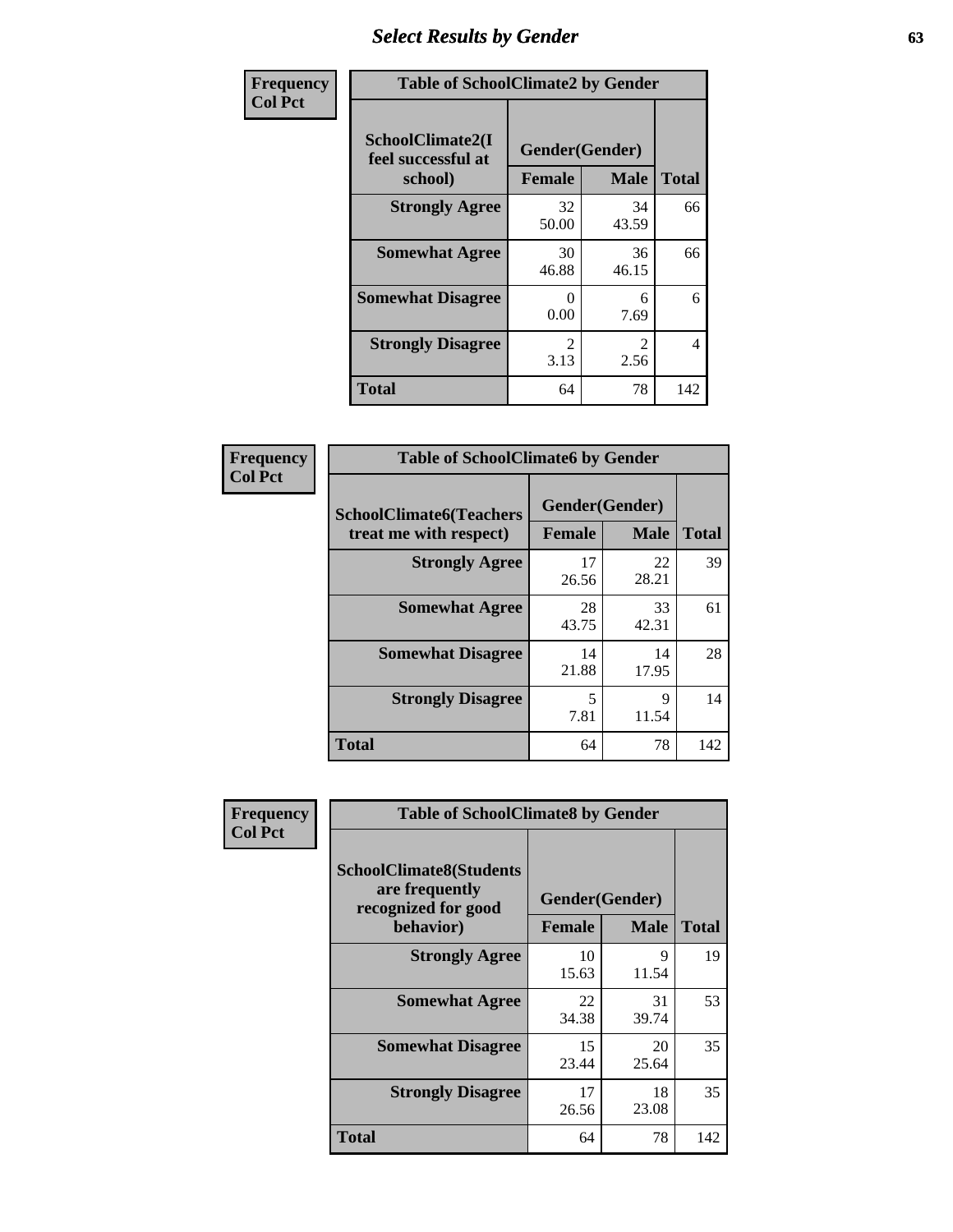# Select Results by Gender

**Frequency / Col Pct**

**Table of SchoolClimate2 by Gender**

| SchoolClimate2(I feel successful at school) | Gender(Gender) | | Total |
|---|---|---|---|
| | Female | Male | |
| Strongly Agree | 32<br>50.00 | 34<br>43.59 | 66 |
| Somewhat Agree | 30<br>46.88 | 36<br>46.15 | 66 |
| Somewhat Disagree | 0<br>0.00 | 6<br>7.69 | 6 |
| Strongly Disagree | 2<br>3.13 | 2<br>2.56 | 4 |
| Total | 64 | 78 | 142 |

**Frequency / Col Pct**

**Table of SchoolClimate6 by Gender**

| SchoolClimate6(Teachers treat me with respect) | Gender(Gender) | | Total |
|---|---|---|---|
| | Female | Male | |
| Strongly Agree | 17<br>26.56 | 22<br>28.21 | 39 |
| Somewhat Agree | 28<br>43.75 | 33<br>42.31 | 61 |
| Somewhat Disagree | 14<br>21.88 | 14<br>17.95 | 28 |
| Strongly Disagree | 5<br>7.81 | 9<br>11.54 | 14 |
| Total | 64 | 78 | 142 |

**Frequency / Col Pct**

**Table of SchoolClimate8 by Gender**

| SchoolClimate8(Students are frequently recognized for good behavior) | Gender(Gender) | | Total |
|---|---|---|---|
| | Female | Male | |
| Strongly Agree | 10<br>15.63 | 9<br>11.54 | 19 |
| Somewhat Agree | 22<br>34.38 | 31<br>39.74 | 53 |
| Somewhat Disagree | 15<br>23.44 | 20<br>25.64 | 35 |
| Strongly Disagree | 17<br>26.56 | 18<br>23.08 | 35 |
| Total | 64 | 78 | 142 |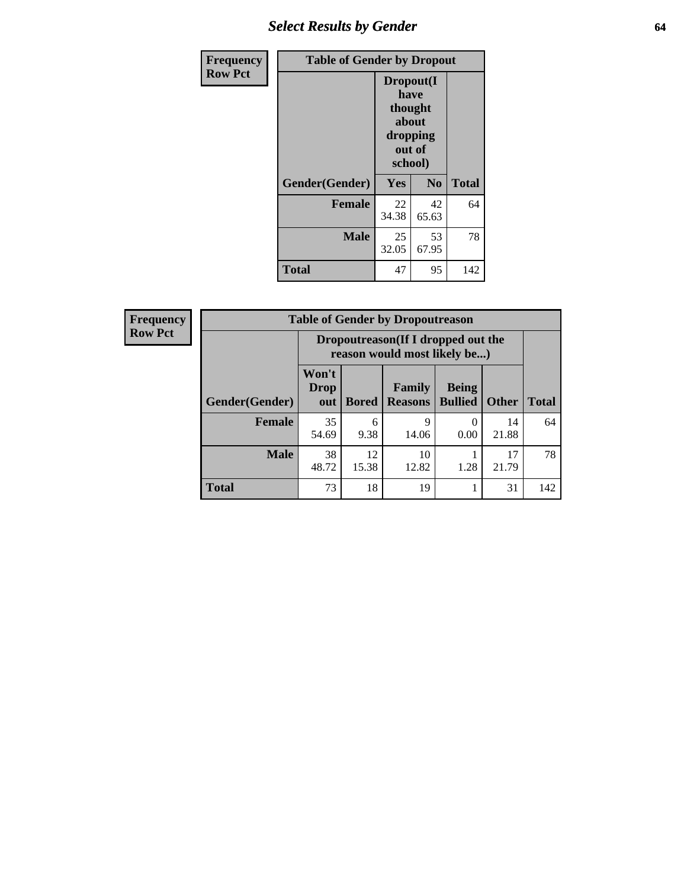## Select Results by Gender

**Frequency**
**Row Pct**

| Table of Gender by Dropout | | | |
|---|---|---|---|
| | Dropout(I have thought about dropping out of school) | | |
| Gender(Gender) | Yes | No | Total |
| **Female** | 22<br>34.38 | 42<br>65.63 | 64 |
| **Male** | 25<br>32.05 | 53<br>67.95 | 78 |
| **Total** | 47 | 95 | 142 |

**Frequency**
**Row Pct**

| Table of Gender by Dropoutreason | | | | | | |
|---|---|---|---|---|---|---|
| | Dropoutreason(If I dropped out the reason would most likely be...) | | | | | |
| Gender(Gender) | Won't Drop out | Bored | Family Reasons | Being Bullied | Other | Total |
| **Female** | 35<br>54.69 | 6<br>9.38 | 9<br>14.06 | 0<br>0.00 | 14<br>21.88 | 64 |
| **Male** | 38<br>48.72 | 12<br>15.38 | 10<br>12.82 | 1<br>1.28 | 17<br>21.79 | 78 |
| **Total** | 73 | 18 | 19 | 1 | 31 | 142 |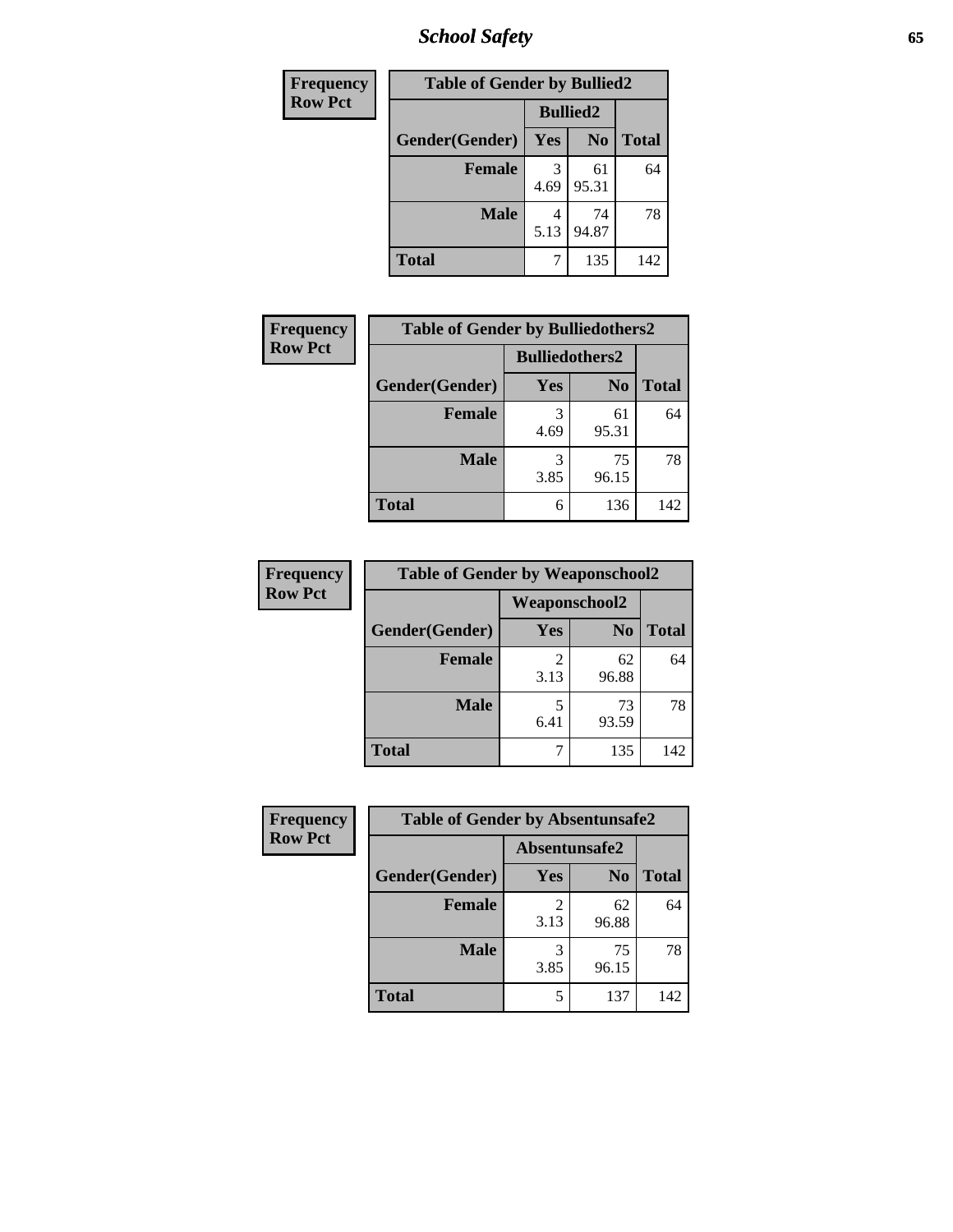| Frequency Row Pct | Table of Gender by Bullied2 | | |
|---|---|---|---|
| | Bullied2 | | |
| Gender(Gender) | Yes | No | Total |
| Female | 3<br>4.69 | 61<br>95.31 | 64 |
| Male | 4<br>5.13 | 74<br>94.87 | 78 |
| Total | 7 | 135 | 142 |

| Frequency Row Pct | Table of Gender by Bulliedothers2 | | |
|---|---|---|---|
| | Bulliedothers2 | | |
| Gender(Gender) | Yes | No | Total |
| Female | 3<br>4.69 | 61<br>95.31 | 64 |
| Male | 3<br>3.85 | 75<br>96.15 | 78 |
| Total | 6 | 136 | 142 |

| Frequency Row Pct | Table of Gender by Weaponschool2 | | |
|---|---|---|---|
| | Weaponschool2 | | |
| Gender(Gender) | Yes | No | Total |
| Female | 2<br>3.13 | 62<br>96.88 | 64 |
| Male | 5<br>6.41 | 73<br>93.59 | 78 |
| Total | 7 | 135 | 142 |

| Frequency Row Pct | Table of Gender by Absentunsafe2 | | |
|---|---|---|---|
| | Absentunsafe2 | | |
| Gender(Gender) | Yes | No | Total |
| Female | 2<br>3.13 | 62<br>96.88 | 64 |
| Male | 3<br>3.85 | 75<br>96.15 | 78 |
| Total | 5 | 137 | 142 |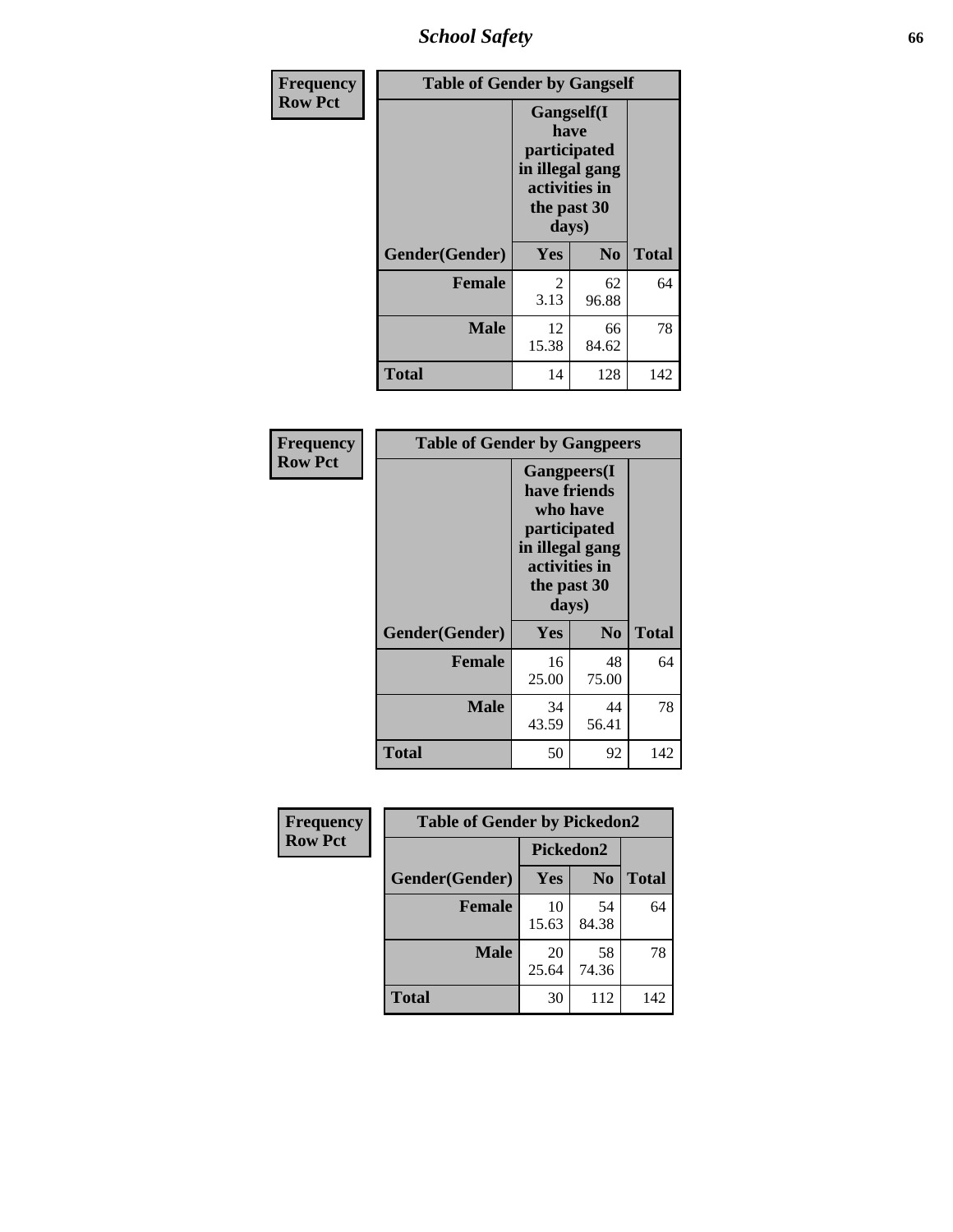| Frequency Row Pct | Table of Gender by Gangself | | |
|---|---|---|---|
| | Gangself(I have participated in illegal gang activities in the past 30 days) | | |
| Gender(Gender) | Yes | No | Total |
| Female | 2<br>3.13 | 62<br>96.88 | 64 |
| Male | 12<br>15.38 | 66<br>84.62 | 78 |
| Total | 14 | 128 | 142 |

| Frequency Row Pct | Table of Gender by Gangpeers | | |
|---|---|---|---|
| | Gangpeers(I have friends who have participated in illegal gang activities in the past 30 days) | | |
| Gender(Gender) | Yes | No | Total |
| Female | 16<br>25.00 | 48<br>75.00 | 64 |
| Male | 34<br>43.59 | 44<br>56.41 | 78 |
| Total | 50 | 92 | 142 |

| Frequency Row Pct | Table of Gender by Pickedon2 | | |
|---|---|---|---|
| | Pickedon2 | | |
| Gender(Gender) | Yes | No | Total |
| Female | 10<br>15.63 | 54<br>84.38 | 64 |
| Male | 20<br>25.64 | 58<br>74.36 | 78 |
| Total | 30 | 112 | 142 |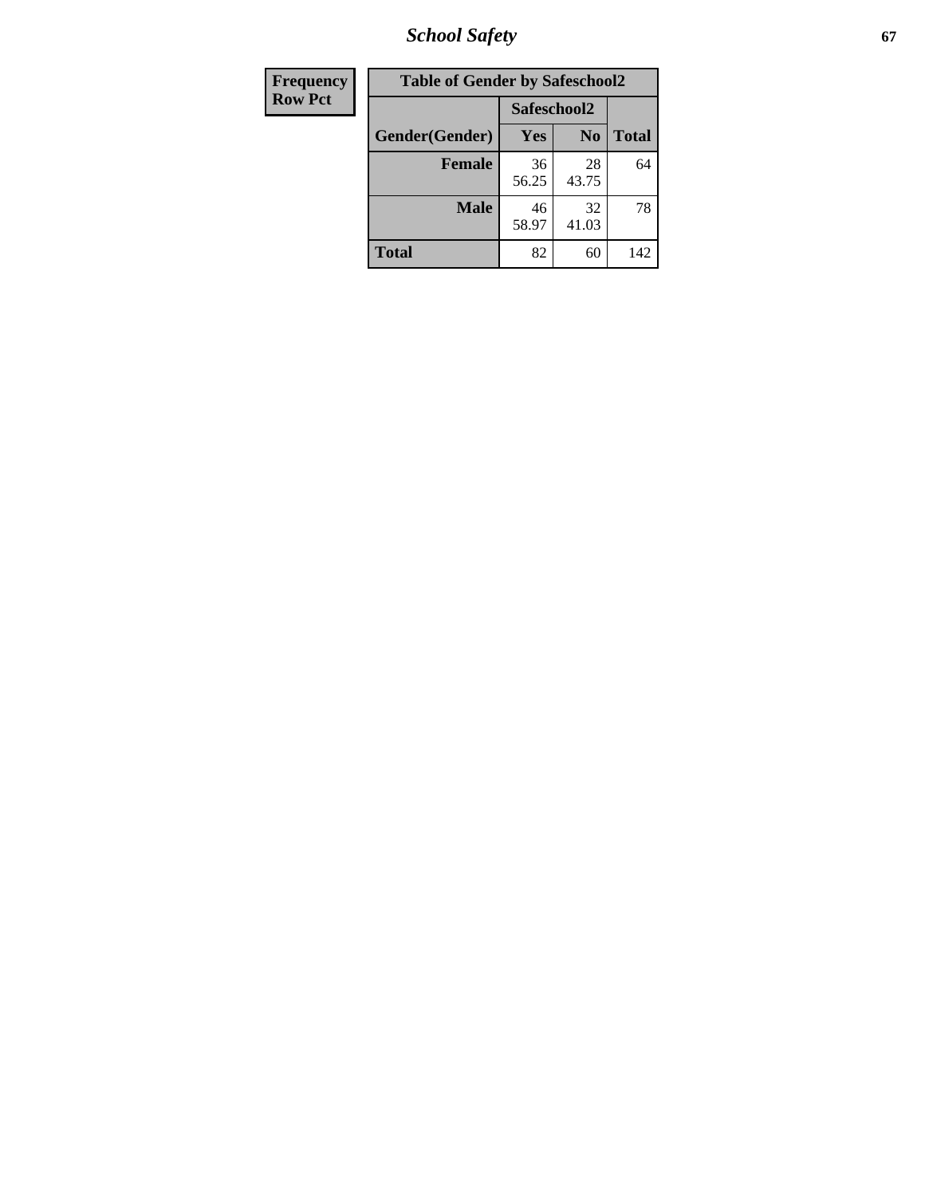| Frequency Row Pct |
|---|

| Table of Gender by Safeschool2 | | | |
|---|---|---|---|
| | Safeschool2 | | |
| Gender(Gender) | Yes | No | Total |
| Female | 36<br>56.25 | 28<br>43.75 | 64 |
| Male | 46<br>58.97 | 32<br>41.03 | 78 |
| Total | 82 | 60 | 142 |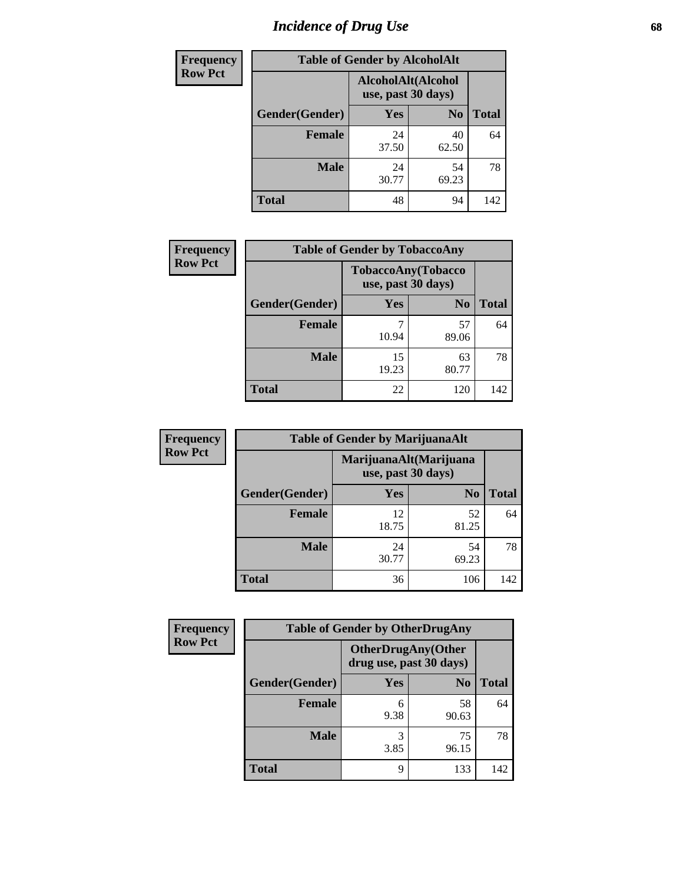# Incidence of Drug Use

| Frequency<br>Row Pct | Table of Gender by AlcoholAlt | | |
|---|---|---|---|
| | AlcoholAlt(Alcohol use, past 30 days) | | |
| Gender(Gender) | Yes | No | Total |
| Female | 24<br>37.50 | 40<br>62.50 | 64 |
| Male | 24<br>30.77 | 54<br>69.23 | 78 |
| Total | 48 | 94 | 142 |

| Frequency<br>Row Pct | Table of Gender by TobaccoAny | | |
|---|---|---|---|
| | TobaccoAny(Tobacco use, past 30 days) | | |
| Gender(Gender) | Yes | No | Total |
| Female | 7<br>10.94 | 57<br>89.06 | 64 |
| Male | 15<br>19.23 | 63<br>80.77 | 78 |
| Total | 22 | 120 | 142 |

| Frequency<br>Row Pct | Table of Gender by MarijuanaAlt | | |
|---|---|---|---|
| | MarijuanaAlt(Marijuana use, past 30 days) | | |
| Gender(Gender) | Yes | No | Total |
| Female | 12<br>18.75 | 52<br>81.25 | 64 |
| Male | 24<br>30.77 | 54<br>69.23 | 78 |
| Total | 36 | 106 | 142 |

| Frequency<br>Row Pct | Table of Gender by OtherDrugAny | | |
|---|---|---|---|
| | OtherDrugAny(Other drug use, past 30 days) | | |
| Gender(Gender) | Yes | No | Total |
| Female | 6<br>9.38 | 58<br>90.63 | 64 |
| Male | 3<br>3.85 | 75<br>96.15 | 78 |
| Total | 9 | 133 | 142 |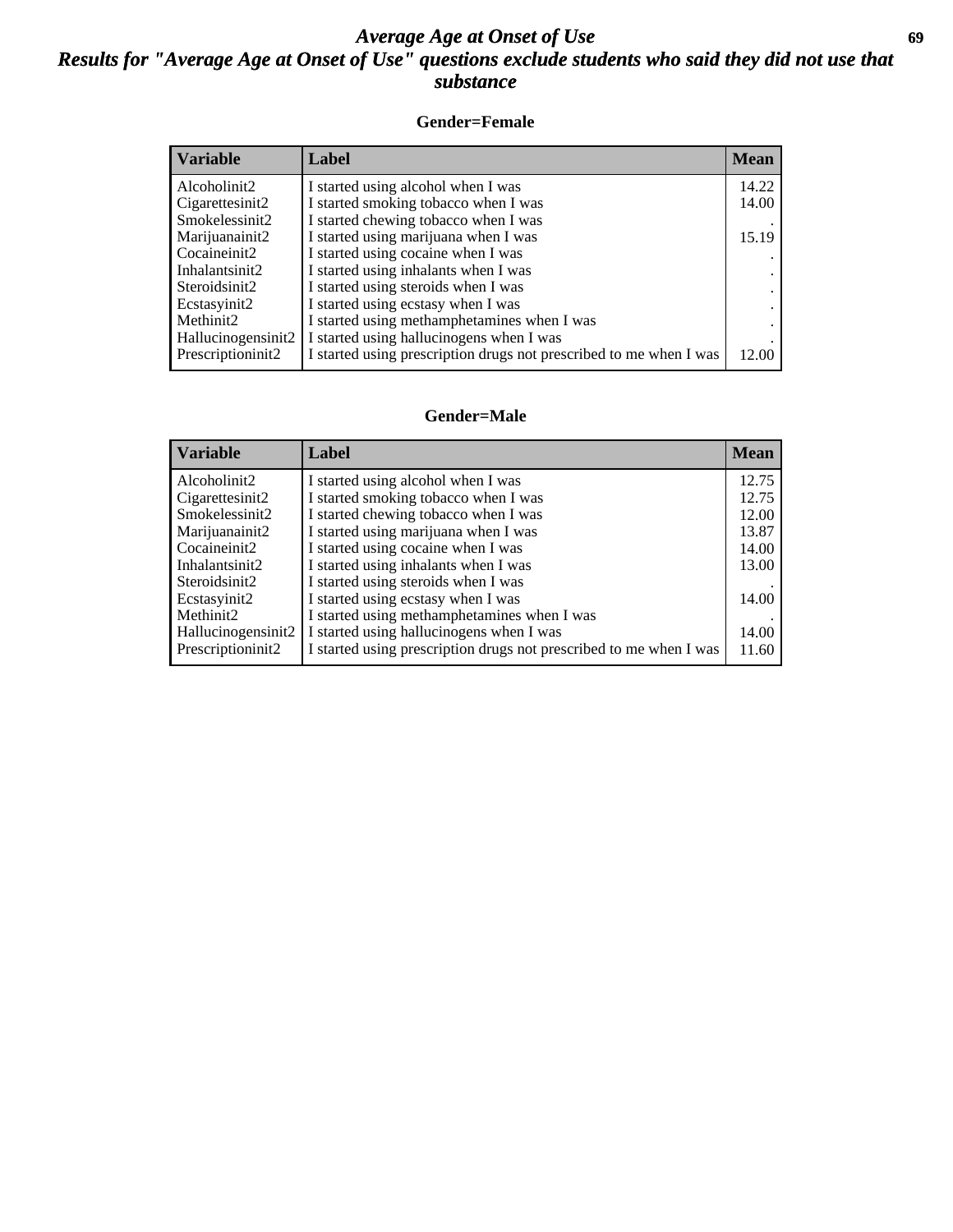# Average Age at Onset of Use

## Results for "Average Age at Onset of Use" questions exclude students who said they did not use that substance

### Gender=Female

| Variable | Label | Mean |
|---|---|---|
| Alcoholinit2 | I started using alcohol when I was | 14.22 |
| Cigarettesinit2 | I started smoking tobacco when I was | 14.00 |
| Smokelessinit2 | I started chewing tobacco when I was | . |
| Marijuanainit2 | I started using marijuana when I was | 15.19 |
| Cocaineinit2 | I started using cocaine when I was | . |
| Inhalantsinit2 | I started using inhalants when I was | . |
| Steroidsinit2 | I started using steroids when I was | . |
| Ecstasyinit2 | I started using ecstasy when I was | . |
| Methinit2 | I started using methamphetamines when I was | . |
| Hallucinogensinit2 | I started using hallucinogens when I was | . |
| Prescriptioninit2 | I started using prescription drugs not prescribed to me when I was | 12.00 |

### Gender=Male

| Variable | Label | Mean |
|---|---|---|
| Alcoholinit2 | I started using alcohol when I was | 12.75 |
| Cigarettesinit2 | I started smoking tobacco when I was | 12.75 |
| Smokelessinit2 | I started chewing tobacco when I was | 12.00 |
| Marijuanainit2 | I started using marijuana when I was | 13.87 |
| Cocaineinit2 | I started using cocaine when I was | 14.00 |
| Inhalantsinit2 | I started using inhalants when I was | 13.00 |
| Steroidsinit2 | I started using steroids when I was | . |
| Ecstasyinit2 | I started using ecstasy when I was | 14.00 |
| Methinit2 | I started using methamphetamines when I was | . |
| Hallucinogensinit2 | I started using hallucinogens when I was | 14.00 |
| Prescriptioninit2 | I started using prescription drugs not prescribed to me when I was | 11.60 |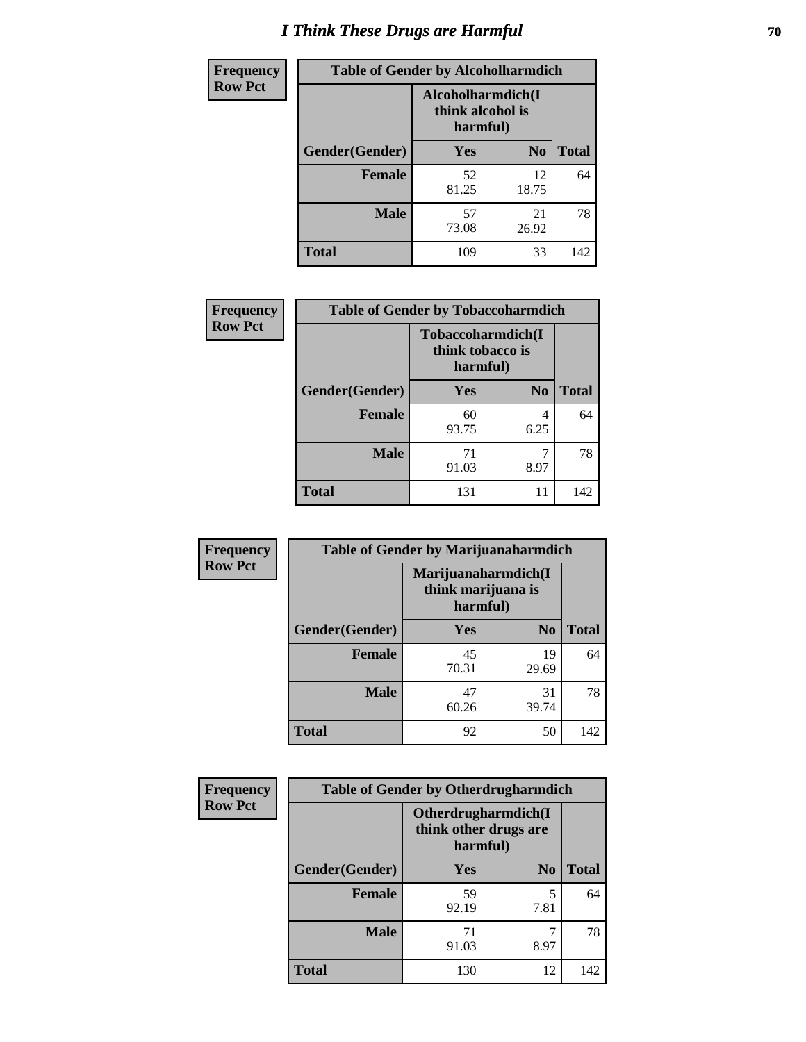# I Think These Drugs are Harmful

| Frequency<br>Row Pct | Table of Gender by Alcoholharmdich | | |
|---|---|---|---|
| | Alcoholharmdich(I think alcohol is harmful) | | |
| Gender(Gender) | Yes | No | Total |
| Female | 52<br>81.25 | 12<br>18.75 | 64 |
| Male | 57<br>73.08 | 21<br>26.92 | 78 |
| Total | 109 | 33 | 142 |

| Frequency<br>Row Pct | Table of Gender by Tobaccoharmdich | | |
|---|---|---|---|
| | Tobaccoharmdich(I think tobacco is harmful) | | |
| Gender(Gender) | Yes | No | Total |
| Female | 60<br>93.75 | 4<br>6.25 | 64 |
| Male | 71<br>91.03 | 7<br>8.97 | 78 |
| Total | 131 | 11 | 142 |

| Frequency<br>Row Pct | Table of Gender by Marijuanaharmdich | | |
|---|---|---|---|
| | Marijuanaharmdich(I think marijuana is harmful) | | |
| Gender(Gender) | Yes | No | Total |
| Female | 45<br>70.31 | 19<br>29.69 | 64 |
| Male | 47<br>60.26 | 31<br>39.74 | 78 |
| Total | 92 | 50 | 142 |

| Frequency<br>Row Pct | Table of Gender by Otherdrugharmdich | | |
|---|---|---|---|
| | Otherdrugharmdich(I think other drugs are harmful) | | |
| Gender(Gender) | Yes | No | Total |
| Female | 59<br>92.19 | 5<br>7.81 | 64 |
| Male | 71<br>91.03 | 7<br>8.97 | 78 |
| Total | 130 | 12 | 142 |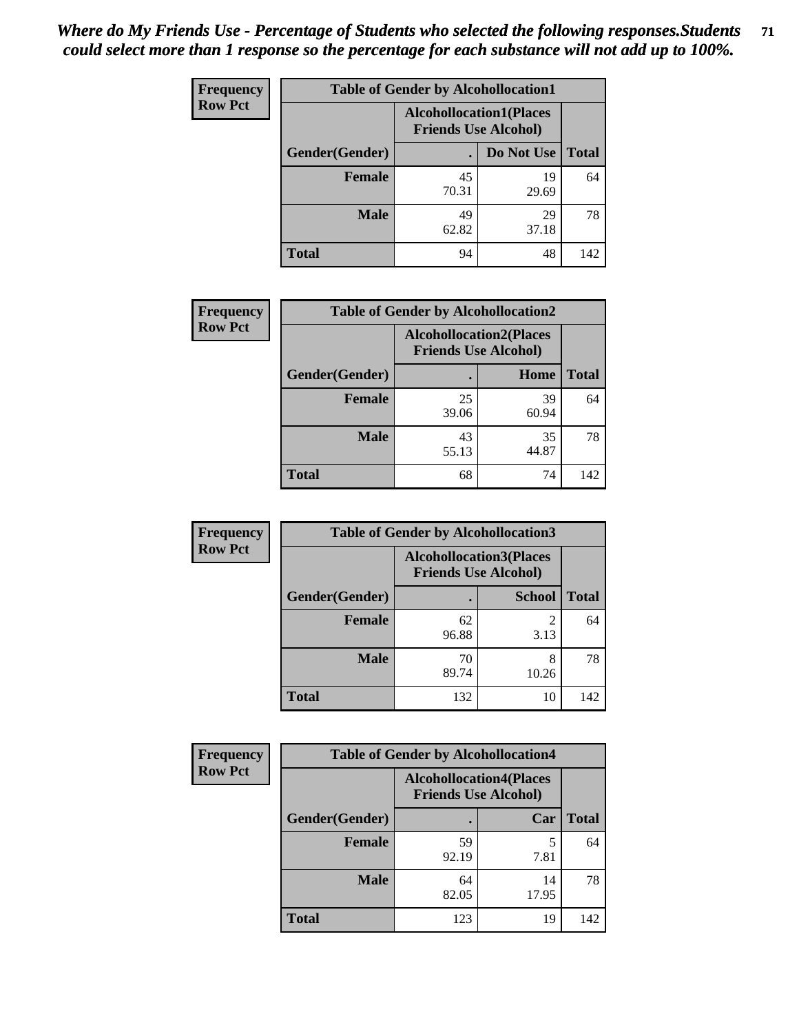*Where do My Friends Use - Percentage of Students who selected the following responses.Students could select more than 1 response so the percentage for each substance will not add up to 100%.*

**Frequency / Row Pct**

| Table of Gender by Alcohollocation1 | | | |
|---|---|---|---|
| | Alcohollocation1(Places Friends Use Alcohol) | | |
| Gender(Gender) | . | Do Not Use | Total |
| **Female** | 45<br>70.31 | 19<br>29.69 | 64 |
| **Male** | 49<br>62.82 | 29<br>37.18 | 78 |
| **Total** | 94 | 48 | 142 |

**Frequency / Row Pct**

| Table of Gender by Alcohollocation2 | | | |
|---|---|---|---|
| | Alcohollocation2(Places Friends Use Alcohol) | | |
| Gender(Gender) | . | Home | Total |
| **Female** | 25<br>39.06 | 39<br>60.94 | 64 |
| **Male** | 43<br>55.13 | 35<br>44.87 | 78 |
| **Total** | 68 | 74 | 142 |

**Frequency / Row Pct**

| Table of Gender by Alcohollocation3 | | | |
|---|---|---|---|
| | Alcohollocation3(Places Friends Use Alcohol) | | |
| Gender(Gender) | . | School | Total |
| **Female** | 62<br>96.88 | 2<br>3.13 | 64 |
| **Male** | 70<br>89.74 | 8<br>10.26 | 78 |
| **Total** | 132 | 10 | 142 |

**Frequency / Row Pct**

| Table of Gender by Alcohollocation4 | | | |
|---|---|---|---|
| | Alcohollocation4(Places Friends Use Alcohol) | | |
| Gender(Gender) | . | Car | Total |
| **Female** | 59<br>92.19 | 5<br>7.81 | 64 |
| **Male** | 64<br>82.05 | 14<br>17.95 | 78 |
| **Total** | 123 | 19 | 142 |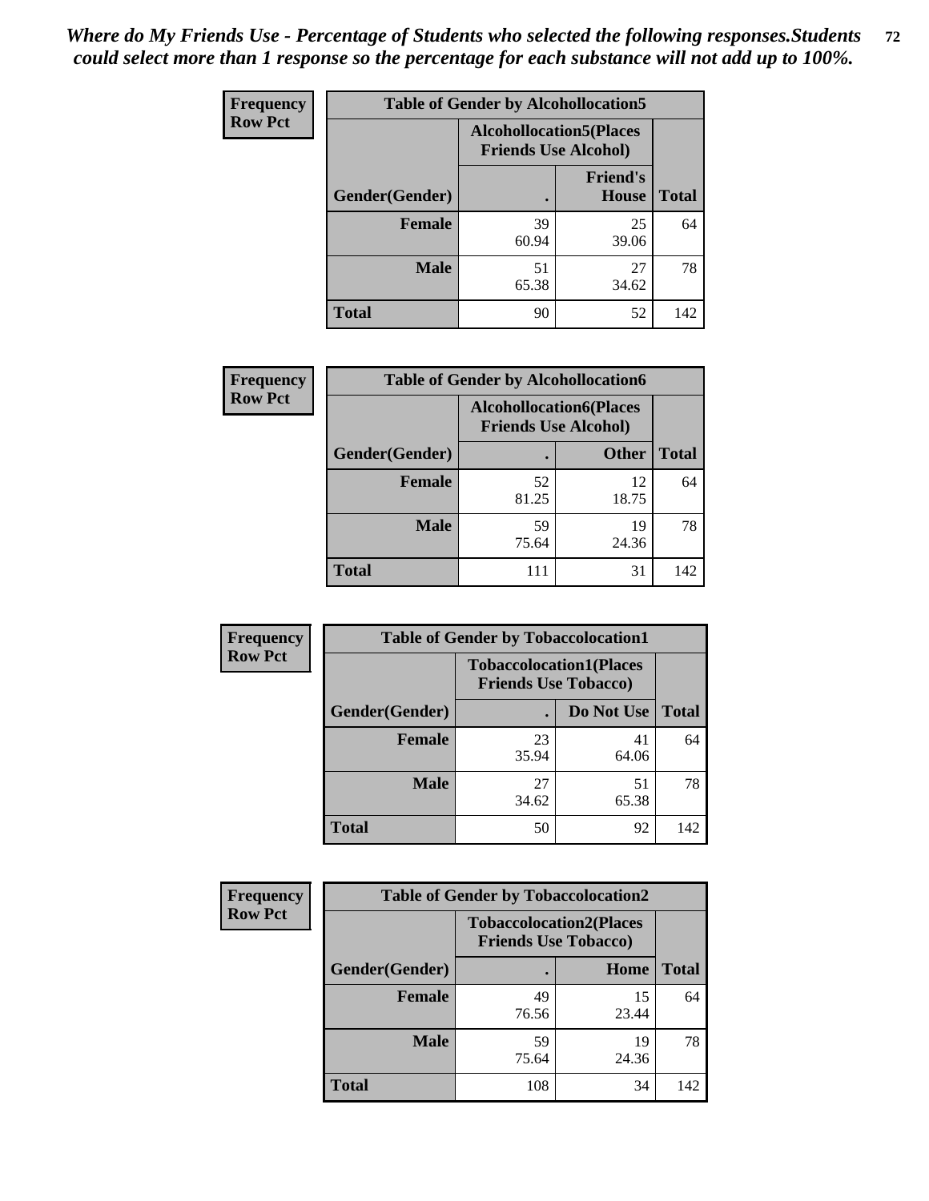*Where do My Friends Use - Percentage of Students who selected the following responses.Students could select more than 1 response so the percentage for each substance will not add up to 100%.*

**Frequency**
**Row Pct**

| Table of Gender by Alcohollocation5 | | | |
|---|---|---|---|
| | Alcohollocation5(Places Friends Use Alcohol) | | |
| Gender(Gender) | . | Friend's House | Total |
| **Female** | 39<br>60.94 | 25<br>39.06 | 64 |
| **Male** | 51<br>65.38 | 27<br>34.62 | 78 |
| **Total** | 90 | 52 | 142 |

**Frequency**
**Row Pct**

| Table of Gender by Alcohollocation6 | | | |
|---|---|---|---|
| | Alcohollocation6(Places Friends Use Alcohol) | | |
| Gender(Gender) | . | Other | Total |
| **Female** | 52<br>81.25 | 12<br>18.75 | 64 |
| **Male** | 59<br>75.64 | 19<br>24.36 | 78 |
| **Total** | 111 | 31 | 142 |

**Frequency**
**Row Pct**

| Table of Gender by Tobaccolocation1 | | | |
|---|---|---|---|
| | Tobaccolocation1(Places Friends Use Tobacco) | | |
| Gender(Gender) | . | Do Not Use | Total |
| **Female** | 23<br>35.94 | 41<br>64.06 | 64 |
| **Male** | 27<br>34.62 | 51<br>65.38 | 78 |
| **Total** | 50 | 92 | 142 |

**Frequency**
**Row Pct**

| Table of Gender by Tobaccolocation2 | | | |
|---|---|---|---|
| | Tobaccolocation2(Places Friends Use Tobacco) | | |
| Gender(Gender) | . | Home | Total |
| **Female** | 49<br>76.56 | 15<br>23.44 | 64 |
| **Male** | 59<br>75.64 | 19<br>24.36 | 78 |
| **Total** | 108 | 34 | 142 |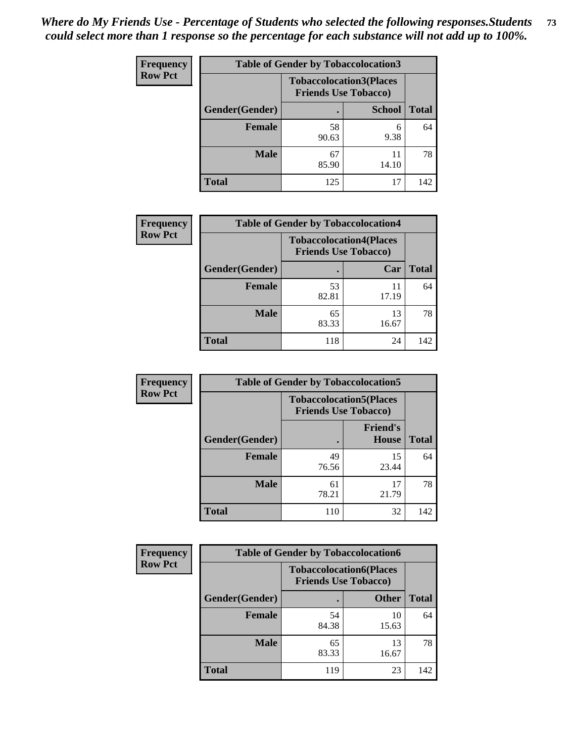*Where do My Friends Use - Percentage of Students who selected the following responses.Students could select more than 1 response so the percentage for each substance will not add up to 100%.*

| Frequency<br>Row Pct | Table of Gender by Tobaccolocation3 | | |
|---|---|---|---|
| | Tobaccolocation3(Places Friends Use Tobacco) | | |
| Gender(Gender) | . | School | Total |
| Female | 58<br>90.63 | 6<br>9.38 | 64 |
| Male | 67<br>85.90 | 11<br>14.10 | 78 |
| Total | 125 | 17 | 142 |

| Frequency<br>Row Pct | Table of Gender by Tobaccolocation4 | | |
|---|---|---|---|
| | Tobaccolocation4(Places Friends Use Tobacco) | | |
| Gender(Gender) | . | Car | Total |
| Female | 53<br>82.81 | 11<br>17.19 | 64 |
| Male | 65<br>83.33 | 13<br>16.67 | 78 |
| Total | 118 | 24 | 142 |

| Frequency<br>Row Pct | Table of Gender by Tobaccolocation5 | | |
|---|---|---|---|
| | Tobaccolocation5(Places Friends Use Tobacco) | | |
| Gender(Gender) | . | Friend's House | Total |
| Female | 49<br>76.56 | 15<br>23.44 | 64 |
| Male | 61<br>78.21 | 17<br>21.79 | 78 |
| Total | 110 | 32 | 142 |

| Frequency<br>Row Pct | Table of Gender by Tobaccolocation6 | | |
|---|---|---|---|
| | Tobaccolocation6(Places Friends Use Tobacco) | | |
| Gender(Gender) | . | Other | Total |
| Female | 54<br>84.38 | 10<br>15.63 | 64 |
| Male | 65<br>83.33 | 13<br>16.67 | 78 |
| Total | 119 | 23 | 142 |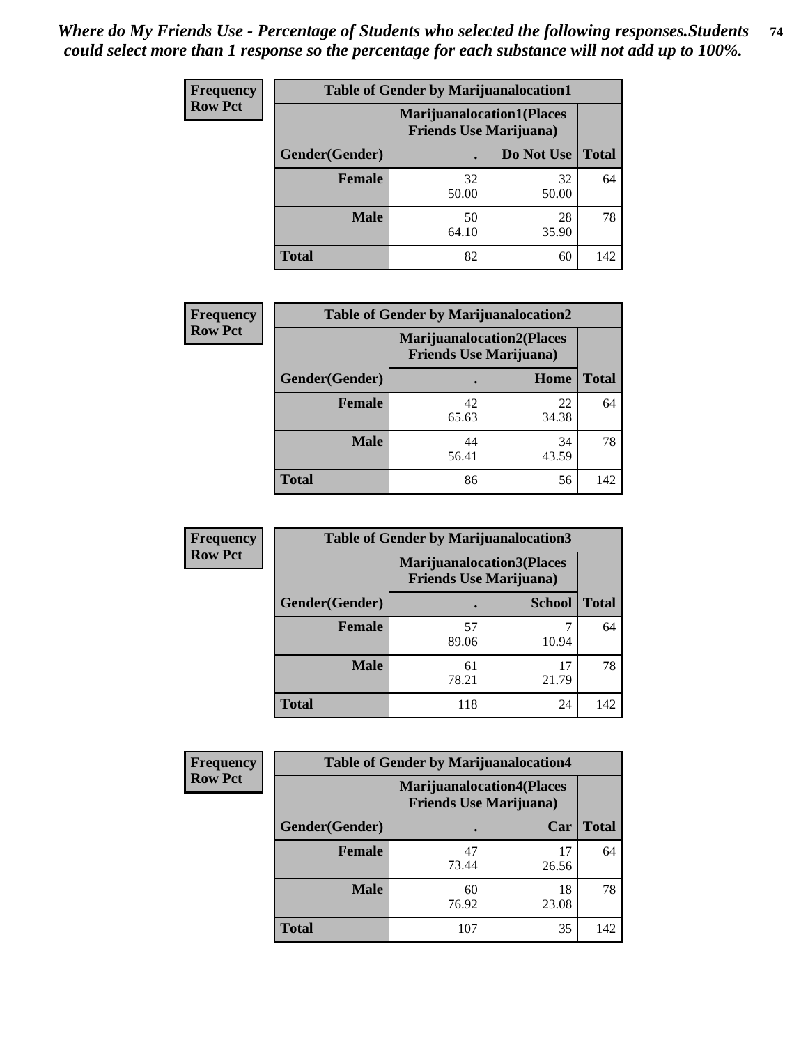*Where do My Friends Use - Percentage of Students who selected the following responses.Students could select more than 1 response so the percentage for each substance will not add up to 100%.*

**Frequency**
**Row Pct**

| Table of Gender by Marijuanalocation1 | | | |
|---|---|---|---|
| | Marijuanalocation1(Places Friends Use Marijuana) | | |
| Gender(Gender) | . | Do Not Use | Total |
| **Female** | 32<br>50.00 | 32<br>50.00 | 64 |
| **Male** | 50<br>64.10 | 28<br>35.90 | 78 |
| **Total** | 82 | 60 | 142 |

**Frequency**
**Row Pct**

| Table of Gender by Marijuanalocation2 | | | |
|---|---|---|---|
| | Marijuanalocation2(Places Friends Use Marijuana) | | |
| Gender(Gender) | . | Home | Total |
| **Female** | 42<br>65.63 | 22<br>34.38 | 64 |
| **Male** | 44<br>56.41 | 34<br>43.59 | 78 |
| **Total** | 86 | 56 | 142 |

**Frequency**
**Row Pct**

| Table of Gender by Marijuanalocation3 | | | |
|---|---|---|---|
| | Marijuanalocation3(Places Friends Use Marijuana) | | |
| Gender(Gender) | . | School | Total |
| **Female** | 57<br>89.06 | 7<br>10.94 | 64 |
| **Male** | 61<br>78.21 | 17<br>21.79 | 78 |
| **Total** | 118 | 24 | 142 |

**Frequency**
**Row Pct**

| Table of Gender by Marijuanalocation4 | | | |
|---|---|---|---|
| | Marijuanalocation4(Places Friends Use Marijuana) | | |
| Gender(Gender) | . | Car | Total |
| **Female** | 47<br>73.44 | 17<br>26.56 | 64 |
| **Male** | 60<br>76.92 | 18<br>23.08 | 78 |
| **Total** | 107 | 35 | 142 |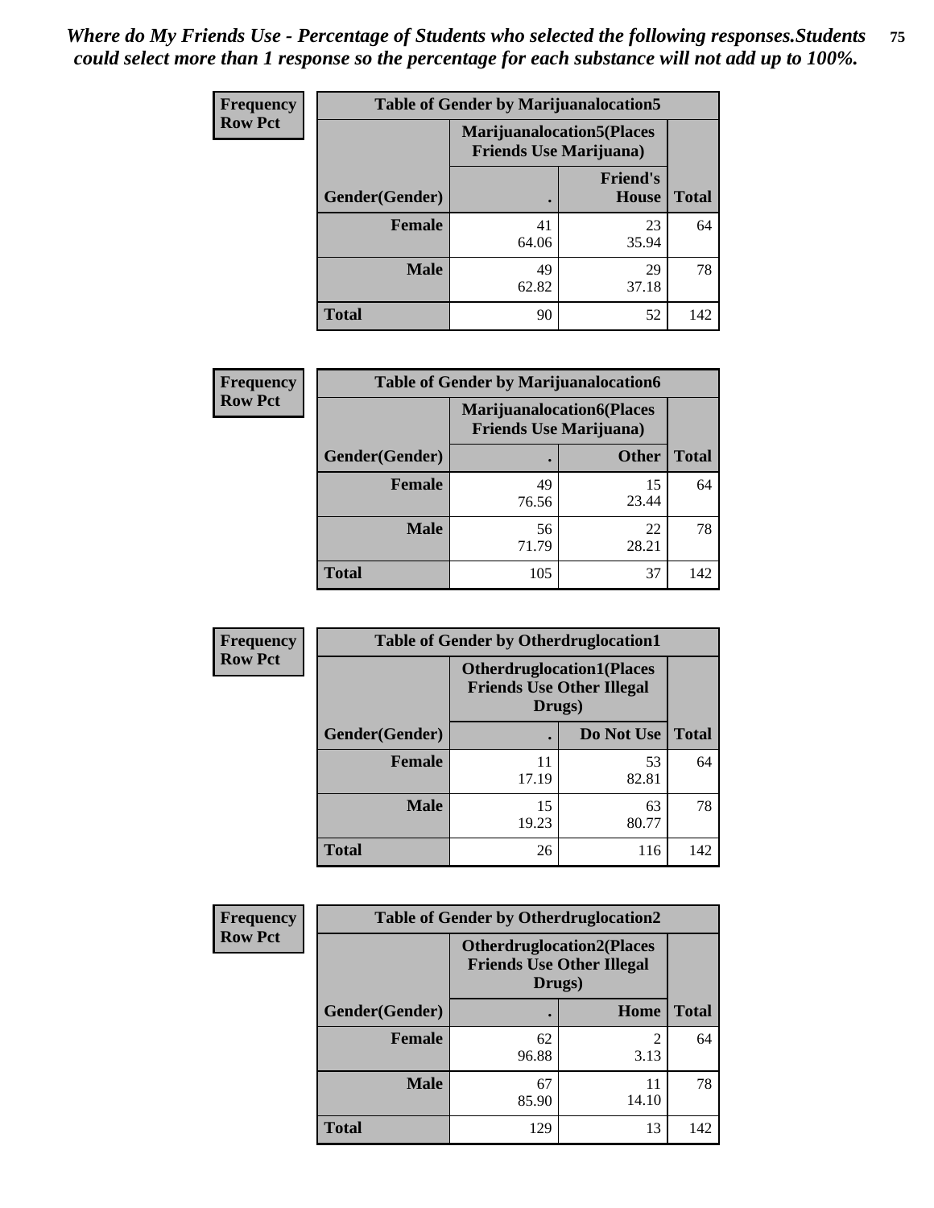*Where do My Friends Use - Percentage of Students who selected the following responses.Students could select more than 1 response so the percentage for each substance will not add up to 100%.*

**Frequency Row Pct**

| Table of Gender by Marijuanalocation5 | | | |
|---|---|---|---|
| | Marijuanalocation5(Places Friends Use Marijuana) | | |
| Gender(Gender) | . | Friend's House | Total |
| **Female** | 41<br>64.06 | 23<br>35.94 | 64 |
| **Male** | 49<br>62.82 | 29<br>37.18 | 78 |
| **Total** | 90 | 52 | 142 |

**Frequency Row Pct**

| Table of Gender by Marijuanalocation6 | | | |
|---|---|---|---|
| | Marijuanalocation6(Places Friends Use Marijuana) | | |
| Gender(Gender) | . | Other | Total |
| **Female** | 49<br>76.56 | 15<br>23.44 | 64 |
| **Male** | 56<br>71.79 | 22<br>28.21 | 78 |
| **Total** | 105 | 37 | 142 |

**Frequency Row Pct**

| Table of Gender by Otherdruglocation1 | | | |
|---|---|---|---|
| | Otherdruglocation1(Places Friends Use Other Illegal Drugs) | | |
| Gender(Gender) | . | Do Not Use | Total |
| **Female** | 11<br>17.19 | 53<br>82.81 | 64 |
| **Male** | 15<br>19.23 | 63<br>80.77 | 78 |
| **Total** | 26 | 116 | 142 |

**Frequency Row Pct**

| Table of Gender by Otherdruglocation2 | | | |
|---|---|---|---|
| | Otherdruglocation2(Places Friends Use Other Illegal Drugs) | | |
| Gender(Gender) | . | Home | Total |
| **Female** | 62<br>96.88 | 2<br>3.13 | 64 |
| **Male** | 67<br>85.90 | 11<br>14.10 | 78 |
| **Total** | 129 | 13 | 142 |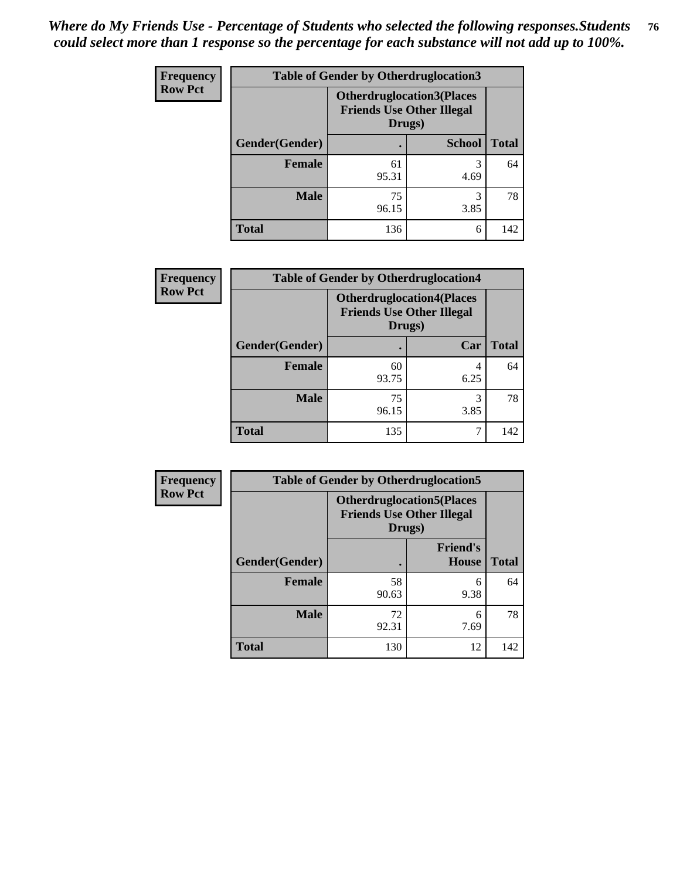*Where do My Friends Use - Percentage of Students who selected the following responses.Students could select more than 1 response so the percentage for each substance will not add up to 100%.*

**Frequency**
**Row Pct**

| Table of Gender by Otherdruglocation3 | | | |
|---|---|---|---|
| | Otherdruglocation3(Places Friends Use Other Illegal Drugs) | | |
| Gender(Gender) | . | School | Total |
| Female | 61<br>95.31 | 3<br>4.69 | 64 |
| Male | 75<br>96.15 | 3<br>3.85 | 78 |
| Total | 136 | 6 | 142 |

**Frequency**
**Row Pct**

| Table of Gender by Otherdruglocation4 | | | |
|---|---|---|---|
| | Otherdruglocation4(Places Friends Use Other Illegal Drugs) | | |
| Gender(Gender) | . | Car | Total |
| Female | 60<br>93.75 | 4<br>6.25 | 64 |
| Male | 75<br>96.15 | 3<br>3.85 | 78 |
| Total | 135 | 7 | 142 |

**Frequency**
**Row Pct**

| Table of Gender by Otherdruglocation5 | | | |
|---|---|---|---|
| | Otherdruglocation5(Places Friends Use Other Illegal Drugs) | | |
| Gender(Gender) | . | Friend's House | Total |
| Female | 58<br>90.63 | 6<br>9.38 | 64 |
| Male | 72<br>92.31 | 6<br>7.69 | 78 |
| Total | 130 | 12 | 142 |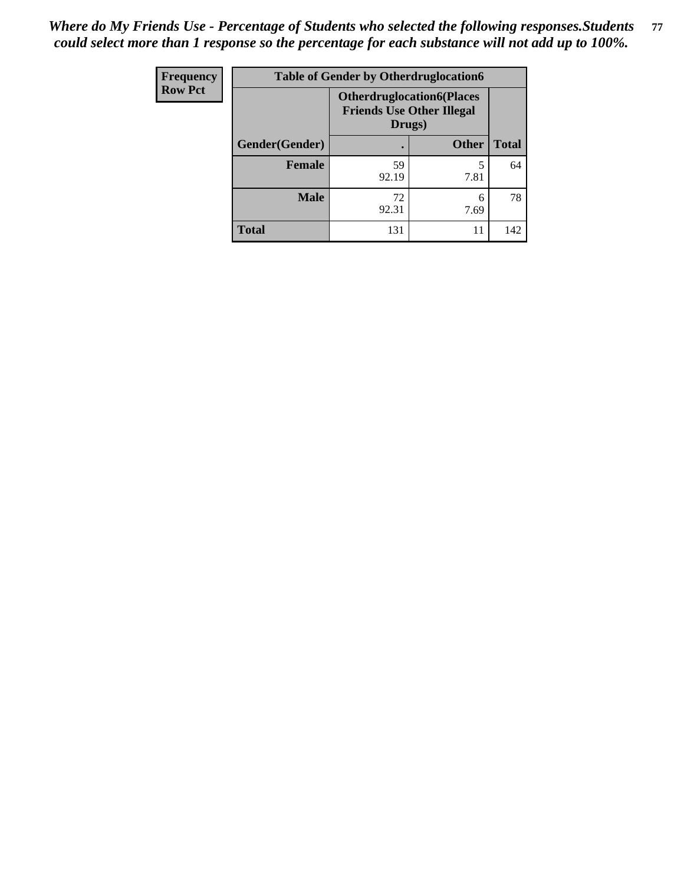*Where do My Friends Use - Percentage of Students who selected the following responses.Students could select more than 1 response so the percentage for each substance will not add up to 100%.*

| Frequency<br>Row Pct | Table of Gender by Otherdruglocation6 | | |
|---|---|---|---|
| | **Otherdruglocation6(Places Friends Use Other Illegal Drugs)** | | |
| **Gender(Gender)** | **.** | **Other** | **Total** |
| **Female** | 59<br>92.19 | 5<br>7.81 | 64 |
| **Male** | 72<br>92.31 | 6<br>7.69 | 78 |
| **Total** | 131 | 11 | 142 |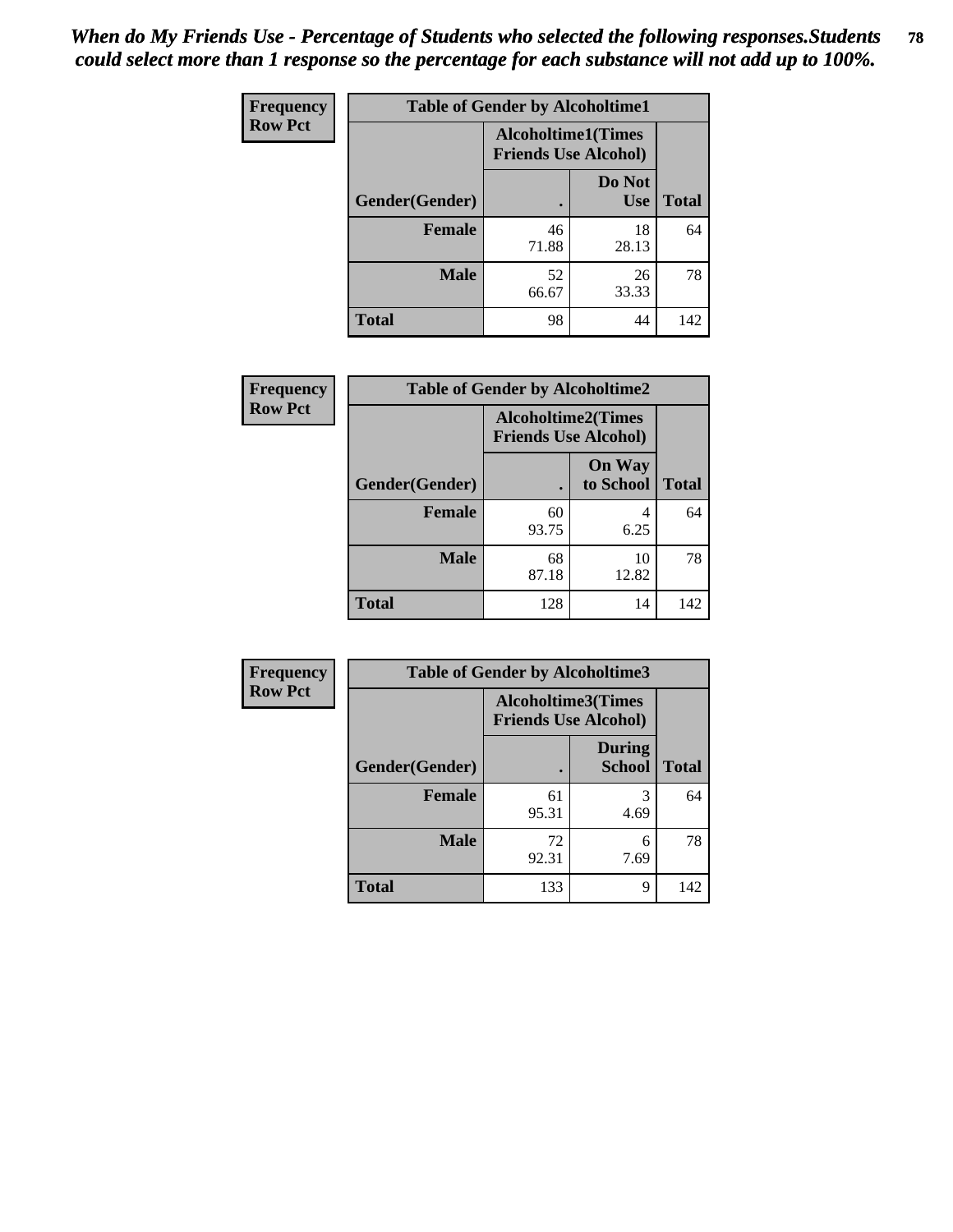*When do My Friends Use - Percentage of Students who selected the following responses.Students could select more than 1 response so the percentage for each substance will not add up to 100%.*

| Frequency Row Pct | Table of Gender by Alcoholtime1 | | |
|---|---|---|---|
| | Alcoholtime1(Times Friends Use Alcohol) | | |
| Gender(Gender) | . | Do Not Use | Total |
| Female | 46<br>71.88 | 18<br>28.13 | 64 |
| Male | 52<br>66.67 | 26<br>33.33 | 78 |
| Total | 98 | 44 | 142 |

| Frequency Row Pct | Table of Gender by Alcoholtime2 | | |
|---|---|---|---|
| | Alcoholtime2(Times Friends Use Alcohol) | | |
| Gender(Gender) | . | On Way to School | Total |
| Female | 60<br>93.75 | 4<br>6.25 | 64 |
| Male | 68<br>87.18 | 10<br>12.82 | 78 |
| Total | 128 | 14 | 142 |

| Frequency Row Pct | Table of Gender by Alcoholtime3 | | |
|---|---|---|---|
| | Alcoholtime3(Times Friends Use Alcohol) | | |
| Gender(Gender) | . | During School | Total |
| Female | 61<br>95.31 | 3<br>4.69 | 64 |
| Male | 72<br>92.31 | 6<br>7.69 | 78 |
| Total | 133 | 9 | 142 |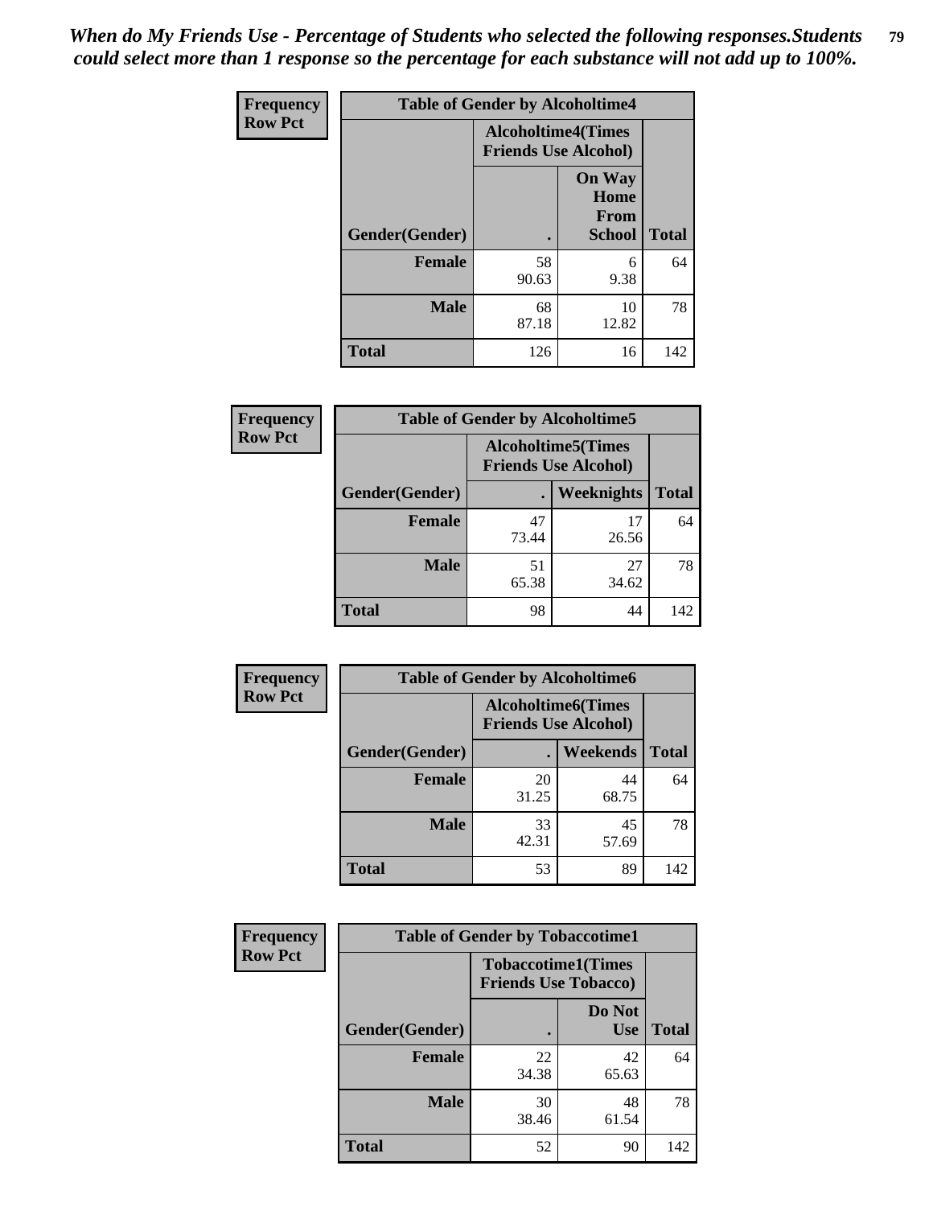*When do My Friends Use - Percentage of Students who selected the following responses.Students could select more than 1 response so the percentage for each substance will not add up to 100%.*

**Frequency**
**Row Pct**

| Table of Gender by Alcoholtime4 | | | |
|---|---|---|---|
| | Alcoholtime4(Times Friends Use Alcohol) | | |
| Gender(Gender) | . | On Way Home From School | Total |
| **Female** | 58<br>90.63 | 6<br>9.38 | 64 |
| **Male** | 68<br>87.18 | 10<br>12.82 | 78 |
| **Total** | 126 | 16 | 142 |

**Frequency**
**Row Pct**

| Table of Gender by Alcoholtime5 | | | |
|---|---|---|---|
| | Alcoholtime5(Times Friends Use Alcohol) | | |
| Gender(Gender) | . | Weeknights | Total |
| **Female** | 47<br>73.44 | 17<br>26.56 | 64 |
| **Male** | 51<br>65.38 | 27<br>34.62 | 78 |
| **Total** | 98 | 44 | 142 |

**Frequency**
**Row Pct**

| Table of Gender by Alcoholtime6 | | | |
|---|---|---|---|
| | Alcoholtime6(Times Friends Use Alcohol) | | |
| Gender(Gender) | . | Weekends | Total |
| **Female** | 20<br>31.25 | 44<br>68.75 | 64 |
| **Male** | 33<br>42.31 | 45<br>57.69 | 78 |
| **Total** | 53 | 89 | 142 |

**Frequency**
**Row Pct**

| Table of Gender by Tobaccotime1 | | | |
|---|---|---|---|
| | Tobaccotime1(Times Friends Use Tobacco) | | |
| Gender(Gender) | . | Do Not Use | Total |
| **Female** | 22<br>34.38 | 42<br>65.63 | 64 |
| **Male** | 30<br>38.46 | 48<br>61.54 | 78 |
| **Total** | 52 | 90 | 142 |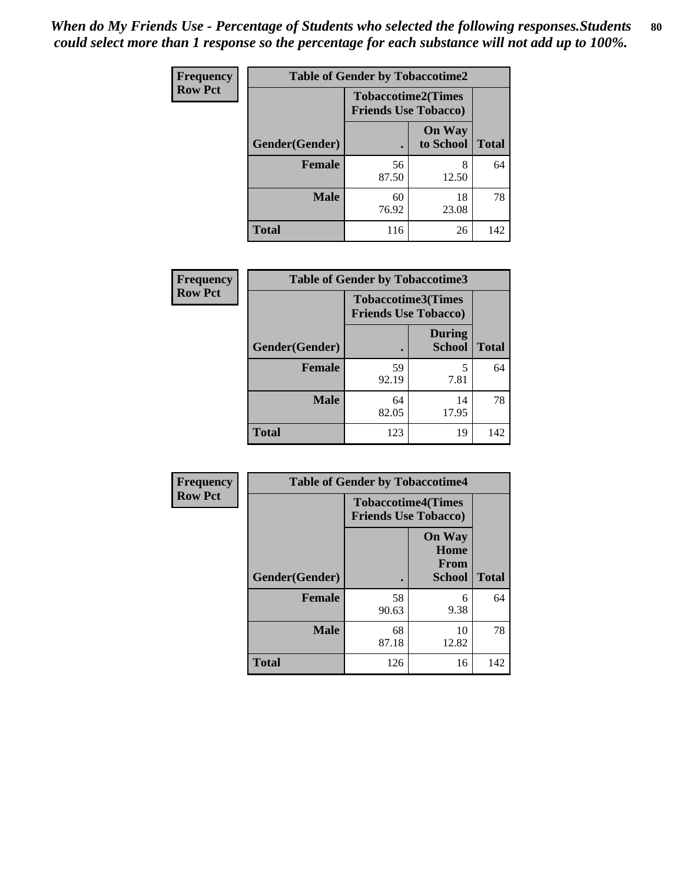*When do My Friends Use - Percentage of Students who selected the following responses.Students could select more than 1 response so the percentage for each substance will not add up to 100%.*

**Frequency**
**Row Pct**

**Table of Gender by Tobaccotime2**

| | Tobaccotime2(Times Friends Use Tobacco) | | |
|---|---|---|---|
| Gender(Gender) | . | On Way to School | Total |
| **Female** | 56<br>87.50 | 8<br>12.50 | 64 |
| **Male** | 60<br>76.92 | 18<br>23.08 | 78 |
| **Total** | 116 | 26 | 142 |

**Frequency**
**Row Pct**

**Table of Gender by Tobaccotime3**

| | Tobaccotime3(Times Friends Use Tobacco) | | |
|---|---|---|---|
| Gender(Gender) | . | During School | Total |
| **Female** | 59<br>92.19 | 5<br>7.81 | 64 |
| **Male** | 64<br>82.05 | 14<br>17.95 | 78 |
| **Total** | 123 | 19 | 142 |

**Frequency**
**Row Pct**

**Table of Gender by Tobaccotime4**

| | Tobaccotime4(Times Friends Use Tobacco) | | |
|---|---|---|---|
| Gender(Gender) | . | On Way Home From School | Total |
| **Female** | 58<br>90.63 | 6<br>9.38 | 64 |
| **Male** | 68<br>87.18 | 10<br>12.82 | 78 |
| **Total** | 126 | 16 | 142 |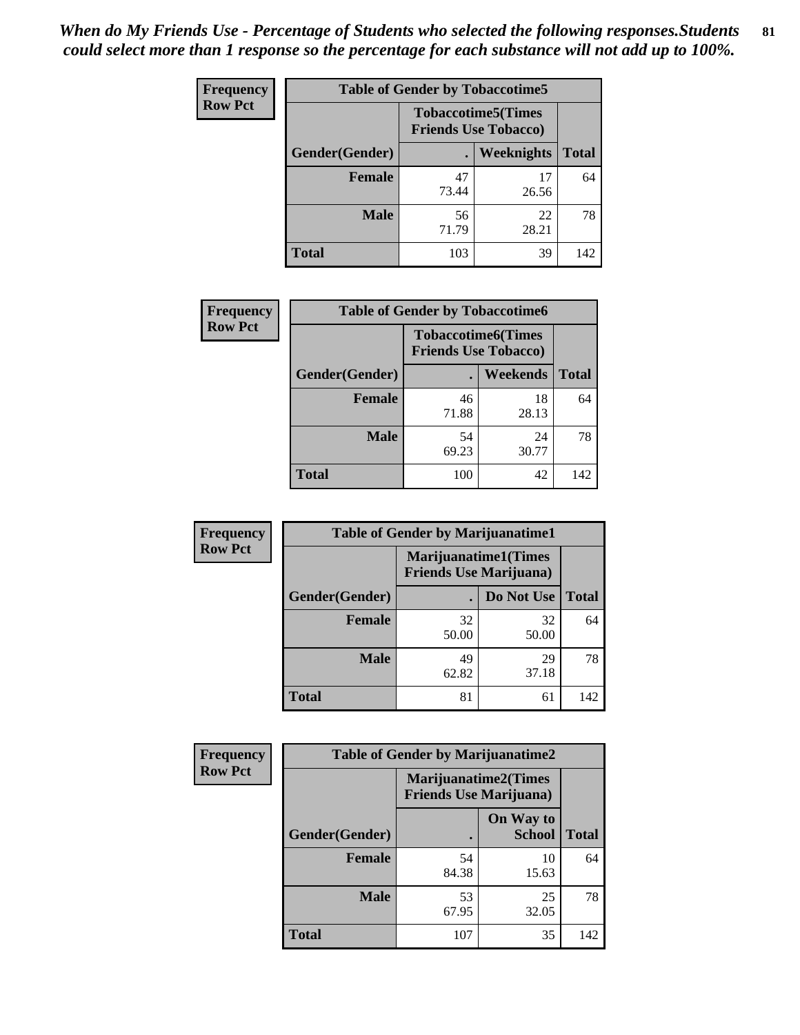*When do My Friends Use - Percentage of Students who selected the following responses.Students could select more than 1 response so the percentage for each substance will not add up to 100%.*

**Frequency**
**Row Pct**

| Table of Gender by Tobaccotime5 | | | |
|---|---|---|---|
| | Tobaccotime5(Times Friends Use Tobacco) | | |
| Gender(Gender) | . | Weeknights | Total |
| **Female** | 47<br>73.44 | 17<br>26.56 | 64 |
| **Male** | 56<br>71.79 | 22<br>28.21 | 78 |
| **Total** | 103 | 39 | 142 |

**Frequency**
**Row Pct**

| Table of Gender by Tobaccotime6 | | | |
|---|---|---|---|
| | Tobaccotime6(Times Friends Use Tobacco) | | |
| Gender(Gender) | . | Weekends | Total |
| **Female** | 46<br>71.88 | 18<br>28.13 | 64 |
| **Male** | 54<br>69.23 | 24<br>30.77 | 78 |
| **Total** | 100 | 42 | 142 |

**Frequency**
**Row Pct**

| Table of Gender by Marijuanatime1 | | | |
|---|---|---|---|
| | Marijuanatime1(Times Friends Use Marijuana) | | |
| Gender(Gender) | . | Do Not Use | Total |
| **Female** | 32<br>50.00 | 32<br>50.00 | 64 |
| **Male** | 49<br>62.82 | 29<br>37.18 | 78 |
| **Total** | 81 | 61 | 142 |

**Frequency**
**Row Pct**

| Table of Gender by Marijuanatime2 | | | |
|---|---|---|---|
| | Marijuanatime2(Times Friends Use Marijuana) | | |
| Gender(Gender) | . | On Way to School | Total |
| **Female** | 54<br>84.38 | 10<br>15.63 | 64 |
| **Male** | 53<br>67.95 | 25<br>32.05 | 78 |
| **Total** | 107 | 35 | 142 |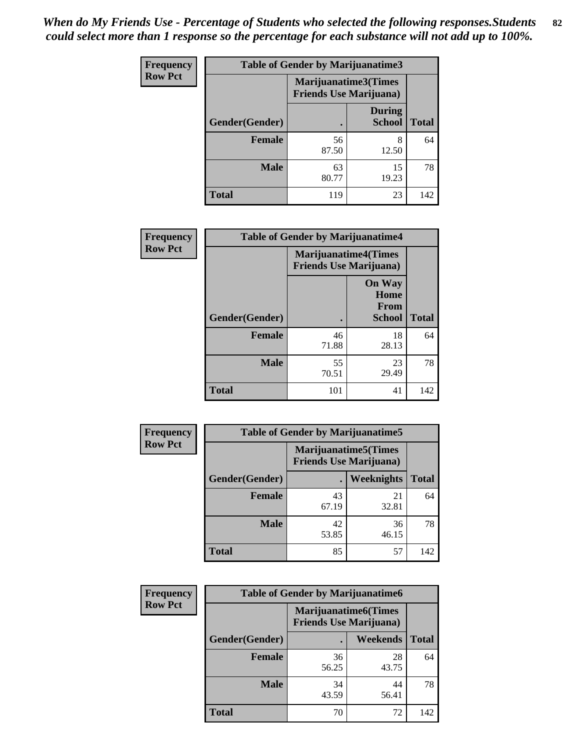*When do My Friends Use - Percentage of Students who selected the following responses.Students could select more than 1 response so the percentage for each substance will not add up to 100%.*

**Frequency**
**Row Pct**

| Table of Gender by Marijuanatime3 | | | |
|---|---|---|---|
| | Marijuanatime3(Times Friends Use Marijuana) | | |
| Gender(Gender) | . | During School | Total |
| **Female** | 56<br>87.50 | 8<br>12.50 | 64 |
| **Male** | 63<br>80.77 | 15<br>19.23 | 78 |
| **Total** | 119 | 23 | 142 |

**Frequency**
**Row Pct**

| Table of Gender by Marijuanatime4 | | | |
|---|---|---|---|
| | Marijuanatime4(Times Friends Use Marijuana) | | |
| Gender(Gender) | . | On Way Home From School | Total |
| **Female** | 46<br>71.88 | 18<br>28.13 | 64 |
| **Male** | 55<br>70.51 | 23<br>29.49 | 78 |
| **Total** | 101 | 41 | 142 |

**Frequency**
**Row Pct**

| Table of Gender by Marijuanatime5 | | | |
|---|---|---|---|
| | Marijuanatime5(Times Friends Use Marijuana) | | |
| Gender(Gender) | . | Weeknights | Total |
| **Female** | 43<br>67.19 | 21<br>32.81 | 64 |
| **Male** | 42<br>53.85 | 36<br>46.15 | 78 |
| **Total** | 85 | 57 | 142 |

**Frequency**
**Row Pct**

| Table of Gender by Marijuanatime6 | | | |
|---|---|---|---|
| | Marijuanatime6(Times Friends Use Marijuana) | | |
| Gender(Gender) | . | Weekends | Total |
| **Female** | 36<br>56.25 | 28<br>43.75 | 64 |
| **Male** | 34<br>43.59 | 44<br>56.41 | 78 |
| **Total** | 70 | 72 | 142 |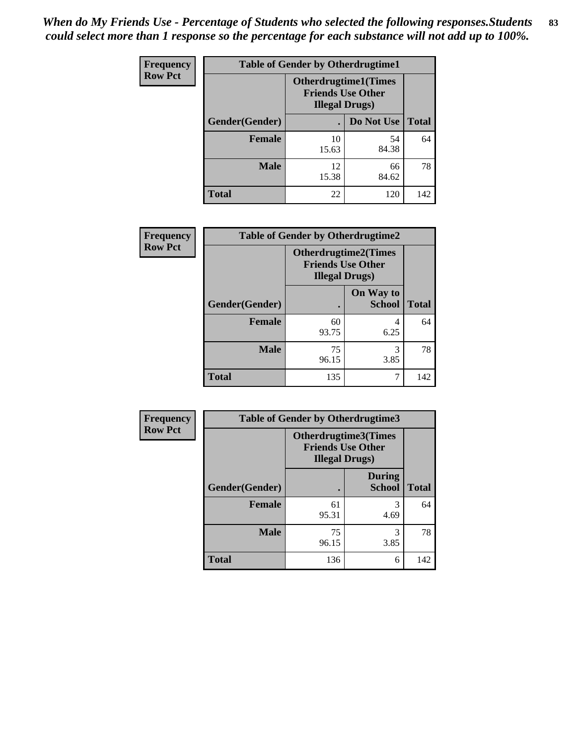*When do My Friends Use - Percentage of Students who selected the following responses.Students could select more than 1 response so the percentage for each substance will not add up to 100%.*

**Frequency**
**Row Pct**

| Table of Gender by Otherdrugtime1 | | | |
|---|---|---|---|
| | Otherdrugtime1(Times Friends Use Other Illegal Drugs) | | |
| Gender(Gender) | . | Do Not Use | Total |
| **Female** | 10<br>15.63 | 54<br>84.38 | 64 |
| **Male** | 12<br>15.38 | 66<br>84.62 | 78 |
| **Total** | 22 | 120 | 142 |

**Frequency**
**Row Pct**

| Table of Gender by Otherdrugtime2 | | | |
|---|---|---|---|
| | Otherdrugtime2(Times Friends Use Other Illegal Drugs) | | |
| Gender(Gender) | . | On Way to School | Total |
| **Female** | 60<br>93.75 | 4<br>6.25 | 64 |
| **Male** | 75<br>96.15 | 3<br>3.85 | 78 |
| **Total** | 135 | 7 | 142 |

**Frequency**
**Row Pct**

| Table of Gender by Otherdrugtime3 | | | |
|---|---|---|---|
| | Otherdrugtime3(Times Friends Use Other Illegal Drugs) | | |
| Gender(Gender) | . | During School | Total |
| **Female** | 61<br>95.31 | 3<br>4.69 | 64 |
| **Male** | 75<br>96.15 | 3<br>3.85 | 78 |
| **Total** | 136 | 6 | 142 |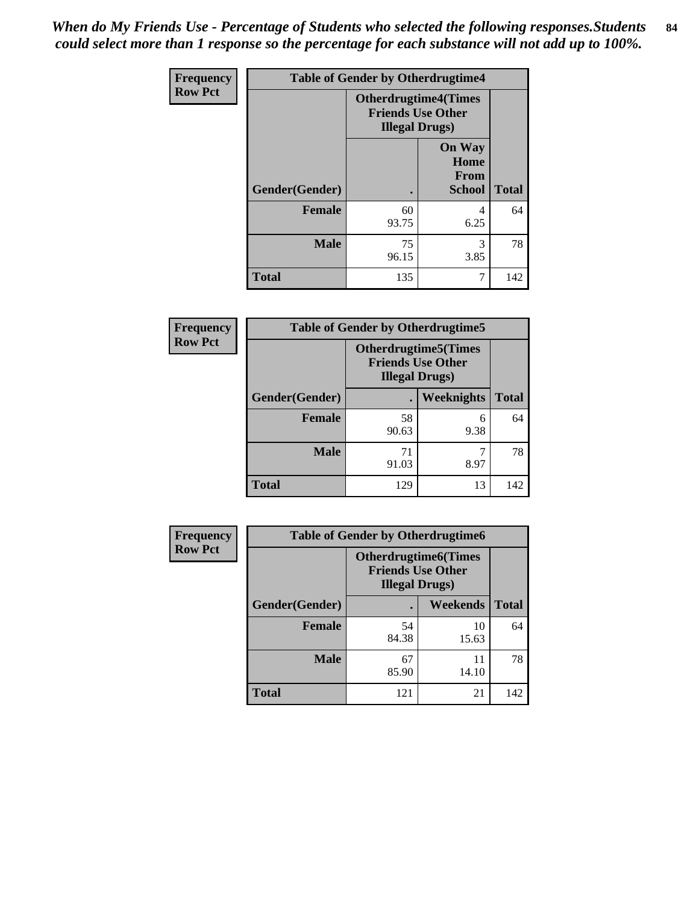*When do My Friends Use - Percentage of Students who selected the following responses.Students could select more than 1 response so the percentage for each substance will not add up to 100%.*

**Frequency**
**Row Pct**

| Table of Gender by Otherdrugtime4 | | | |
|---|---|---|---|
| | Otherdrugtime4(Times Friends Use Other Illegal Drugs) | | |
| Gender(Gender) | . | On Way Home From School | Total |
| **Female** | 60<br>93.75 | 4<br>6.25 | 64 |
| **Male** | 75<br>96.15 | 3<br>3.85 | 78 |
| **Total** | 135 | 7 | 142 |

**Frequency**
**Row Pct**

| Table of Gender by Otherdrugtime5 | | | |
|---|---|---|---|
| | Otherdrugtime5(Times Friends Use Other Illegal Drugs) | | |
| Gender(Gender) | . | Weeknights | Total |
| **Female** | 58<br>90.63 | 6<br>9.38 | 64 |
| **Male** | 71<br>91.03 | 7<br>8.97 | 78 |
| **Total** | 129 | 13 | 142 |

**Frequency**
**Row Pct**

| Table of Gender by Otherdrugtime6 | | | |
|---|---|---|---|
| | Otherdrugtime6(Times Friends Use Other Illegal Drugs) | | |
| Gender(Gender) | . | Weekends | Total |
| **Female** | 54<br>84.38 | 10<br>15.63 | 64 |
| **Male** | 67<br>85.90 | 11<br>14.10 | 78 |
| **Total** | 121 | 21 | 142 |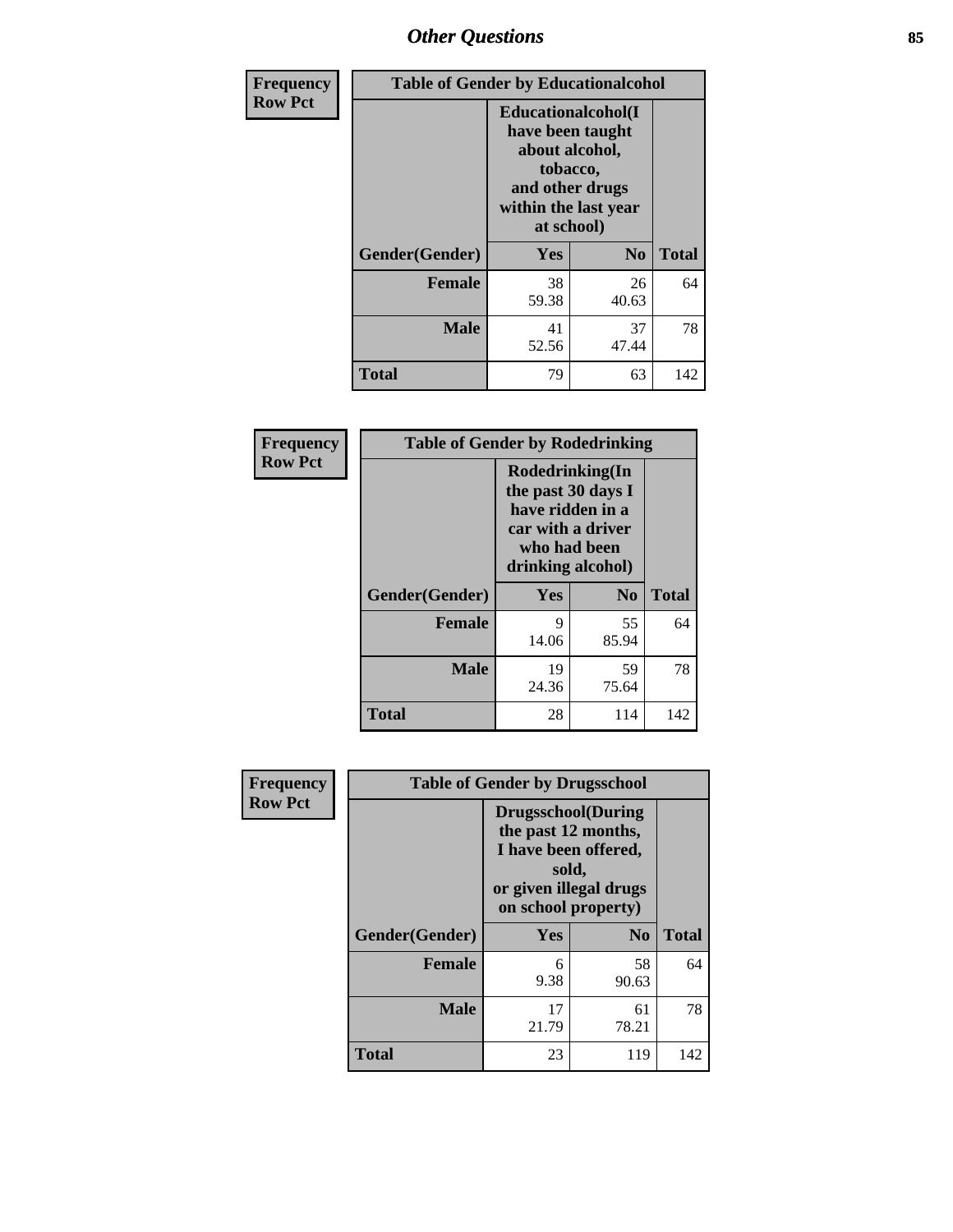| Frequency<br>Row Pct | Table of Gender by Educationalcohol | | |
|---|---|---|---|
| | Educationalcohol(I have been taught about alcohol, tobacco, and other drugs within the last year at school) | | |
| Gender(Gender) | Yes | No | Total |
| Female | 38<br>59.38 | 26<br>40.63 | 64 |
| Male | 41<br>52.56 | 37<br>47.44 | 78 |
| Total | 79 | 63 | 142 |

| Frequency<br>Row Pct | Table of Gender by Rodedrinking | | |
|---|---|---|---|
| | Rodedrinking(In the past 30 days I have ridden in a car with a driver who had been drinking alcohol) | | |
| Gender(Gender) | Yes | No | Total |
| Female | 9<br>14.06 | 55<br>85.94 | 64 |
| Male | 19<br>24.36 | 59<br>75.64 | 78 |
| Total | 28 | 114 | 142 |

| Frequency<br>Row Pct | Table of Gender by Drugsschool | | |
|---|---|---|---|
| | Drugsschool(During the past 12 months, I have been offered, sold, or given illegal drugs on school property) | | |
| Gender(Gender) | Yes | No | Total |
| Female | 6<br>9.38 | 58<br>90.63 | 64 |
| Male | 17<br>21.79 | 61<br>78.21 | 78 |
| Total | 23 | 119 | 142 |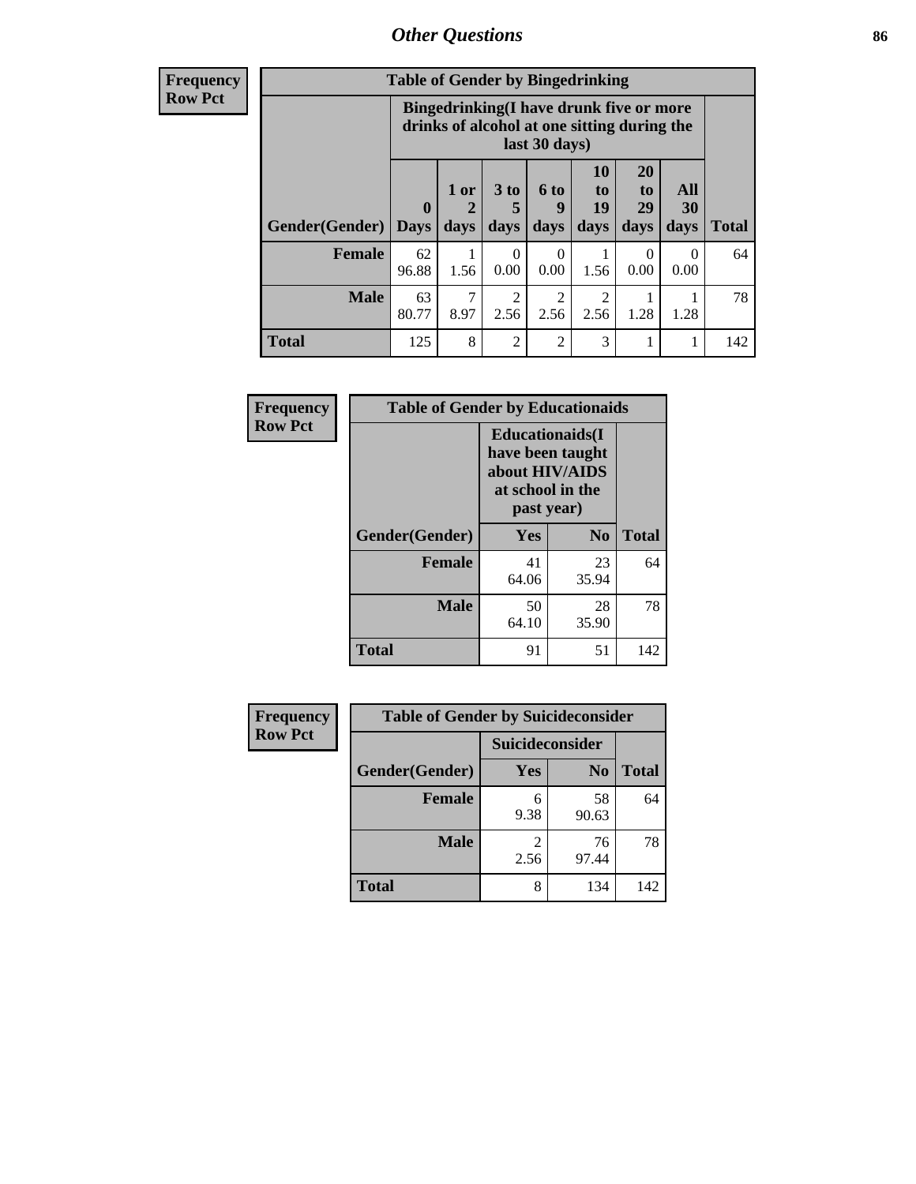## Other Questions

**Frequency**
**Row Pct**

**Table of Gender by Bingedrinking**

| Gender(Gender) | Bingedrinking(I have drunk five or more drinks of alcohol at one sitting during the last 30 days) | | | | | | | Total |
|---|---|---|---|---|---|---|---|---|
| | 0 Days | 1 or 2 days | 3 to 5 days | 6 to 9 days | 10 to 19 days | 20 to 29 days | All 30 days | |
| **Female** | 62<br>96.88 | 1<br>1.56 | 0<br>0.00 | 0<br>0.00 | 1<br>1.56 | 0<br>0.00 | 0<br>0.00 | 64 |
| **Male** | 63<br>80.77 | 7<br>8.97 | 2<br>2.56 | 2<br>2.56 | 2<br>2.56 | 1<br>1.28 | 1<br>1.28 | 78 |
| **Total** | 125 | 8 | 2 | 2 | 3 | 1 | 1 | 142 |

**Frequency**
**Row Pct**

**Table of Gender by Educationaids**

| Gender(Gender) | Educationaids(I have been taught about HIV/AIDS at school in the past year) | | Total |
|---|---|---|---|
| | Yes | No | |
| **Female** | 41<br>64.06 | 23<br>35.94 | 64 |
| **Male** | 50<br>64.10 | 28<br>35.90 | 78 |
| **Total** | 91 | 51 | 142 |

**Frequency**
**Row Pct**

**Table of Gender by Suicideconsider**

| Gender(Gender) | Suicideconsider | | Total |
|---|---|---|---|
| | Yes | No | |
| **Female** | 6<br>9.38 | 58<br>90.63 | 64 |
| **Male** | 2<br>2.56 | 76<br>97.44 | 78 |
| **Total** | 8 | 134 | 142 |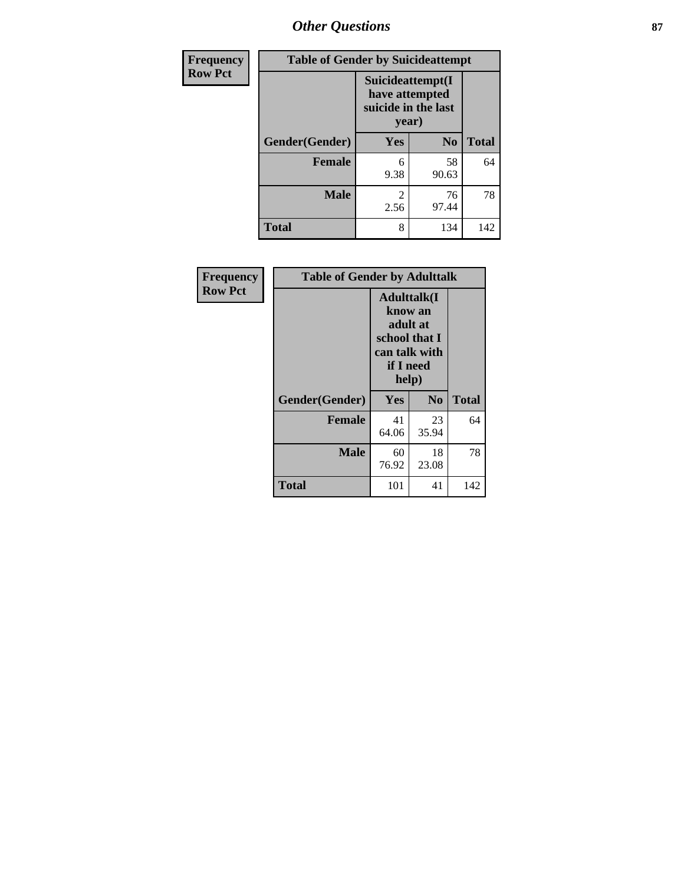| Frequency Row Pct | Table of Gender by Suicideattempt | | |
|---|---|---|---|
| | Suicideattempt(I have attempted suicide in the last year) | | |
| Gender(Gender) | Yes | No | Total |
| Female | 6<br>9.38 | 58<br>90.63 | 64 |
| Male | 2<br>2.56 | 76<br>97.44 | 78 |
| Total | 8 | 134 | 142 |

| Frequency Row Pct | Table of Gender by Adulttalk | | |
|---|---|---|---|
| | Adulttalk(I know an adult at school that I can talk with if I need help) | | |
| Gender(Gender) | Yes | No | Total |
| Female | 41<br>64.06 | 23<br>35.94 | 64 |
| Male | 60<br>76.92 | 18<br>23.08 | 78 |
| Total | 101 | 41 | 142 |